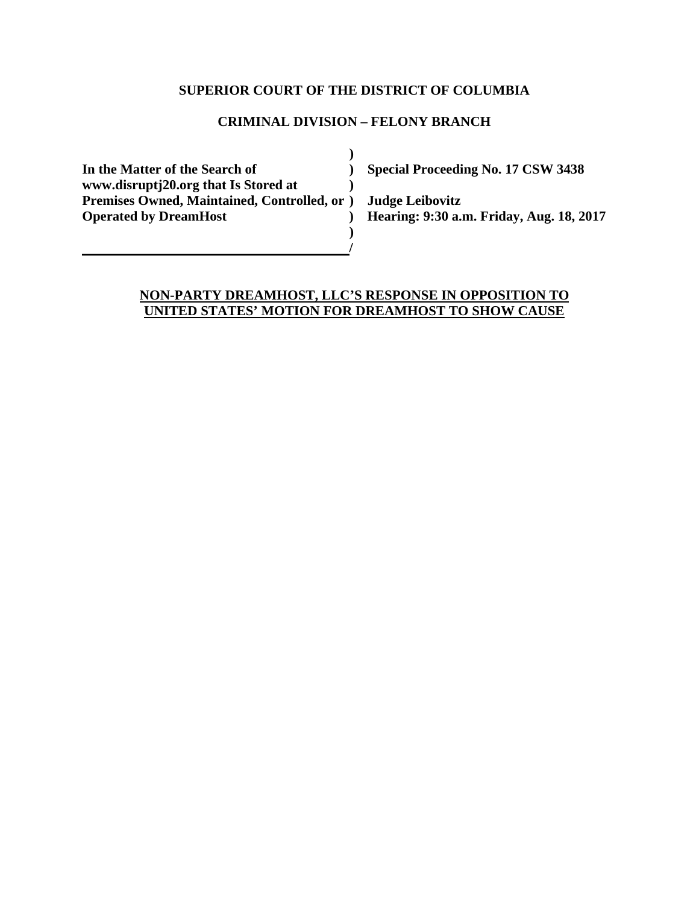**SUPERIOR COURT OF THE DISTRICT OF COLUMBIA**

**CRIMINAL DIVISION – FELONY BRANCH**

| | | |
|---|---|---|
| **In the Matter of the Search of www.disruptj20.org that Is Stored at Premises Owned, Maintained, Controlled, or Operated by DreamHost** | ) ) ) ) ) ) / | **Special Proceeding No. 17 CSW 3438** <br><br> **Judge Leibovitz** <br> **Hearing: 9:30 a.m. Friday, Aug. 18, 2017** |

**NON-PARTY DREAMHOST, LLC'S RESPONSE IN OPPOSITION TO UNITED STATES' MOTION FOR DREAMHOST TO SHOW CAUSE**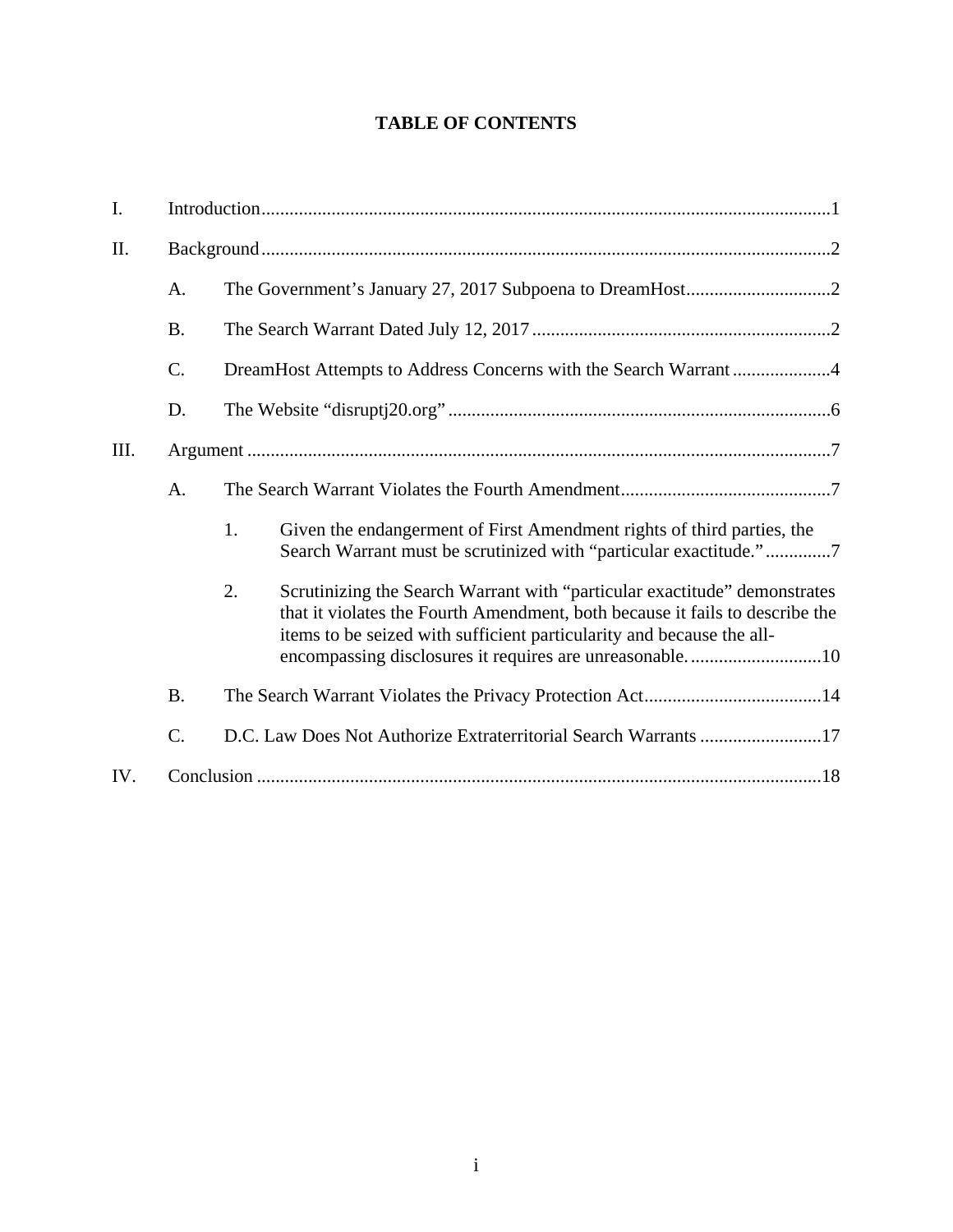# TABLE OF CONTENTS

I. Introduction ..... 1

II. Background ..... 2

- A. The Government's January 27, 2017 Subpoena to DreamHost ..... 2
- B. The Search Warrant Dated July 12, 2017 ..... 2
- C. DreamHost Attempts to Address Concerns with the Search Warrant ..... 4
- D. The Website "disruptj20.org" ..... 6

III. Argument ..... 7

- A. The Search Warrant Violates the Fourth Amendment ..... 7
  1. Given the endangerment of First Amendment rights of third parties, the Search Warrant must be scrutinized with "particular exactitude." ..... 7
  2. Scrutinizing the Search Warrant with "particular exactitude" demonstrates that it violates the Fourth Amendment, both because it fails to describe the items to be seized with sufficient particularity and because the all-encompassing disclosures it requires are unreasonable. ..... 10
- B. The Search Warrant Violates the Privacy Protection Act ..... 14
- C. D.C. Law Does Not Authorize Extraterritorial Search Warrants ..... 17

IV. Conclusion ..... 18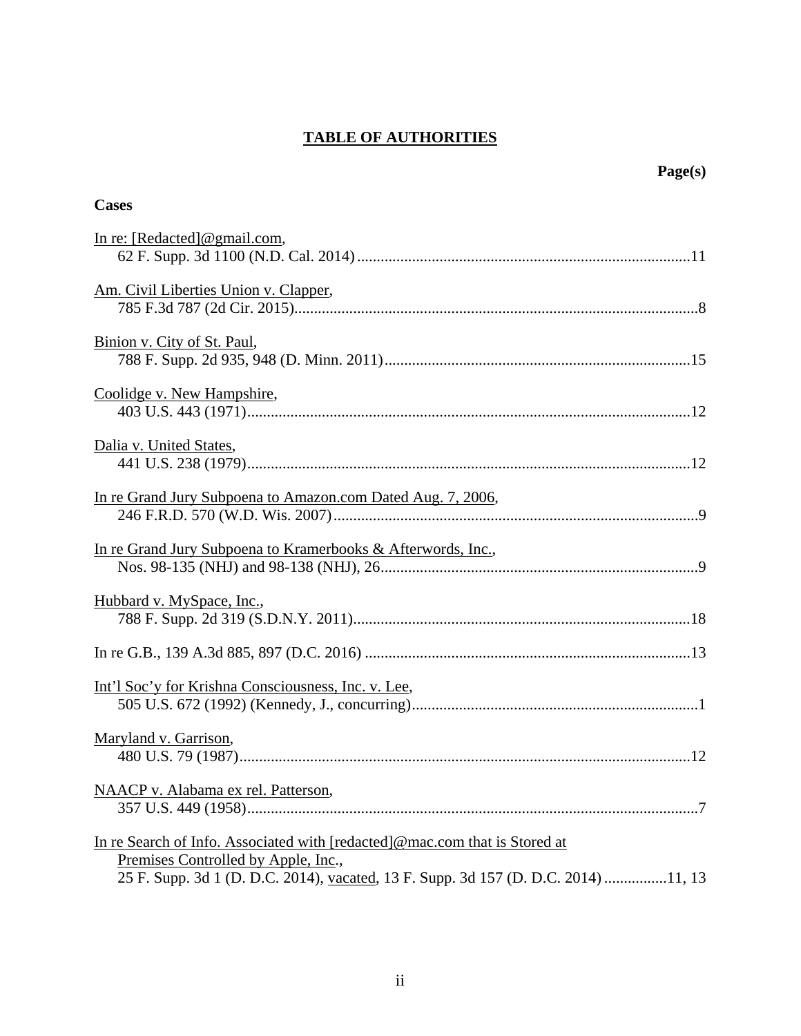# TABLE OF AUTHORITIES

**Page(s)**

**Cases**

In re: [Redacted]@gmail.com,
62 F. Supp. 3d 1100 (N.D. Cal. 2014) ....................................................................................11

Am. Civil Liberties Union v. Clapper,
785 F.3d 787 (2d Cir. 2015).......................................................................................................8

Binion v. City of St. Paul,
788 F. Supp. 2d 935, 948 (D. Minn. 2011).............................................................................15

Coolidge v. New Hampshire,
403 U.S. 443 (1971).................................................................................................................12

Dalia v. United States,
441 U.S. 238 (1979).................................................................................................................12

In re Grand Jury Subpoena to Amazon.com Dated Aug. 7, 2006,
246 F.R.D. 570 (W.D. Wis. 2007).............................................................................................9

In re Grand Jury Subpoena to Kramerbooks & Afterwords, Inc.,
Nos. 98-135 (NHJ) and 98-138 (NHJ), 26.................................................................................9

Hubbard v. MySpace, Inc.,
788 F. Supp. 2d 319 (S.D.N.Y. 2011)......................................................................................18

In re G.B., 139 A.3d 885, 897 (D.C. 2016) ...................................................................................13

Int'l Soc'y for Krishna Consciousness, Inc. v. Lee,
505 U.S. 672 (1992) (Kennedy, J., concurring).........................................................................1

Maryland v. Garrison,
480 U.S. 79 (1987)...................................................................................................................12

NAACP v. Alabama ex rel. Patterson,
357 U.S. 449 (1958)...................................................................................................................7

In re Search of Info. Associated with [redacted]@mac.com that is Stored at Premises Controlled by Apple, Inc.,
25 F. Supp. 3d 1 (D. D.C. 2014), vacated, 13 F. Supp. 3d 157 (D. D.C. 2014) ................11, 13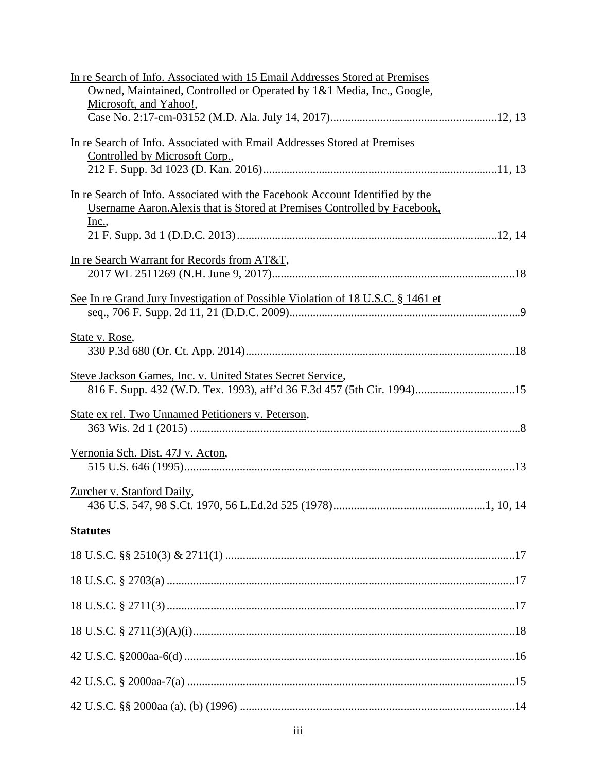In re Search of Info. Associated with 15 Email Addresses Stored at Premises Owned, Maintained, Controlled or Operated by 1&1 Media, Inc., Google, Microsoft, and Yahoo!,
Case No. 2:17-cm-03152 (M.D. Ala. July 14, 2017).........................................................12, 13

In re Search of Info. Associated with Email Addresses Stored at Premises Controlled by Microsoft Corp.,
212 F. Supp. 3d 1023 (D. Kan. 2016)................................................................................11, 13

In re Search of Info. Associated with the Facebook Account Identified by the Username Aaron.Alexis that is Stored at Premises Controlled by Facebook, Inc.,
21 F. Supp. 3d 1 (D.D.C. 2013).........................................................................................12, 14

In re Search Warrant for Records from AT&T,
2017 WL 2511269 (N.H. June 9, 2017)..................................................................................18

See In re Grand Jury Investigation of Possible Violation of 18 U.S.C. § 1461 et seq., 706 F. Supp. 2d 11, 21 (D.D.C. 2009)...............................................................................9

State v. Rose,
330 P.3d 680 (Or. Ct. App. 2014)...........................................................................................18

Steve Jackson Games, Inc. v. United States Secret Service,
816 F. Supp. 432 (W.D. Tex. 1993), aff'd 36 F.3d 457 (5th Cir. 1994).................................15

State ex rel. Two Unnamed Petitioners v. Peterson,
363 Wis. 2d 1 (2015) .................................................................................................................8

Vernonia Sch. Dist. 47J v. Acton,
515 U.S. 646 (1995)................................................................................................................13

Zurcher v. Stanford Daily,
436 U.S. 547, 98 S.Ct. 1970, 56 L.Ed.2d 525 (1978)....................................................1, 10, 14

**Statutes**

18 U.S.C. §§ 2510(3) & 2711(1) ..................................................................................................17

18 U.S.C. § 2703(a) .......................................................................................................................17

18 U.S.C. § 2711(3) .......................................................................................................................17

18 U.S.C. § 2711(3)(A)(i)..............................................................................................................18

42 U.S.C. §2000aa-6(d) .................................................................................................................16

42 U.S.C. § 2000aa-7(a) ................................................................................................................15

42 U.S.C. §§ 2000aa (a), (b) (1996) .............................................................................................14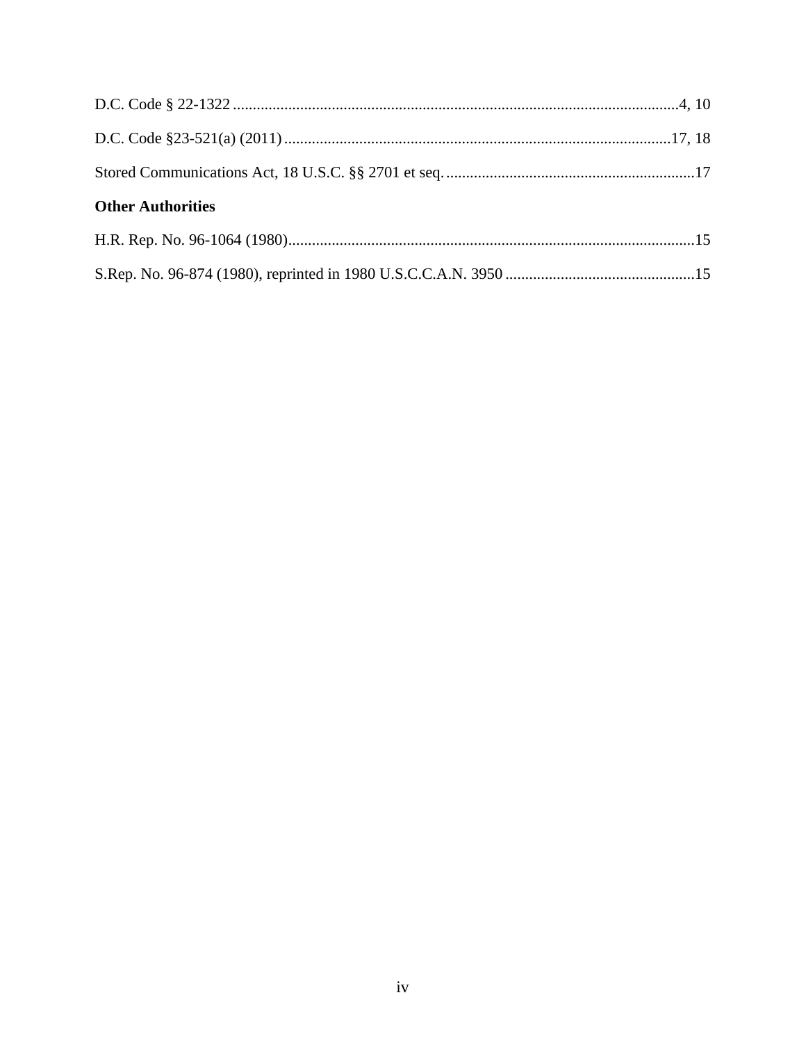D.C. Code § 22-1322 ................................................................................................................4, 10

D.C. Code §23-521(a) (2011) .................................................................................................17, 18

Stored Communications Act, 18 U.S.C. §§ 2701 et seq. ...............................................................17

**Other Authorities**

H.R. Rep. No. 96-1064 (1980)......................................................................................................15

S.Rep. No. 96-874 (1980), reprinted in 1980 U.S.C.C.A.N. 3950 ................................................15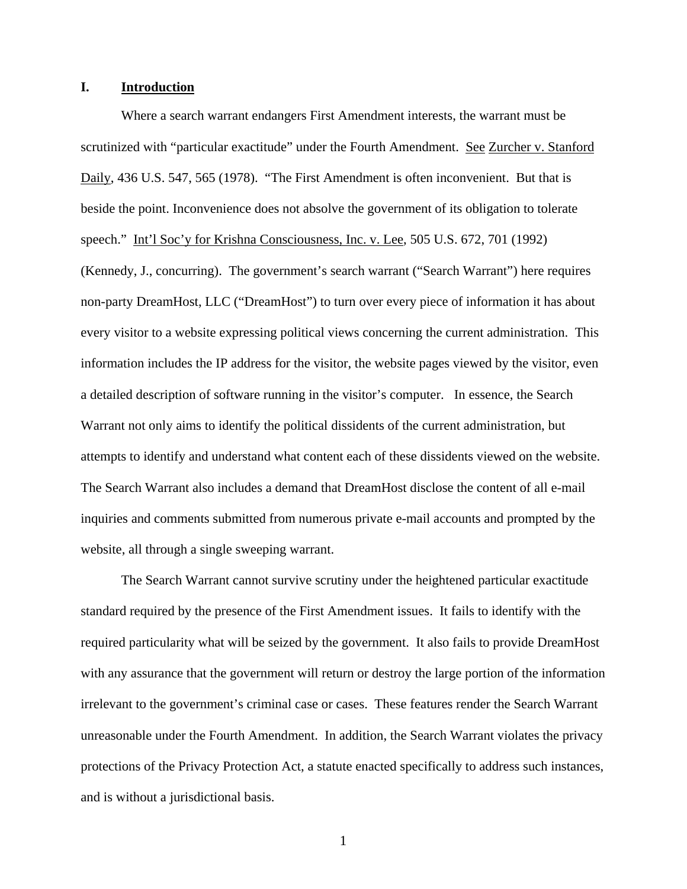## I. Introduction

Where a search warrant endangers First Amendment interests, the warrant must be scrutinized with "particular exactitude" under the Fourth Amendment. See Zurcher v. Stanford Daily, 436 U.S. 547, 565 (1978). "The First Amendment is often inconvenient. But that is beside the point. Inconvenience does not absolve the government of its obligation to tolerate speech." Int'l Soc'y for Krishna Consciousness, Inc. v. Lee, 505 U.S. 672, 701 (1992) (Kennedy, J., concurring). The government's search warrant ("Search Warrant") here requires non-party DreamHost, LLC ("DreamHost") to turn over every piece of information it has about every visitor to a website expressing political views concerning the current administration. This information includes the IP address for the visitor, the website pages viewed by the visitor, even a detailed description of software running in the visitor's computer. In essence, the Search Warrant not only aims to identify the political dissidents of the current administration, but attempts to identify and understand what content each of these dissidents viewed on the website. The Search Warrant also includes a demand that DreamHost disclose the content of all e-mail inquiries and comments submitted from numerous private e-mail accounts and prompted by the website, all through a single sweeping warrant.

The Search Warrant cannot survive scrutiny under the heightened particular exactitude standard required by the presence of the First Amendment issues. It fails to identify with the required particularity what will be seized by the government. It also fails to provide DreamHost with any assurance that the government will return or destroy the large portion of the information irrelevant to the government's criminal case or cases. These features render the Search Warrant unreasonable under the Fourth Amendment. In addition, the Search Warrant violates the privacy protections of the Privacy Protection Act, a statute enacted specifically to address such instances, and is without a jurisdictional basis.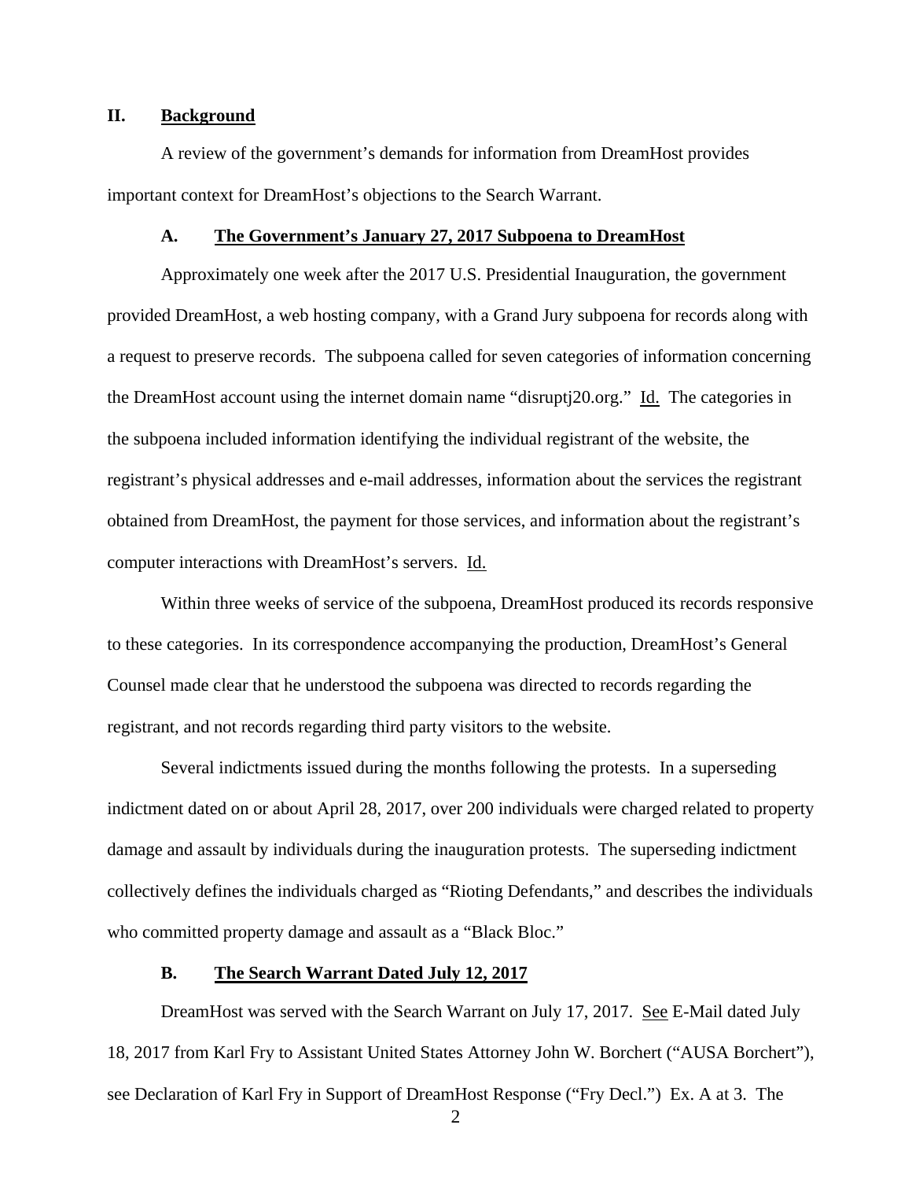## II. Background

A review of the government's demands for information from DreamHost provides important context for DreamHost's objections to the Search Warrant.

### A. The Government's January 27, 2017 Subpoena to DreamHost

Approximately one week after the 2017 U.S. Presidential Inauguration, the government provided DreamHost, a web hosting company, with a Grand Jury subpoena for records along with a request to preserve records. The subpoena called for seven categories of information concerning the DreamHost account using the internet domain name "disruptj20.org." Id. The categories in the subpoena included information identifying the individual registrant of the website, the registrant's physical addresses and e-mail addresses, information about the services the registrant obtained from DreamHost, the payment for those services, and information about the registrant's computer interactions with DreamHost's servers. Id.

Within three weeks of service of the subpoena, DreamHost produced its records responsive to these categories. In its correspondence accompanying the production, DreamHost's General Counsel made clear that he understood the subpoena was directed to records regarding the registrant, and not records regarding third party visitors to the website.

Several indictments issued during the months following the protests. In a superseding indictment dated on or about April 28, 2017, over 200 individuals were charged related to property damage and assault by individuals during the inauguration protests. The superseding indictment collectively defines the individuals charged as "Rioting Defendants," and describes the individuals who committed property damage and assault as a "Black Bloc."

### B. The Search Warrant Dated July 12, 2017

DreamHost was served with the Search Warrant on July 17, 2017. See E-Mail dated July 18, 2017 from Karl Fry to Assistant United States Attorney John W. Borchert ("AUSA Borchert"), see Declaration of Karl Fry in Support of DreamHost Response ("Fry Decl.") Ex. A at 3. The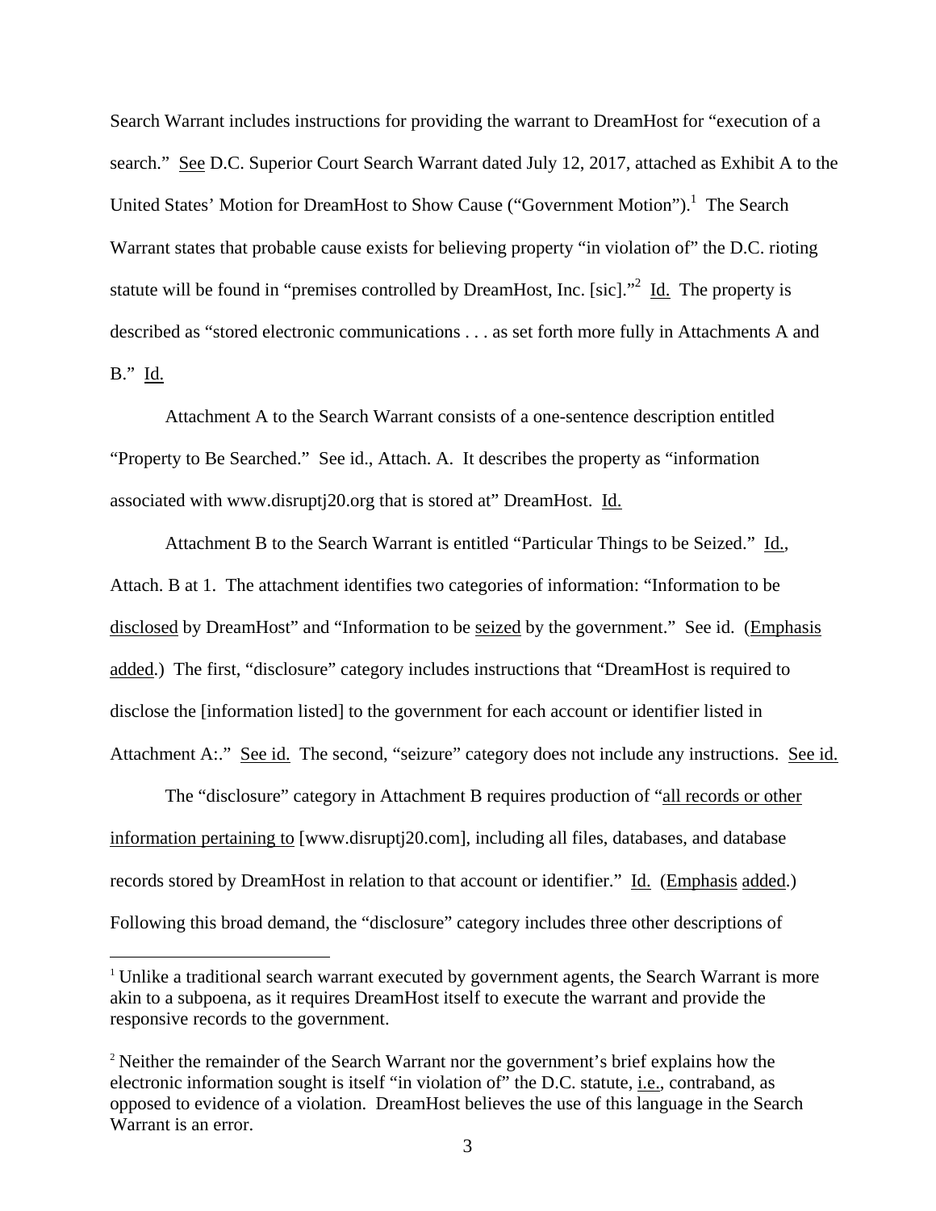Search Warrant includes instructions for providing the warrant to DreamHost for "execution of a search." See D.C. Superior Court Search Warrant dated July 12, 2017, attached as Exhibit A to the United States' Motion for DreamHost to Show Cause ("Government Motion").[1] The Search Warrant states that probable cause exists for believing property "in violation of" the D.C. rioting statute will be found in "premises controlled by DreamHost, Inc. [sic]."[2] Id. The property is described as "stored electronic communications . . . as set forth more fully in Attachments A and B." Id.

Attachment A to the Search Warrant consists of a one-sentence description entitled "Property to Be Searched." See id., Attach. A. It describes the property as "information associated with www.disruptj20.org that is stored at" DreamHost. Id.

Attachment B to the Search Warrant is entitled "Particular Things to be Seized." Id., Attach. B at 1. The attachment identifies two categories of information: "Information to be disclosed by DreamHost" and "Information to be seized by the government." See id. (Emphasis added.) The first, "disclosure" category includes instructions that "DreamHost is required to disclose the [information listed] to the government for each account or identifier listed in Attachment A:." See id. The second, "seizure" category does not include any instructions. See id.

The "disclosure" category in Attachment B requires production of "all records or other information pertaining to [www.disruptj20.com], including all files, databases, and database records stored by DreamHost in relation to that account or identifier." Id. (Emphasis added.) Following this broad demand, the "disclosure" category includes three other descriptions of

[1] Unlike a traditional search warrant executed by government agents, the Search Warrant is more akin to a subpoena, as it requires DreamHost itself to execute the warrant and provide the responsive records to the government.

[2] Neither the remainder of the Search Warrant nor the government's brief explains how the electronic information sought is itself "in violation of" the D.C. statute, i.e., contraband, as opposed to evidence of a violation. DreamHost believes the use of this language in the Search Warrant is an error.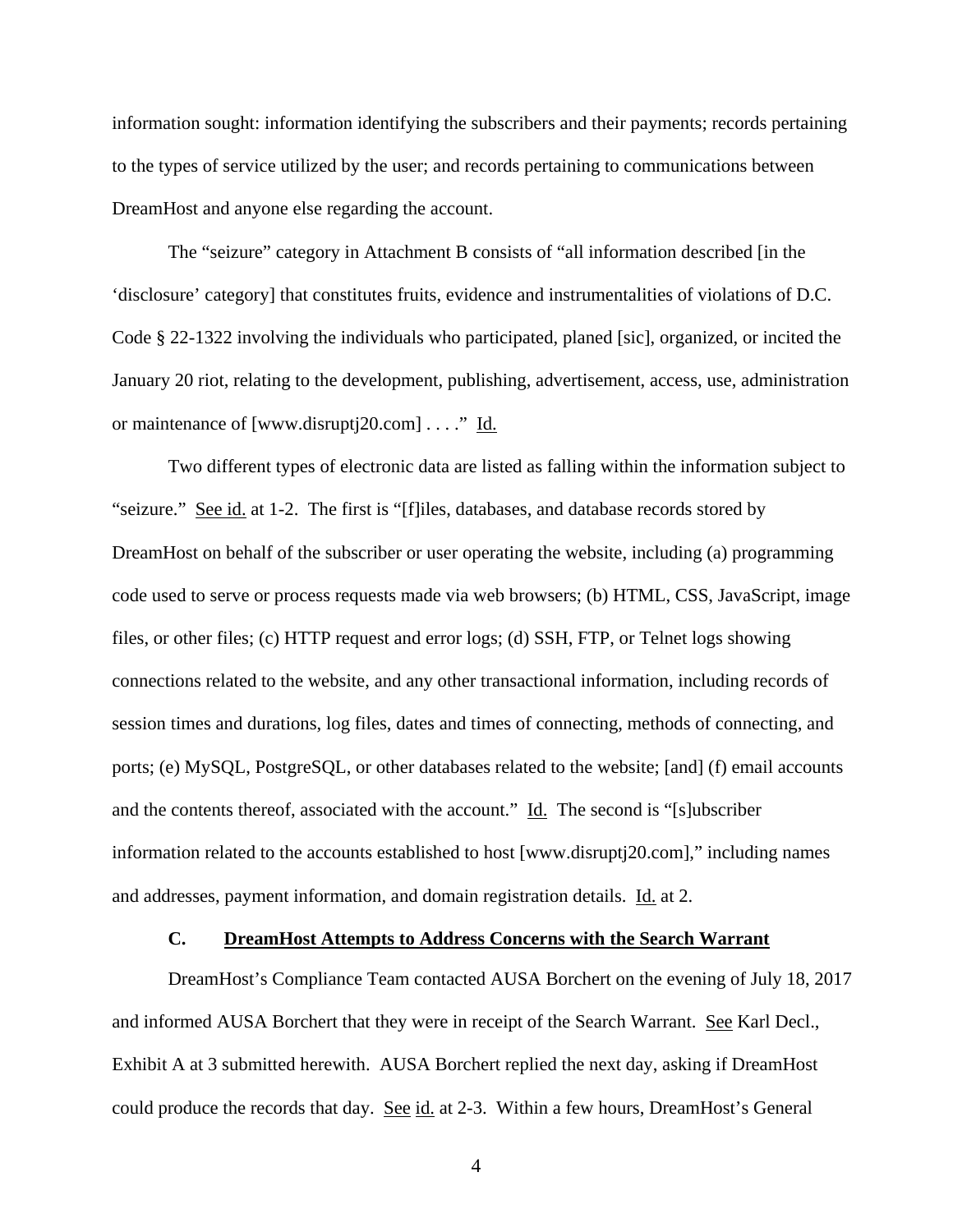information sought: information identifying the subscribers and their payments; records pertaining to the types of service utilized by the user; and records pertaining to communications between DreamHost and anyone else regarding the account.

The "seizure" category in Attachment B consists of "all information described [in the 'disclosure' category] that constitutes fruits, evidence and instrumentalities of violations of D.C. Code § 22-1322 involving the individuals who participated, planed [sic], organized, or incited the January 20 riot, relating to the development, publishing, advertisement, access, use, administration or maintenance of [www.disruptj20.com] . . . ." Id.

Two different types of electronic data are listed as falling within the information subject to "seizure." See id. at 1-2. The first is "[f]iles, databases, and database records stored by DreamHost on behalf of the subscriber or user operating the website, including (a) programming code used to serve or process requests made via web browsers; (b) HTML, CSS, JavaScript, image files, or other files; (c) HTTP request and error logs; (d) SSH, FTP, or Telnet logs showing connections related to the website, and any other transactional information, including records of session times and durations, log files, dates and times of connecting, methods of connecting, and ports; (e) MySQL, PostgreSQL, or other databases related to the website; [and] (f) email accounts and the contents thereof, associated with the account." Id. The second is "[s]ubscriber information related to the accounts established to host [www.disruptj20.com]," including names and addresses, payment information, and domain registration details. Id. at 2.

### C. DreamHost Attempts to Address Concerns with the Search Warrant

DreamHost's Compliance Team contacted AUSA Borchert on the evening of July 18, 2017 and informed AUSA Borchert that they were in receipt of the Search Warrant. See Karl Decl., Exhibit A at 3 submitted herewith. AUSA Borchert replied the next day, asking if DreamHost could produce the records that day. See id. at 2-3. Within a few hours, DreamHost's General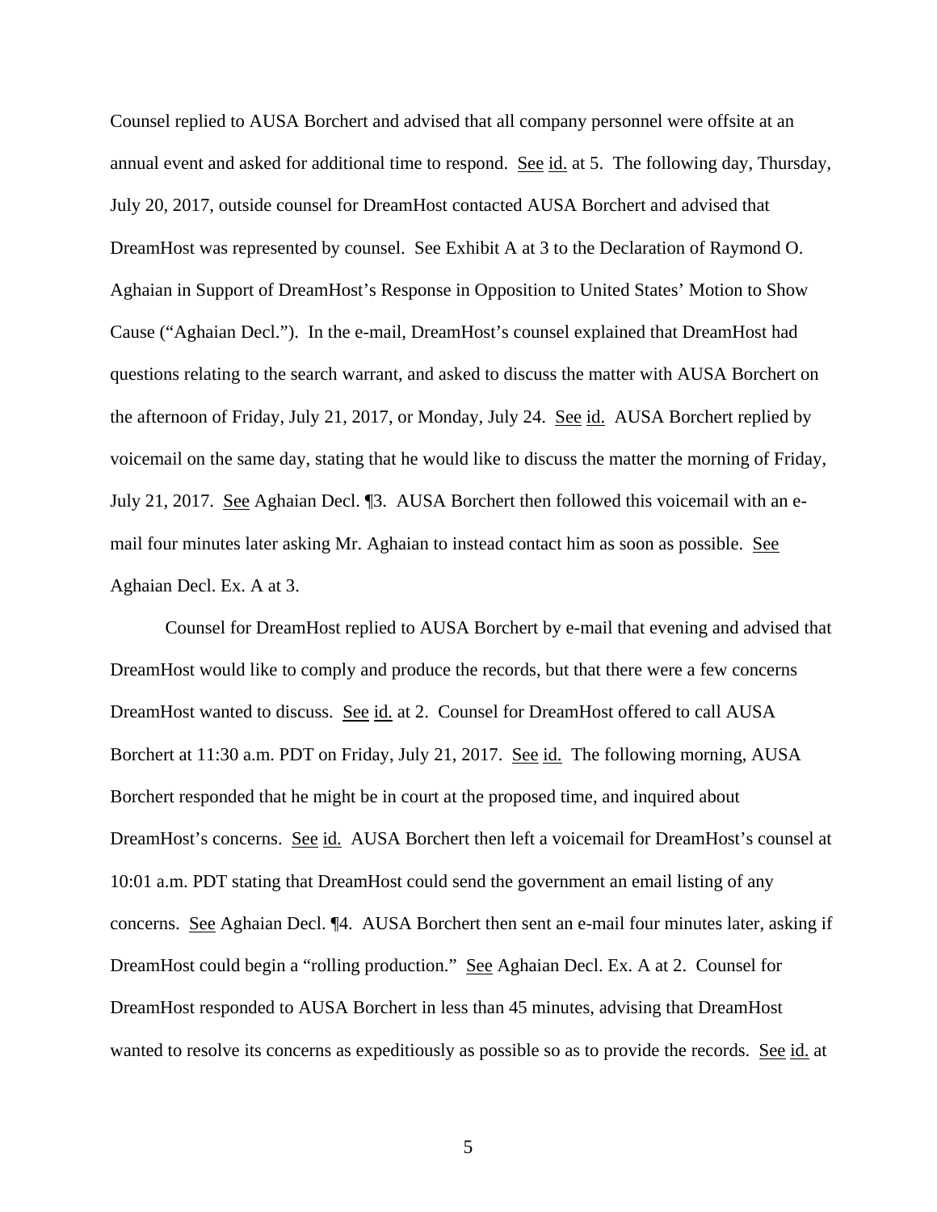Counsel replied to AUSA Borchert and advised that all company personnel were offsite at an annual event and asked for additional time to respond. See id. at 5. The following day, Thursday, July 20, 2017, outside counsel for DreamHost contacted AUSA Borchert and advised that DreamHost was represented by counsel. See Exhibit A at 3 to the Declaration of Raymond O. Aghaian in Support of DreamHost's Response in Opposition to United States' Motion to Show Cause ("Aghaian Decl."). In the e-mail, DreamHost's counsel explained that DreamHost had questions relating to the search warrant, and asked to discuss the matter with AUSA Borchert on the afternoon of Friday, July 21, 2017, or Monday, July 24. See id. AUSA Borchert replied by voicemail on the same day, stating that he would like to discuss the matter the morning of Friday, July 21, 2017. See Aghaian Decl. ¶3. AUSA Borchert then followed this voicemail with an e-mail four minutes later asking Mr. Aghaian to instead contact him as soon as possible. See Aghaian Decl. Ex. A at 3.

Counsel for DreamHost replied to AUSA Borchert by e-mail that evening and advised that DreamHost would like to comply and produce the records, but that there were a few concerns DreamHost wanted to discuss. See id. at 2. Counsel for DreamHost offered to call AUSA Borchert at 11:30 a.m. PDT on Friday, July 21, 2017. See id. The following morning, AUSA Borchert responded that he might be in court at the proposed time, and inquired about DreamHost's concerns. See id. AUSA Borchert then left a voicemail for DreamHost's counsel at 10:01 a.m. PDT stating that DreamHost could send the government an email listing of any concerns. See Aghaian Decl. ¶4. AUSA Borchert then sent an e-mail four minutes later, asking if DreamHost could begin a "rolling production." See Aghaian Decl. Ex. A at 2. Counsel for DreamHost responded to AUSA Borchert in less than 45 minutes, advising that DreamHost wanted to resolve its concerns as expeditiously as possible so as to provide the records. See id. at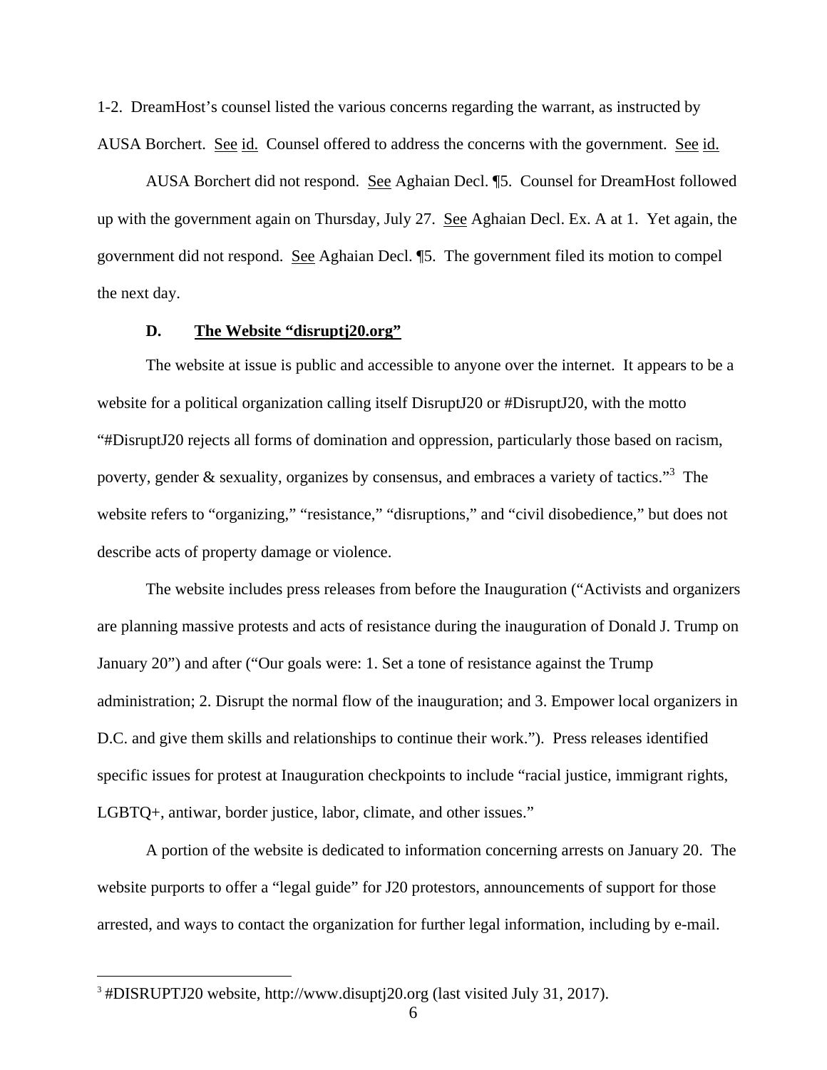1-2. DreamHost's counsel listed the various concerns regarding the warrant, as instructed by AUSA Borchert. See id. Counsel offered to address the concerns with the government. See id.

AUSA Borchert did not respond. See Aghaian Decl. ¶5. Counsel for DreamHost followed up with the government again on Thursday, July 27. See Aghaian Decl. Ex. A at 1. Yet again, the government did not respond. See Aghaian Decl. ¶5. The government filed its motion to compel the next day.

### D. The Website "disruptj20.org"

The website at issue is public and accessible to anyone over the internet. It appears to be a website for a political organization calling itself DisruptJ20 or #DisruptJ20, with the motto "#DisruptJ20 rejects all forms of domination and oppression, particularly those based on racism, poverty, gender & sexuality, organizes by consensus, and embraces a variety of tactics."[3] The website refers to "organizing," "resistance," "disruptions," and "civil disobedience," but does not describe acts of property damage or violence.

The website includes press releases from before the Inauguration ("Activists and organizers are planning massive protests and acts of resistance during the inauguration of Donald J. Trump on January 20") and after ("Our goals were: 1. Set a tone of resistance against the Trump administration; 2. Disrupt the normal flow of the inauguration; and 3. Empower local organizers in D.C. and give them skills and relationships to continue their work."). Press releases identified specific issues for protest at Inauguration checkpoints to include "racial justice, immigrant rights, LGBTQ+, antiwar, border justice, labor, climate, and other issues."

A portion of the website is dedicated to information concerning arrests on January 20. The website purports to offer a "legal guide" for J20 protestors, announcements of support for those arrested, and ways to contact the organization for further legal information, including by e-mail.

---

[3] #DISRUPTJ20 website, http://www.disuptj20.org (last visited July 31, 2017).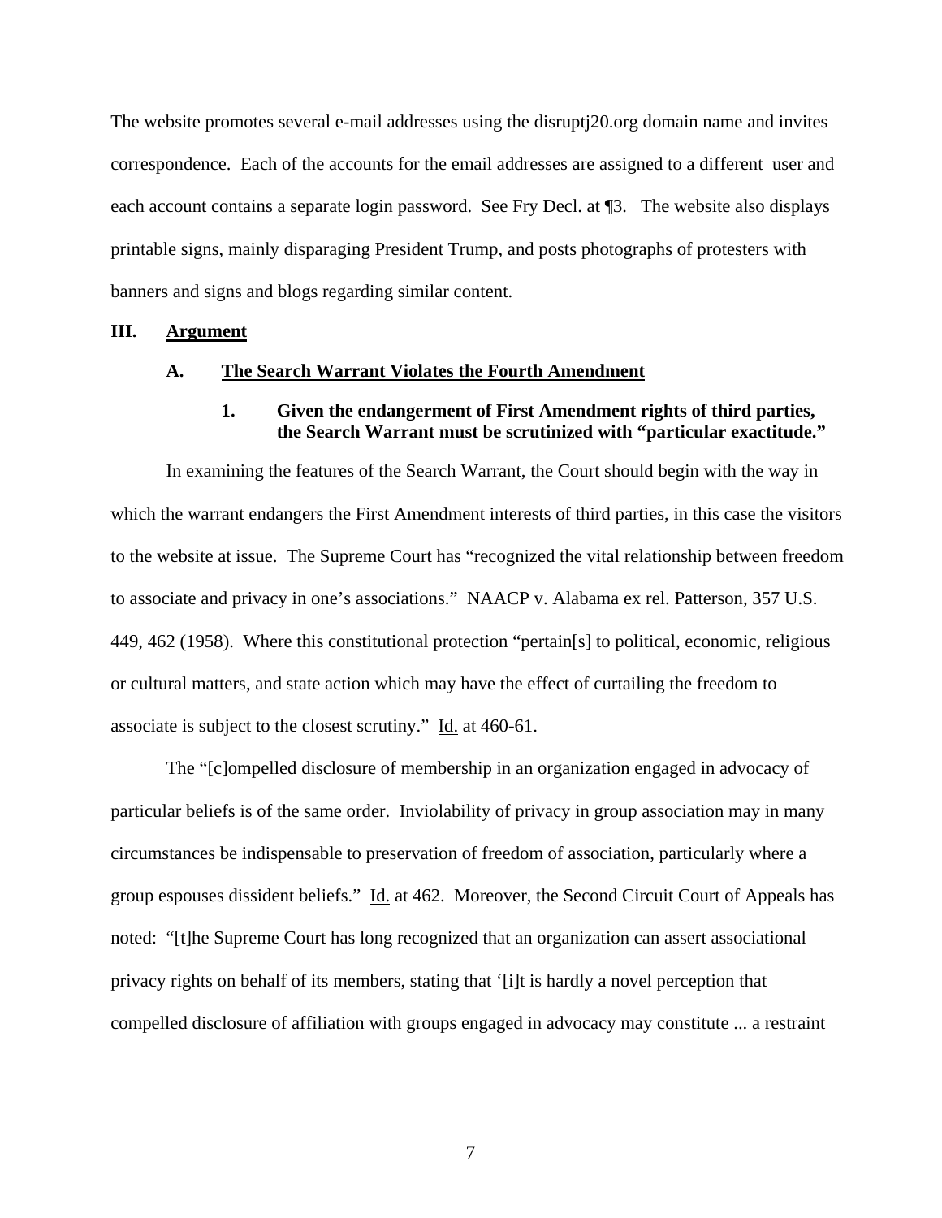The website promotes several e-mail addresses using the disruptj20.org domain name and invites correspondence. Each of the accounts for the email addresses are assigned to a different user and each account contains a separate login password. See Fry Decl. at ¶3. The website also displays printable signs, mainly disparaging President Trump, and posts photographs of protesters with banners and signs and blogs regarding similar content.

## III. <u>Argument</u>

### A. <u>The Search Warrant Violates the Fourth Amendment</u>

#### 1. Given the endangerment of First Amendment rights of third parties, the Search Warrant must be scrutinized with "particular exactitude."

In examining the features of the Search Warrant, the Court should begin with the way in which the warrant endangers the First Amendment interests of third parties, in this case the visitors to the website at issue. The Supreme Court has "recognized the vital relationship between freedom to associate and privacy in one's associations." <u>NAACP v. Alabama ex rel. Patterson</u>, 357 U.S. 449, 462 (1958). Where this constitutional protection "pertain[s] to political, economic, religious or cultural matters, and state action which may have the effect of curtailing the freedom to associate is subject to the closest scrutiny." <u>Id.</u> at 460-61.

The "[c]ompelled disclosure of membership in an organization engaged in advocacy of particular beliefs is of the same order. Inviolability of privacy in group association may in many circumstances be indispensable to preservation of freedom of association, particularly where a group espouses dissident beliefs." <u>Id.</u> at 462. Moreover, the Second Circuit Court of Appeals has noted: "[t]he Supreme Court has long recognized that an organization can assert associational privacy rights on behalf of its members, stating that '[i]t is hardly a novel perception that compelled disclosure of affiliation with groups engaged in advocacy may constitute ... a restraint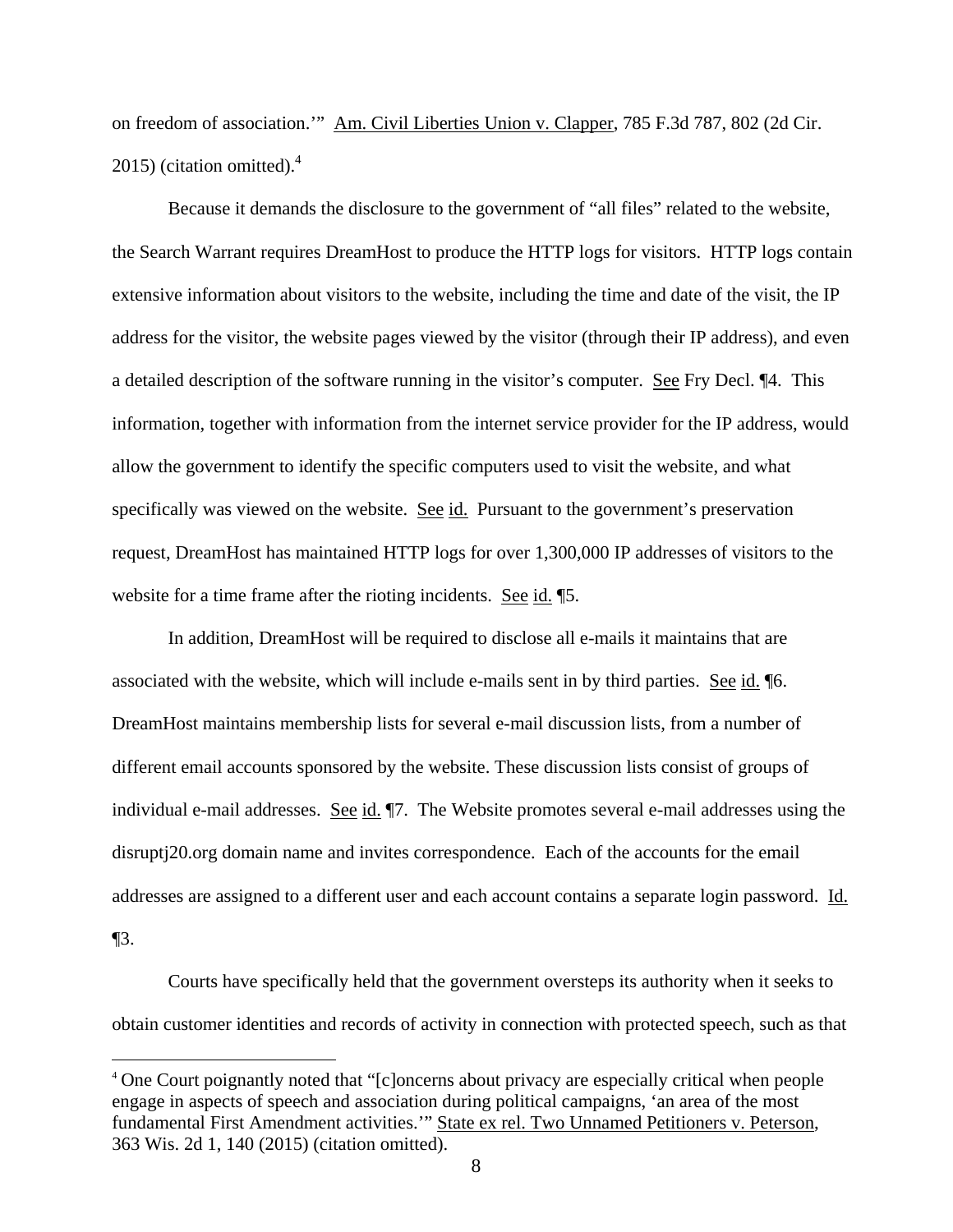on freedom of association.'" Am. Civil Liberties Union v. Clapper, 785 F.3d 787, 802 (2d Cir. 2015) (citation omitted).[4]

Because it demands the disclosure to the government of "all files" related to the website, the Search Warrant requires DreamHost to produce the HTTP logs for visitors. HTTP logs contain extensive information about visitors to the website, including the time and date of the visit, the IP address for the visitor, the website pages viewed by the visitor (through their IP address), and even a detailed description of the software running in the visitor's computer. See Fry Decl. ¶4. This information, together with information from the internet service provider for the IP address, would allow the government to identify the specific computers used to visit the website, and what specifically was viewed on the website. See id. Pursuant to the government's preservation request, DreamHost has maintained HTTP logs for over 1,300,000 IP addresses of visitors to the website for a time frame after the rioting incidents. See id. ¶5.

In addition, DreamHost will be required to disclose all e-mails it maintains that are associated with the website, which will include e-mails sent in by third parties. See id. ¶6. DreamHost maintains membership lists for several e-mail discussion lists, from a number of different email accounts sponsored by the website. These discussion lists consist of groups of individual e-mail addresses. See id. ¶7. The Website promotes several e-mail addresses using the disruptj20.org domain name and invites correspondence. Each of the accounts for the email addresses are assigned to a different user and each account contains a separate login password. Id. ¶3.

Courts have specifically held that the government oversteps its authority when it seeks to obtain customer identities and records of activity in connection with protected speech, such as that

[4] One Court poignantly noted that "[c]oncerns about privacy are especially critical when people engage in aspects of speech and association during political campaigns, 'an area of the most fundamental First Amendment activities.'" State ex rel. Two Unnamed Petitioners v. Peterson, 363 Wis. 2d 1, 140 (2015) (citation omitted).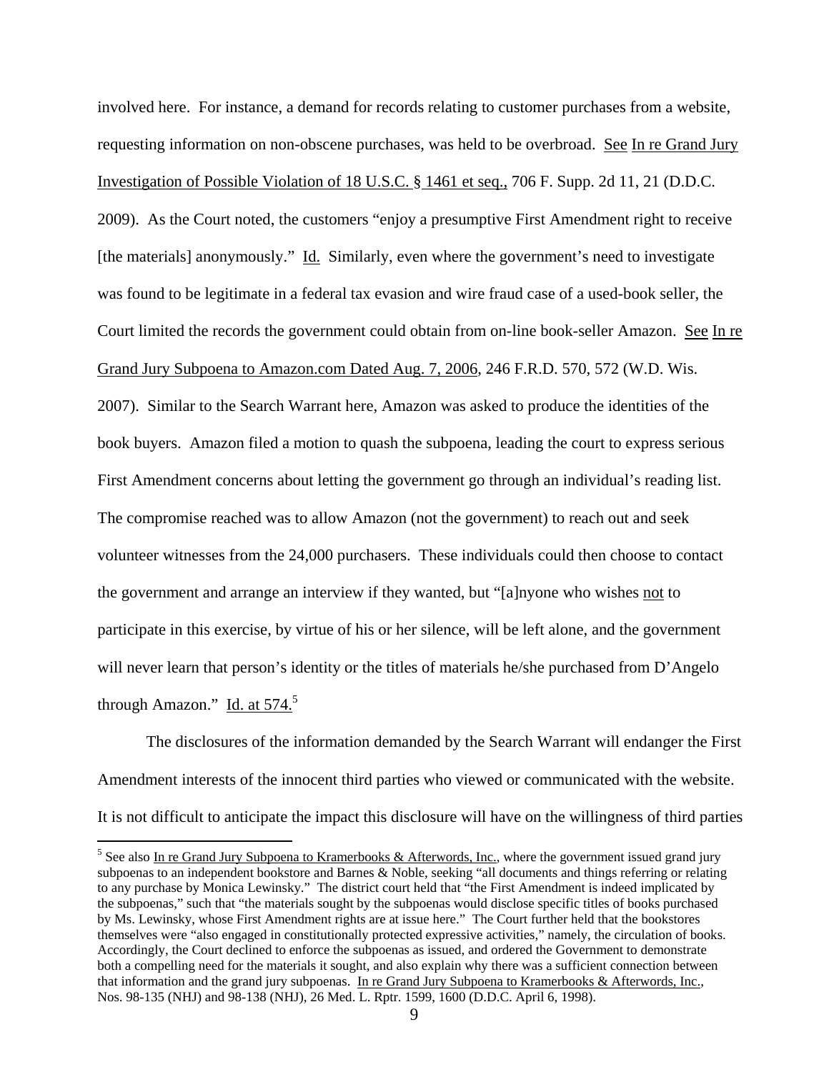involved here. For instance, a demand for records relating to customer purchases from a website, requesting information on non-obscene purchases, was held to be overbroad. See In re Grand Jury Investigation of Possible Violation of 18 U.S.C. § 1461 et seq., 706 F. Supp. 2d 11, 21 (D.D.C. 2009). As the Court noted, the customers "enjoy a presumptive First Amendment right to receive [the materials] anonymously." Id. Similarly, even where the government's need to investigate was found to be legitimate in a federal tax evasion and wire fraud case of a used-book seller, the Court limited the records the government could obtain from on-line book-seller Amazon. See In re Grand Jury Subpoena to Amazon.com Dated Aug. 7, 2006, 246 F.R.D. 570, 572 (W.D. Wis. 2007). Similar to the Search Warrant here, Amazon was asked to produce the identities of the book buyers. Amazon filed a motion to quash the subpoena, leading the court to express serious First Amendment concerns about letting the government go through an individual's reading list. The compromise reached was to allow Amazon (not the government) to reach out and seek volunteer witnesses from the 24,000 purchasers. These individuals could then choose to contact the government and arrange an interview if they wanted, but "[a]nyone who wishes not to participate in this exercise, by virtue of his or her silence, will be left alone, and the government will never learn that person's identity or the titles of materials he/she purchased from D'Angelo through Amazon." Id. at 574.[5]

The disclosures of the information demanded by the Search Warrant will endanger the First Amendment interests of the innocent third parties who viewed or communicated with the website. It is not difficult to anticipate the impact this disclosure will have on the willingness of third parties

---

[5] See also In re Grand Jury Subpoena to Kramerbooks & Afterwords, Inc., where the government issued grand jury subpoenas to an independent bookstore and Barnes & Noble, seeking "all documents and things referring or relating to any purchase by Monica Lewinsky." The district court held that "the First Amendment is indeed implicated by the subpoenas," such that "the materials sought by the subpoenas would disclose specific titles of books purchased by Ms. Lewinsky, whose First Amendment rights are at issue here." The Court further held that the bookstores themselves were "also engaged in constitutionally protected expressive activities," namely, the circulation of books. Accordingly, the Court declined to enforce the subpoenas as issued, and ordered the Government to demonstrate both a compelling need for the materials it sought, and also explain why there was a sufficient connection between that information and the grand jury subpoenas. In re Grand Jury Subpoena to Kramerbooks & Afterwords, Inc., Nos. 98-135 (NHJ) and 98-138 (NHJ), 26 Med. L. Rptr. 1599, 1600 (D.D.C. April 6, 1998).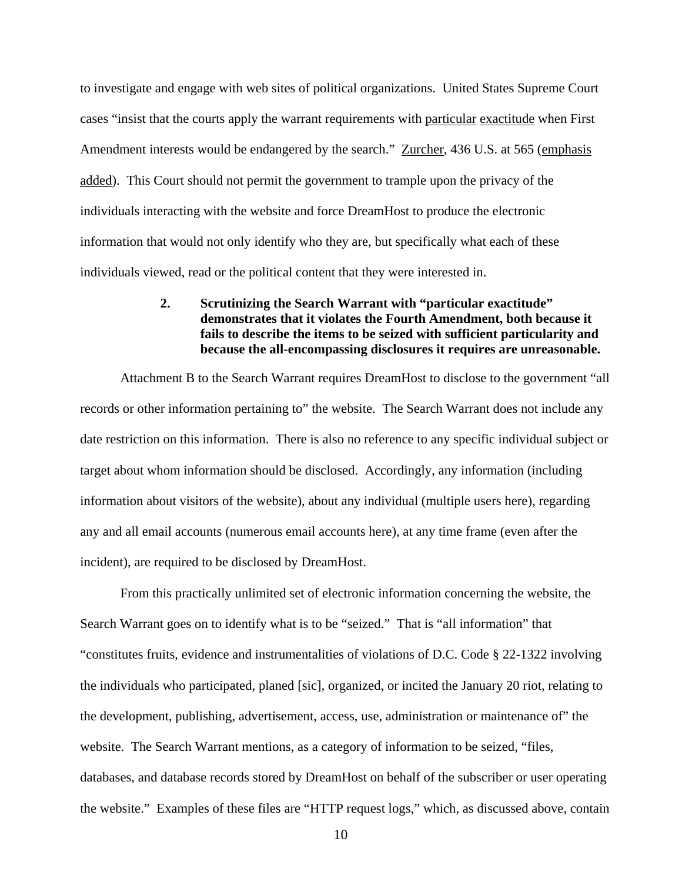to investigate and engage with web sites of political organizations. United States Supreme Court cases "insist that the courts apply the warrant requirements with particular exactitude when First Amendment interests would be endangered by the search." Zurcher, 436 U.S. at 565 (emphasis added). This Court should not permit the government to trample upon the privacy of the individuals interacting with the website and force DreamHost to produce the electronic information that would not only identify who they are, but specifically what each of these individuals viewed, read or the political content that they were interested in.

**2. Scrutinizing the Search Warrant with "particular exactitude" demonstrates that it violates the Fourth Amendment, both because it fails to describe the items to be seized with sufficient particularity and because the all-encompassing disclosures it requires are unreasonable.**

Attachment B to the Search Warrant requires DreamHost to disclose to the government "all records or other information pertaining to" the website. The Search Warrant does not include any date restriction on this information. There is also no reference to any specific individual subject or target about whom information should be disclosed. Accordingly, any information (including information about visitors of the website), about any individual (multiple users here), regarding any and all email accounts (numerous email accounts here), at any time frame (even after the incident), are required to be disclosed by DreamHost.

From this practically unlimited set of electronic information concerning the website, the Search Warrant goes on to identify what is to be "seized." That is "all information" that "constitutes fruits, evidence and instrumentalities of violations of D.C. Code § 22-1322 involving the individuals who participated, planed [sic], organized, or incited the January 20 riot, relating to the development, publishing, advertisement, access, use, administration or maintenance of" the website. The Search Warrant mentions, as a category of information to be seized, "files, databases, and database records stored by DreamHost on behalf of the subscriber or user operating the website." Examples of these files are "HTTP request logs," which, as discussed above, contain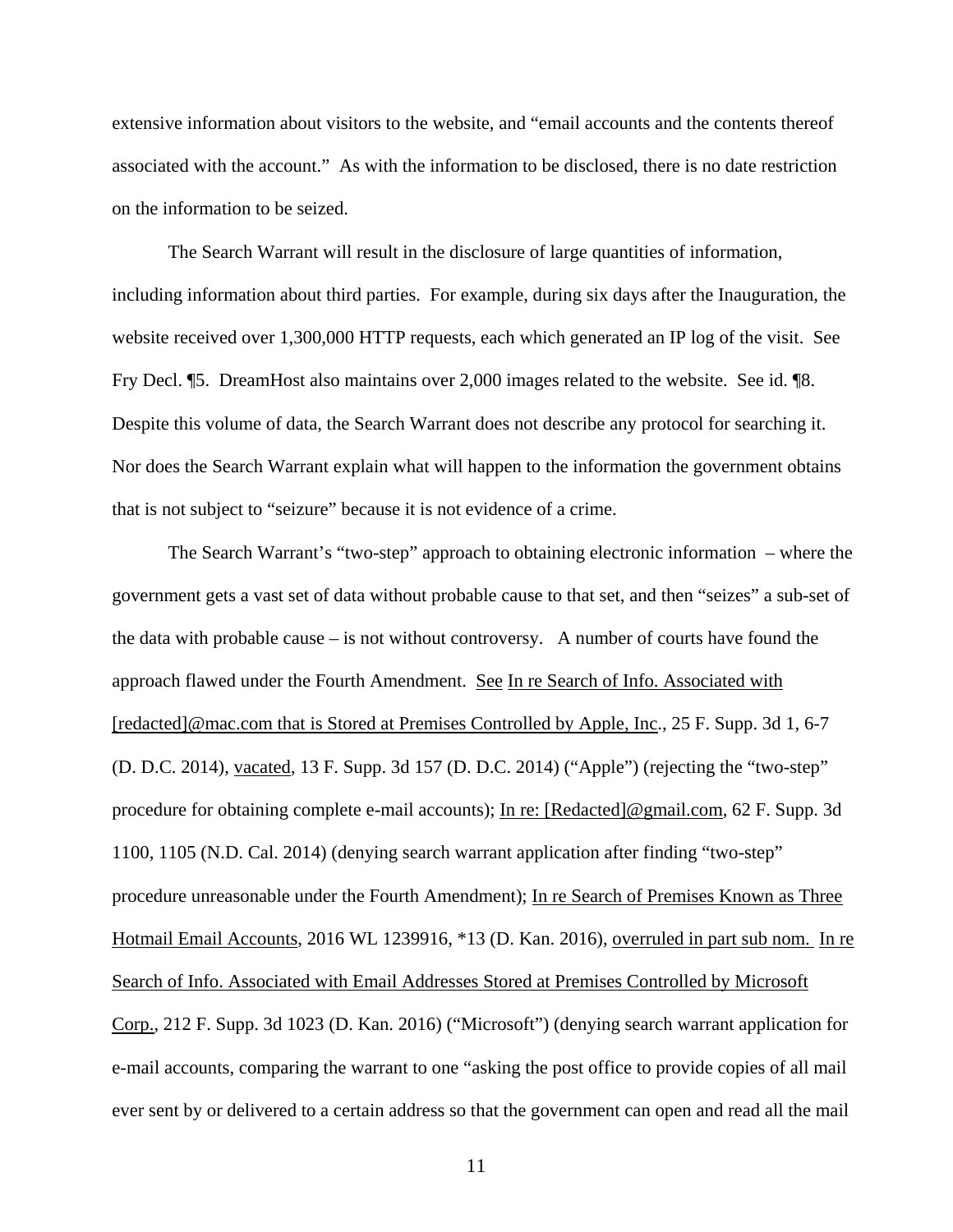extensive information about visitors to the website, and "email accounts and the contents thereof associated with the account." As with the information to be disclosed, there is no date restriction on the information to be seized.

The Search Warrant will result in the disclosure of large quantities of information, including information about third parties. For example, during six days after the Inauguration, the website received over 1,300,000 HTTP requests, each which generated an IP log of the visit. See Fry Decl. ¶5. DreamHost also maintains over 2,000 images related to the website. See id. ¶8. Despite this volume of data, the Search Warrant does not describe any protocol for searching it. Nor does the Search Warrant explain what will happen to the information the government obtains that is not subject to "seizure" because it is not evidence of a crime.

The Search Warrant's "two-step" approach to obtaining electronic information – where the government gets a vast set of data without probable cause to that set, and then "seizes" a sub-set of the data with probable cause – is not without controversy. A number of courts have found the approach flawed under the Fourth Amendment. See In re Search of Info. Associated with [redacted]@mac.com that is Stored at Premises Controlled by Apple, Inc., 25 F. Supp. 3d 1, 6-7 (D. D.C. 2014), vacated, 13 F. Supp. 3d 157 (D. D.C. 2014) ("Apple") (rejecting the "two-step" procedure for obtaining complete e-mail accounts); In re: [Redacted]@gmail.com, 62 F. Supp. 3d 1100, 1105 (N.D. Cal. 2014) (denying search warrant application after finding "two-step" procedure unreasonable under the Fourth Amendment); In re Search of Premises Known as Three Hotmail Email Accounts, 2016 WL 1239916, *13 (D. Kan. 2016), overruled in part sub nom. In re Search of Info. Associated with Email Addresses Stored at Premises Controlled by Microsoft Corp., 212 F. Supp. 3d 1023 (D. Kan. 2016) ("Microsoft") (denying search warrant application for e-mail accounts, comparing the warrant to one "asking the post office to provide copies of all mail ever sent by or delivered to a certain address so that the government can open and read all the mail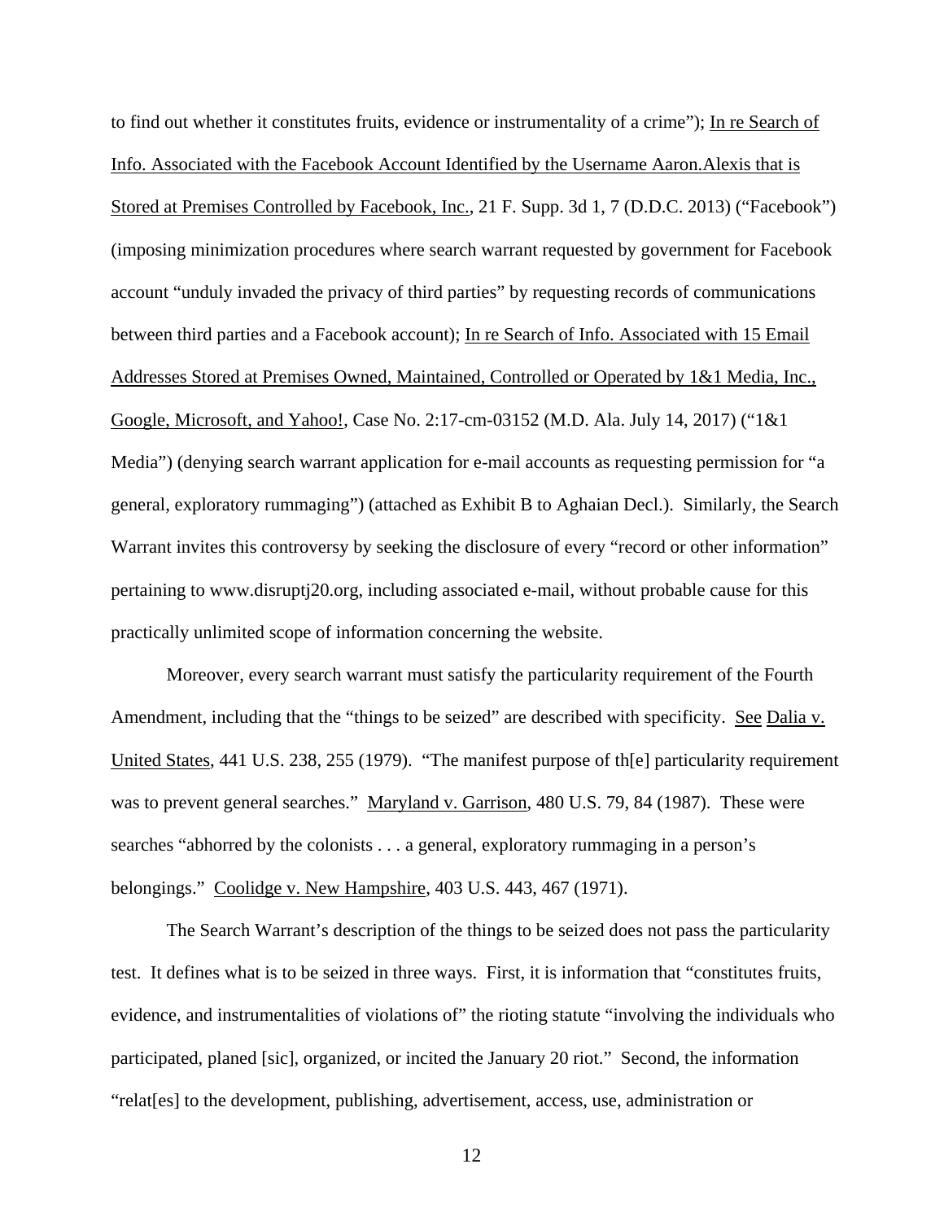to find out whether it constitutes fruits, evidence or instrumentality of a crime"); In re Search of Info. Associated with the Facebook Account Identified by the Username Aaron.Alexis that is Stored at Premises Controlled by Facebook, Inc., 21 F. Supp. 3d 1, 7 (D.D.C. 2013) ("Facebook") (imposing minimization procedures where search warrant requested by government for Facebook account "unduly invaded the privacy of third parties" by requesting records of communications between third parties and a Facebook account); In re Search of Info. Associated with 15 Email Addresses Stored at Premises Owned, Maintained, Controlled or Operated by 1&1 Media, Inc., Google, Microsoft, and Yahoo!, Case No. 2:17-cm-03152 (M.D. Ala. July 14, 2017) ("1&1 Media") (denying search warrant application for e-mail accounts as requesting permission for "a general, exploratory rummaging") (attached as Exhibit B to Aghaian Decl.). Similarly, the Search Warrant invites this controversy by seeking the disclosure of every "record or other information" pertaining to www.disruptj20.org, including associated e-mail, without probable cause for this practically unlimited scope of information concerning the website.

Moreover, every search warrant must satisfy the particularity requirement of the Fourth Amendment, including that the "things to be seized" are described with specificity. See Dalia v. United States, 441 U.S. 238, 255 (1979). "The manifest purpose of th[e] particularity requirement was to prevent general searches." Maryland v. Garrison, 480 U.S. 79, 84 (1987). These were searches "abhorred by the colonists . . . a general, exploratory rummaging in a person's belongings." Coolidge v. New Hampshire, 403 U.S. 443, 467 (1971).

The Search Warrant's description of the things to be seized does not pass the particularity test. It defines what is to be seized in three ways. First, it is information that "constitutes fruits, evidence, and instrumentalities of violations of" the rioting statute "involving the individuals who participated, planed [sic], organized, or incited the January 20 riot." Second, the information "relat[es] to the development, publishing, advertisement, access, use, administration or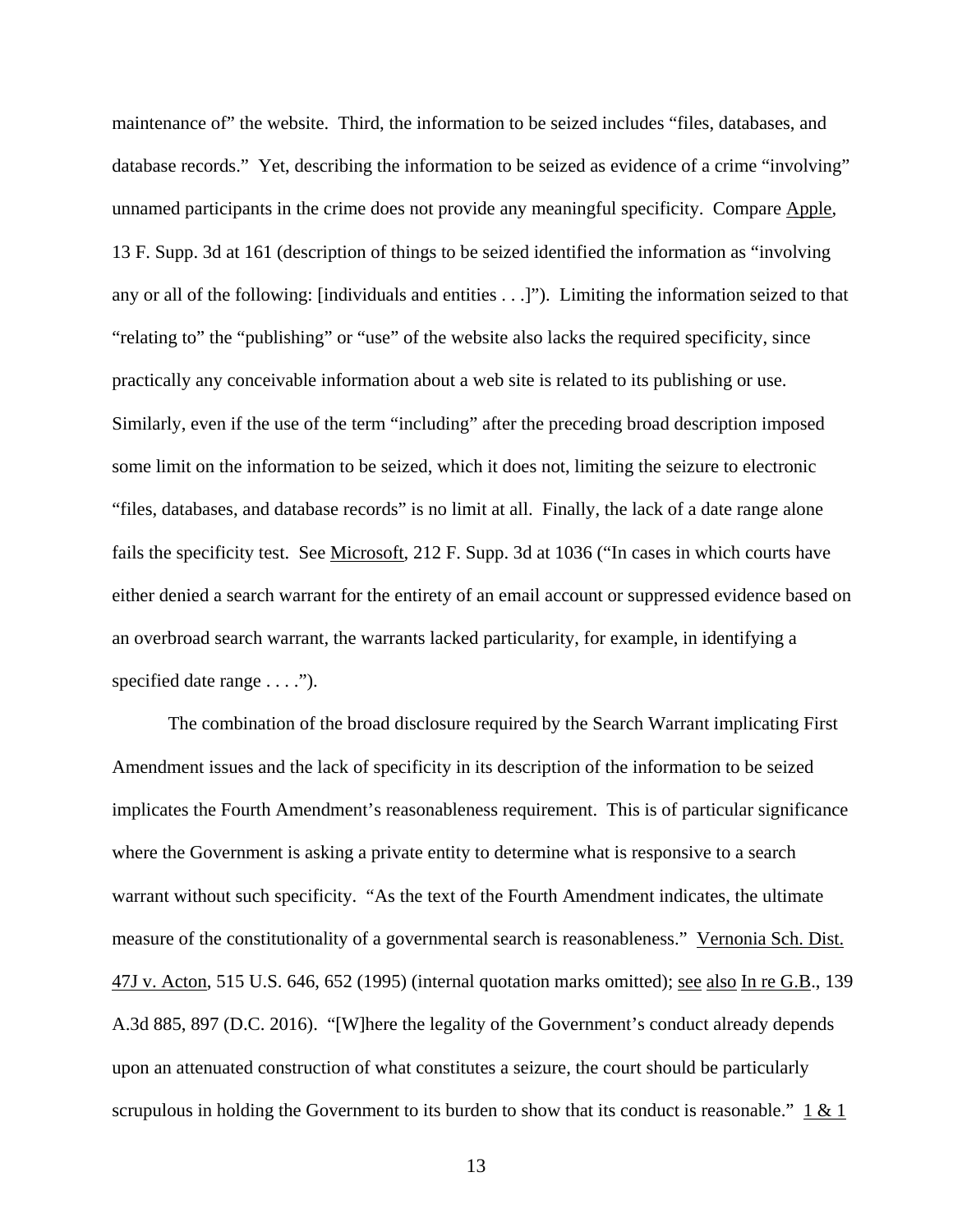maintenance of" the website. Third, the information to be seized includes "files, databases, and database records." Yet, describing the information to be seized as evidence of a crime "involving" unnamed participants in the crime does not provide any meaningful specificity. Compare Apple, 13 F. Supp. 3d at 161 (description of things to be seized identified the information as "involving any or all of the following: [individuals and entities . . .]"). Limiting the information seized to that "relating to" the "publishing" or "use" of the website also lacks the required specificity, since practically any conceivable information about a web site is related to its publishing or use. Similarly, even if the use of the term "including" after the preceding broad description imposed some limit on the information to be seized, which it does not, limiting the seizure to electronic "files, databases, and database records" is no limit at all. Finally, the lack of a date range alone fails the specificity test. See Microsoft, 212 F. Supp. 3d at 1036 ("In cases in which courts have either denied a search warrant for the entirety of an email account or suppressed evidence based on an overbroad search warrant, the warrants lacked particularity, for example, in identifying a specified date range . . . .").

The combination of the broad disclosure required by the Search Warrant implicating First Amendment issues and the lack of specificity in its description of the information to be seized implicates the Fourth Amendment's reasonableness requirement. This is of particular significance where the Government is asking a private entity to determine what is responsive to a search warrant without such specificity. "As the text of the Fourth Amendment indicates, the ultimate measure of the constitutionality of a governmental search is reasonableness." Vernonia Sch. Dist. 47J v. Acton, 515 U.S. 646, 652 (1995) (internal quotation marks omitted); see also In re G.B., 139 A.3d 885, 897 (D.C. 2016). "[W]here the legality of the Government's conduct already depends upon an attenuated construction of what constitutes a seizure, the court should be particularly scrupulous in holding the Government to its burden to show that its conduct is reasonable." 1 & 1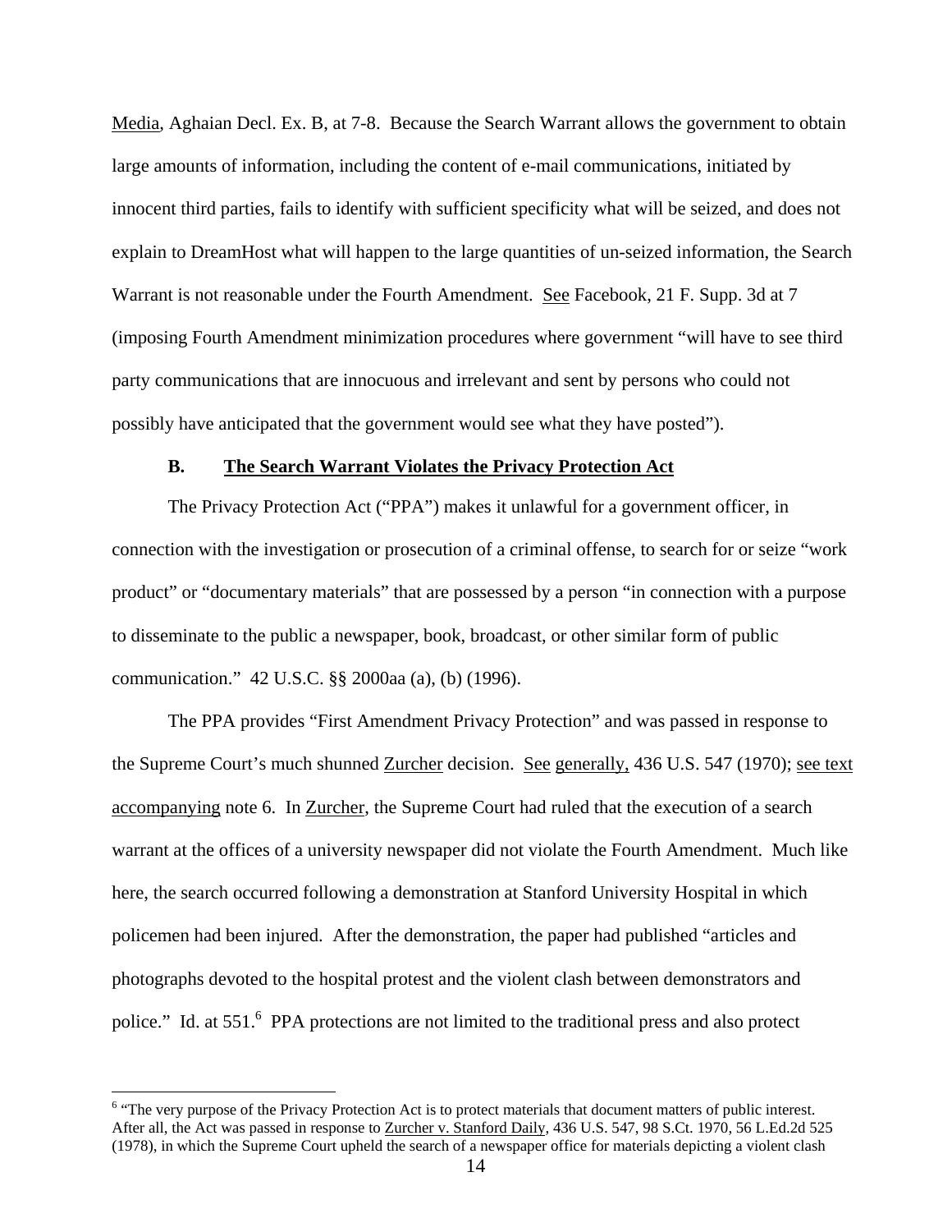Media, Aghaian Decl. Ex. B, at 7-8. Because the Search Warrant allows the government to obtain large amounts of information, including the content of e-mail communications, initiated by innocent third parties, fails to identify with sufficient specificity what will be seized, and does not explain to DreamHost what will happen to the large quantities of un-seized information, the Search Warrant is not reasonable under the Fourth Amendment. See Facebook, 21 F. Supp. 3d at 7 (imposing Fourth Amendment minimization procedures where government "will have to see third party communications that are innocuous and irrelevant and sent by persons who could not possibly have anticipated that the government would see what they have posted").

### B. The Search Warrant Violates the Privacy Protection Act

The Privacy Protection Act ("PPA") makes it unlawful for a government officer, in connection with the investigation or prosecution of a criminal offense, to search for or seize "work product" or "documentary materials" that are possessed by a person "in connection with a purpose to disseminate to the public a newspaper, book, broadcast, or other similar form of public communication." 42 U.S.C. §§ 2000aa (a), (b) (1996).

The PPA provides "First Amendment Privacy Protection" and was passed in response to the Supreme Court's much shunned Zurcher decision. See generally, 436 U.S. 547 (1970); see text accompanying note 6. In Zurcher, the Supreme Court had ruled that the execution of a search warrant at the offices of a university newspaper did not violate the Fourth Amendment. Much like here, the search occurred following a demonstration at Stanford University Hospital in which policemen had been injured. After the demonstration, the paper had published "articles and photographs devoted to the hospital protest and the violent clash between demonstrators and police." Id. at 551.[6] PPA protections are not limited to the traditional press and also protect

---

[6] "The very purpose of the Privacy Protection Act is to protect materials that document matters of public interest. After all, the Act was passed in response to Zurcher v. Stanford Daily, 436 U.S. 547, 98 S.Ct. 1970, 56 L.Ed.2d 525 (1978), in which the Supreme Court upheld the search of a newspaper office for materials depicting a violent clash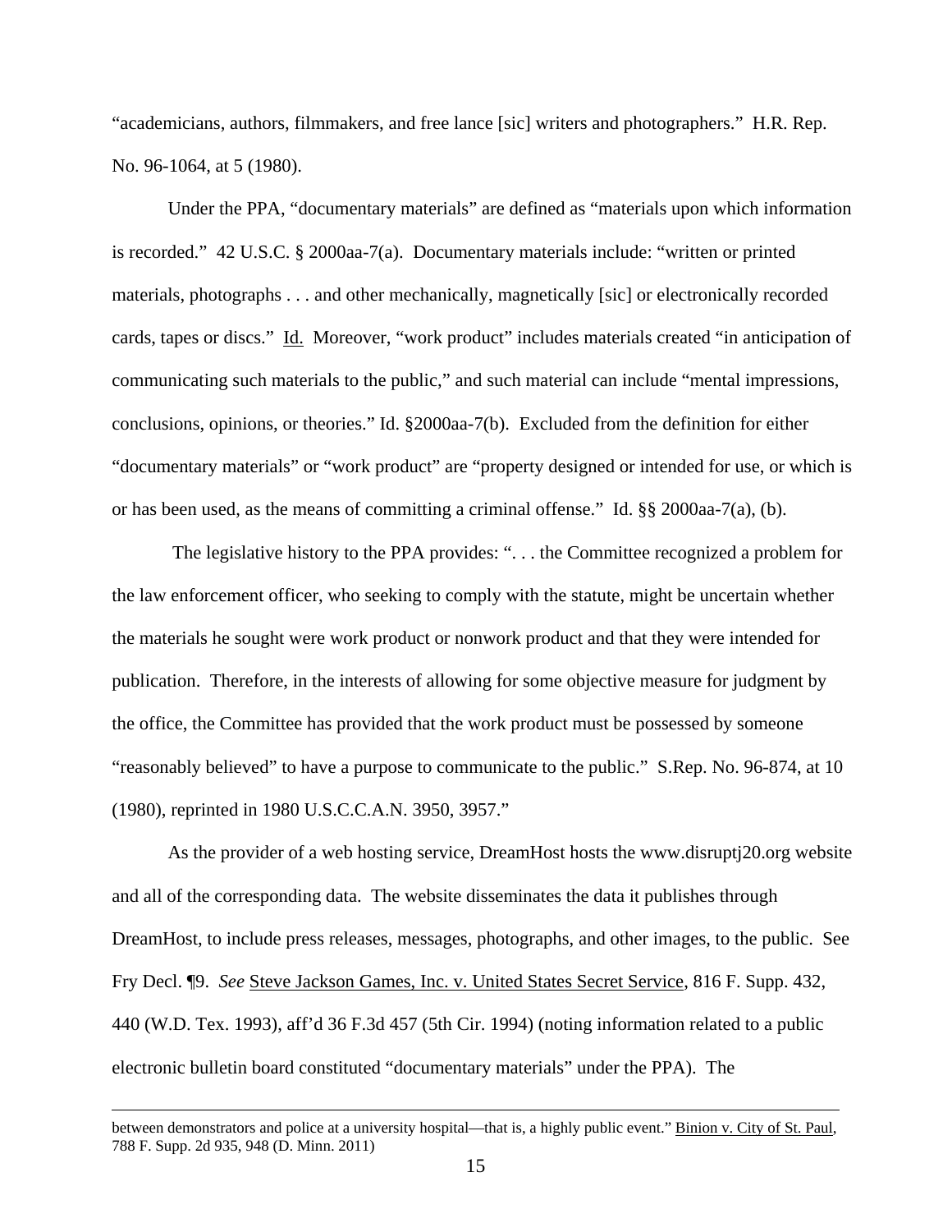"academicians, authors, filmmakers, and free lance [sic] writers and photographers." H.R. Rep. No. 96-1064, at 5 (1980).

Under the PPA, "documentary materials" are defined as "materials upon which information is recorded." 42 U.S.C. § 2000aa-7(a). Documentary materials include: "written or printed materials, photographs . . . and other mechanically, magnetically [sic] or electronically recorded cards, tapes or discs." Id. Moreover, "work product" includes materials created "in anticipation of communicating such materials to the public," and such material can include "mental impressions, conclusions, opinions, or theories." Id. §2000aa-7(b). Excluded from the definition for either "documentary materials" or "work product" are "property designed or intended for use, or which is or has been used, as the means of committing a criminal offense." Id. §§ 2000aa-7(a), (b).

The legislative history to the PPA provides: ". . . the Committee recognized a problem for the law enforcement officer, who seeking to comply with the statute, might be uncertain whether the materials he sought were work product or nonwork product and that they were intended for publication. Therefore, in the interests of allowing for some objective measure for judgment by the office, the Committee has provided that the work product must be possessed by someone "reasonably believed" to have a purpose to communicate to the public." S.Rep. No. 96-874, at 10 (1980), reprinted in 1980 U.S.C.C.A.N. 3950, 3957."

As the provider of a web hosting service, DreamHost hosts the www.disruptj20.org website and all of the corresponding data. The website disseminates the data it publishes through DreamHost, to include press releases, messages, photographs, and other images, to the public. See Fry Decl. ¶9. *See* Steve Jackson Games, Inc. v. United States Secret Service, 816 F. Supp. 432, 440 (W.D. Tex. 1993), aff'd 36 F.3d 457 (5th Cir. 1994) (noting information related to a public electronic bulletin board constituted "documentary materials" under the PPA). The

---

between demonstrators and police at a university hospital—that is, a highly public event." Binion v. City of St. Paul, 788 F. Supp. 2d 935, 948 (D. Minn. 2011)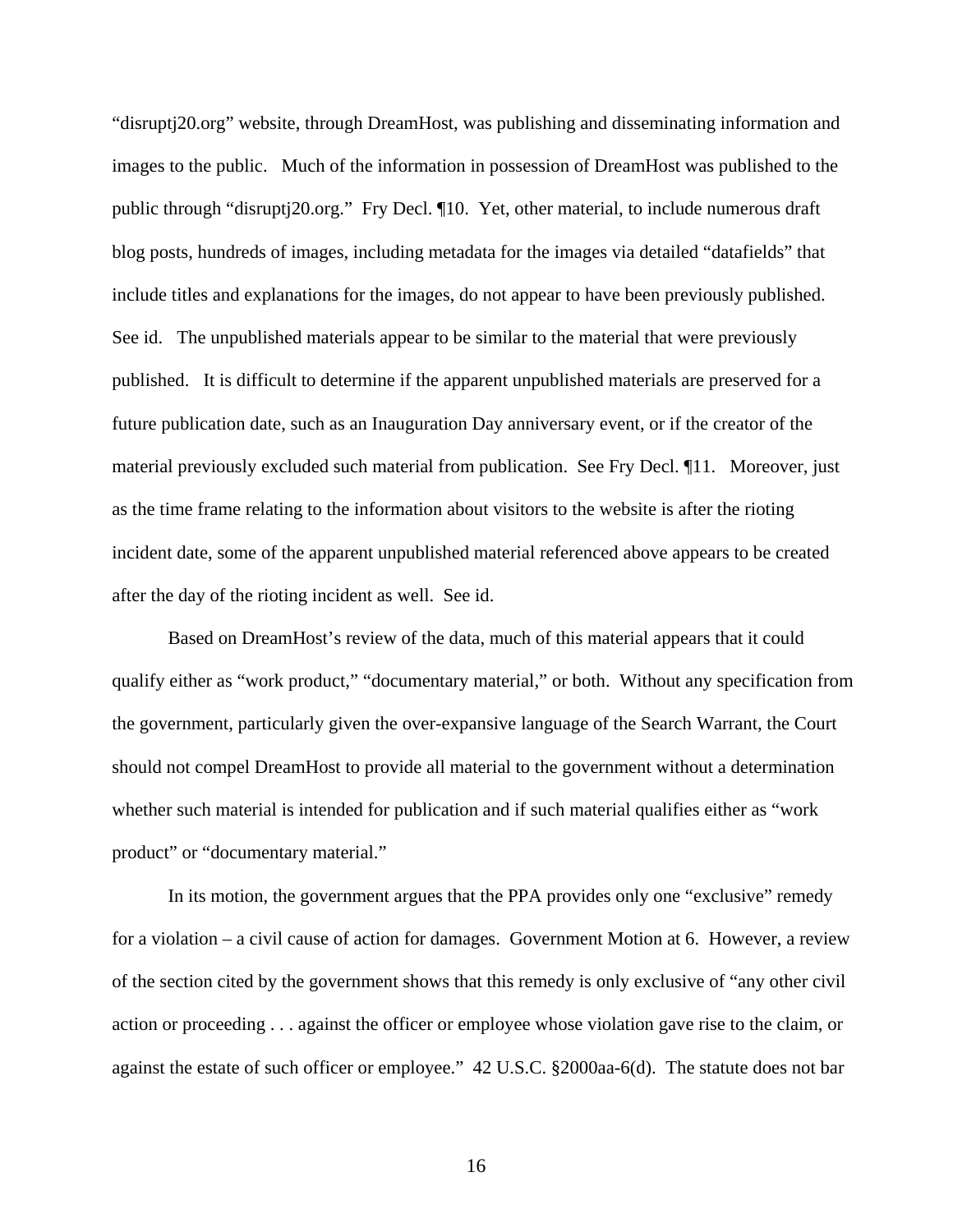"disruptj20.org" website, through DreamHost, was publishing and disseminating information and images to the public. Much of the information in possession of DreamHost was published to the public through "disruptj20.org." Fry Decl. ¶10. Yet, other material, to include numerous draft blog posts, hundreds of images, including metadata for the images via detailed "datafields" that include titles and explanations for the images, do not appear to have been previously published. See id. The unpublished materials appear to be similar to the material that were previously published. It is difficult to determine if the apparent unpublished materials are preserved for a future publication date, such as an Inauguration Day anniversary event, or if the creator of the material previously excluded such material from publication. See Fry Decl. ¶11. Moreover, just as the time frame relating to the information about visitors to the website is after the rioting incident date, some of the apparent unpublished material referenced above appears to be created after the day of the rioting incident as well. See id.

Based on DreamHost's review of the data, much of this material appears that it could qualify either as "work product," "documentary material," or both. Without any specification from the government, particularly given the over-expansive language of the Search Warrant, the Court should not compel DreamHost to provide all material to the government without a determination whether such material is intended for publication and if such material qualifies either as "work product" or "documentary material."

In its motion, the government argues that the PPA provides only one "exclusive" remedy for a violation – a civil cause of action for damages. Government Motion at 6. However, a review of the section cited by the government shows that this remedy is only exclusive of "any other civil action or proceeding . . . against the officer or employee whose violation gave rise to the claim, or against the estate of such officer or employee." 42 U.S.C. §2000aa-6(d). The statute does not bar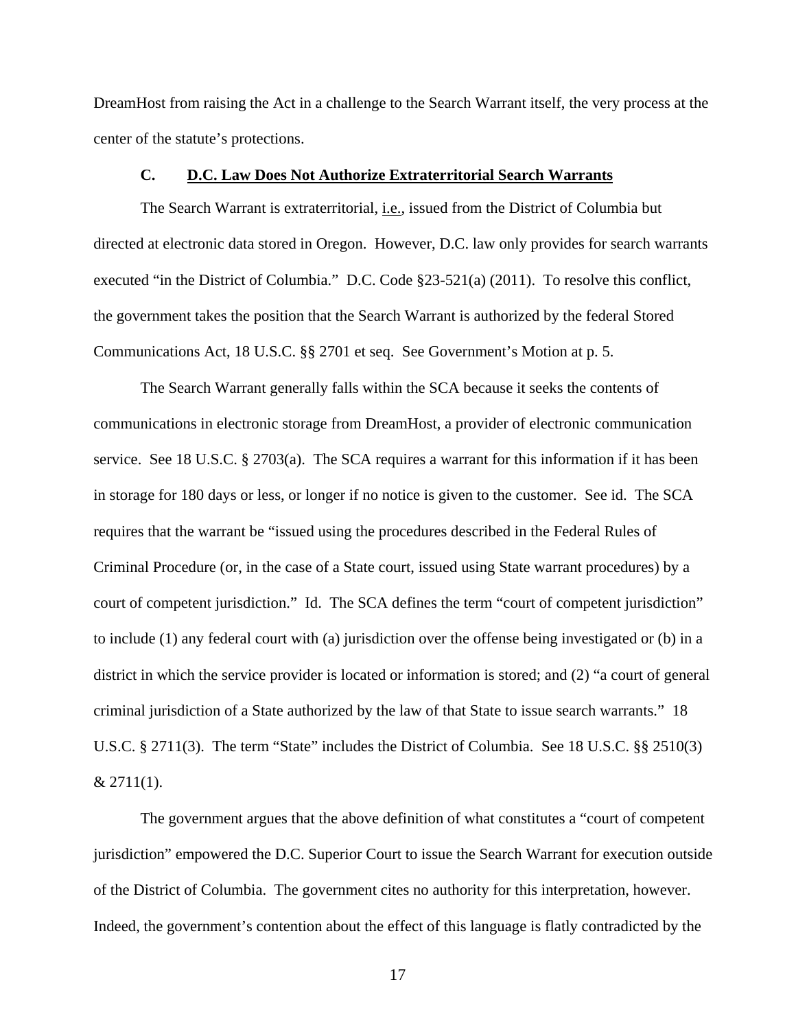DreamHost from raising the Act in a challenge to the Search Warrant itself, the very process at the center of the statute's protections.

### C. D.C. Law Does Not Authorize Extraterritorial Search Warrants

The Search Warrant is extraterritorial, i.e., issued from the District of Columbia but directed at electronic data stored in Oregon. However, D.C. law only provides for search warrants executed "in the District of Columbia." D.C. Code §23-521(a) (2011). To resolve this conflict, the government takes the position that the Search Warrant is authorized by the federal Stored Communications Act, 18 U.S.C. §§ 2701 et seq. See Government's Motion at p. 5.

The Search Warrant generally falls within the SCA because it seeks the contents of communications in electronic storage from DreamHost, a provider of electronic communication service. See 18 U.S.C. § 2703(a). The SCA requires a warrant for this information if it has been in storage for 180 days or less, or longer if no notice is given to the customer. See id. The SCA requires that the warrant be "issued using the procedures described in the Federal Rules of Criminal Procedure (or, in the case of a State court, issued using State warrant procedures) by a court of competent jurisdiction." Id. The SCA defines the term "court of competent jurisdiction" to include (1) any federal court with (a) jurisdiction over the offense being investigated or (b) in a district in which the service provider is located or information is stored; and (2) "a court of general criminal jurisdiction of a State authorized by the law of that State to issue search warrants." 18 U.S.C. § 2711(3). The term "State" includes the District of Columbia. See 18 U.S.C. §§ 2510(3) & 2711(1).

The government argues that the above definition of what constitutes a "court of competent jurisdiction" empowered the D.C. Superior Court to issue the Search Warrant for execution outside of the District of Columbia. The government cites no authority for this interpretation, however. Indeed, the government's contention about the effect of this language is flatly contradicted by the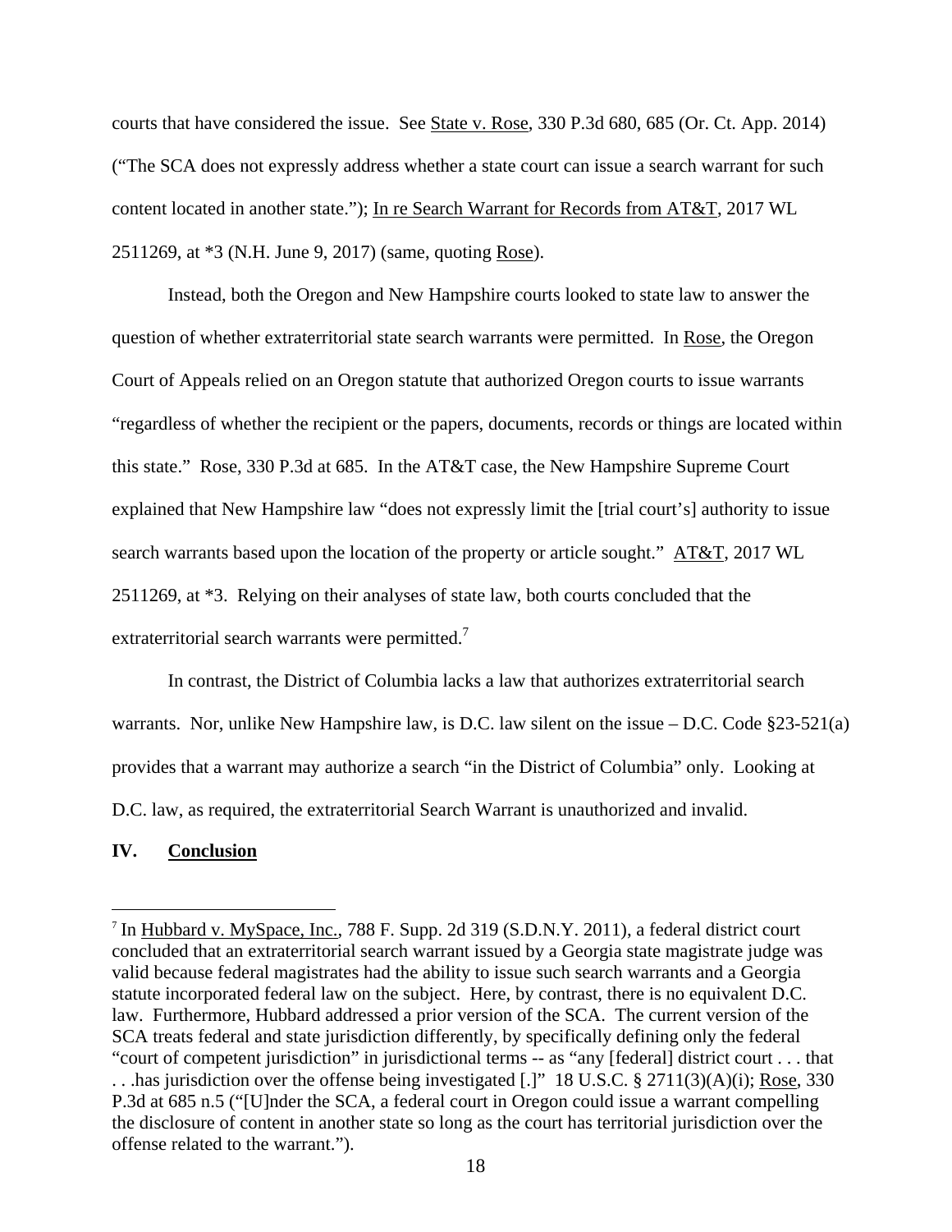courts that have considered the issue. See State v. Rose, 330 P.3d 680, 685 (Or. Ct. App. 2014) ("The SCA does not expressly address whether a state court can issue a search warrant for such content located in another state."); In re Search Warrant for Records from AT&T, 2017 WL 2511269, at *3 (N.H. June 9, 2017) (same, quoting Rose).

Instead, both the Oregon and New Hampshire courts looked to state law to answer the question of whether extraterritorial state search warrants were permitted. In Rose, the Oregon Court of Appeals relied on an Oregon statute that authorized Oregon courts to issue warrants "regardless of whether the recipient or the papers, documents, records or things are located within this state." Rose, 330 P.3d at 685. In the AT&T case, the New Hampshire Supreme Court explained that New Hampshire law "does not expressly limit the [trial court's] authority to issue search warrants based upon the location of the property or article sought." AT&T, 2017 WL 2511269, at *3. Relying on their analyses of state law, both courts concluded that the extraterritorial search warrants were permitted.[7]

In contrast, the District of Columbia lacks a law that authorizes extraterritorial search warrants. Nor, unlike New Hampshire law, is D.C. law silent on the issue – D.C. Code §23-521(a) provides that a warrant may authorize a search "in the District of Columbia" only. Looking at D.C. law, as required, the extraterritorial Search Warrant is unauthorized and invalid.

## IV. Conclusion

---

[7] In Hubbard v. MySpace, Inc., 788 F. Supp. 2d 319 (S.D.N.Y. 2011), a federal district court concluded that an extraterritorial search warrant issued by a Georgia state magistrate judge was valid because federal magistrates had the ability to issue such search warrants and a Georgia statute incorporated federal law on the subject. Here, by contrast, there is no equivalent D.C. law. Furthermore, Hubbard addressed a prior version of the SCA. The current version of the SCA treats federal and state jurisdiction differently, by specifically defining only the federal "court of competent jurisdiction" in jurisdictional terms -- as "any [federal] district court . . . that . . .has jurisdiction over the offense being investigated [.]" 18 U.S.C. § 2711(3)(A)(i); Rose, 330 P.3d at 685 n.5 ("[U]nder the SCA, a federal court in Oregon could issue a warrant compelling the disclosure of content in another state so long as the court has territorial jurisdiction over the offense related to the warrant.").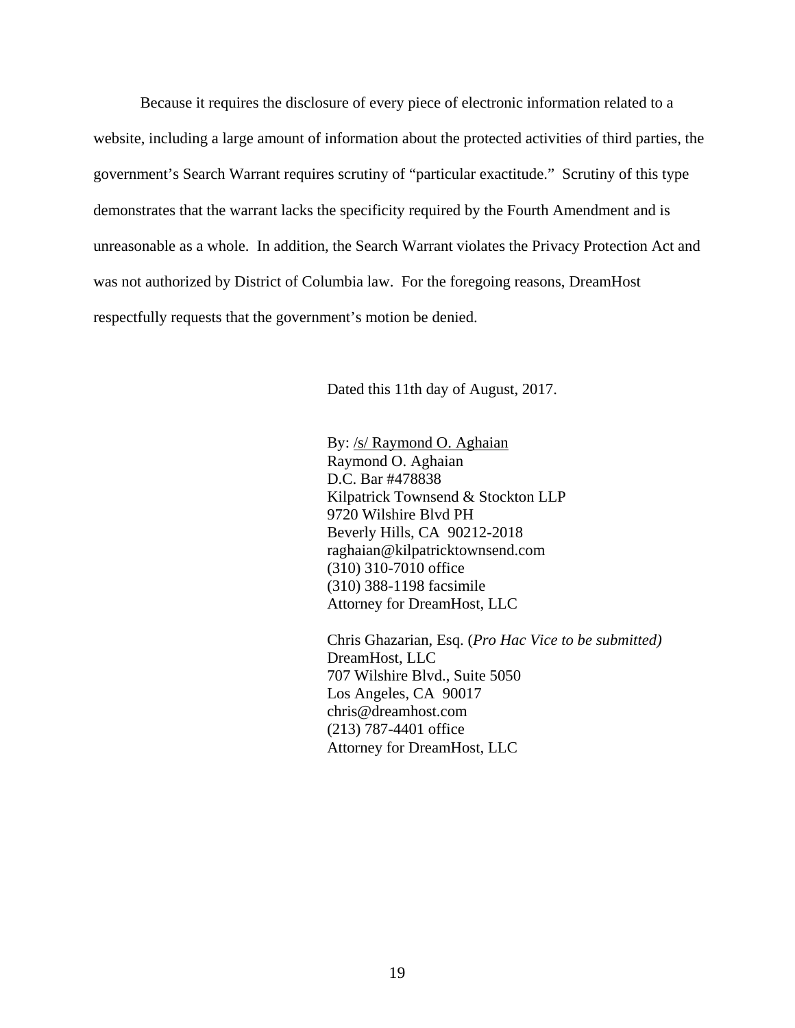Because it requires the disclosure of every piece of electronic information related to a website, including a large amount of information about the protected activities of third parties, the government's Search Warrant requires scrutiny of "particular exactitude." Scrutiny of this type demonstrates that the warrant lacks the specificity required by the Fourth Amendment and is unreasonable as a whole. In addition, the Search Warrant violates the Privacy Protection Act and was not authorized by District of Columbia law. For the foregoing reasons, DreamHost respectfully requests that the government's motion be denied.

Dated this 11th day of August, 2017.

By: /s/ Raymond O. Aghaian
Raymond O. Aghaian
D.C. Bar #478838
Kilpatrick Townsend & Stockton LLP
9720 Wilshire Blvd PH
Beverly Hills, CA 90212-2018
raghaian@kilpatricktownsend.com
(310) 310-7010 office
(310) 388-1198 facsimile
Attorney for DreamHost, LLC

Chris Ghazarian, Esq. (*Pro Hac Vice to be submitted)*
DreamHost, LLC
707 Wilshire Blvd., Suite 5050
Los Angeles, CA 90017
chris@dreamhost.com
(213) 787-4401 office
Attorney for DreamHost, LLC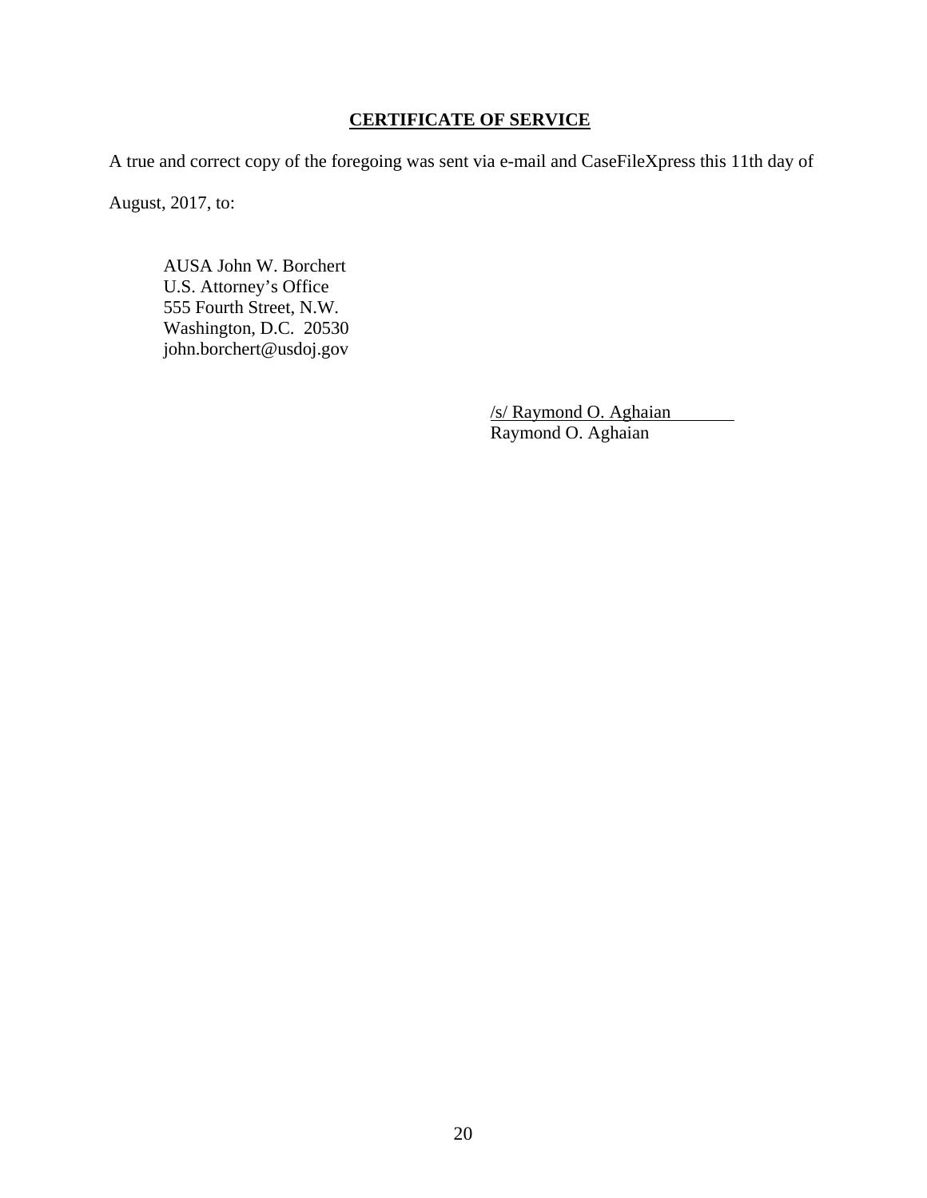**CERTIFICATE OF SERVICE**

A true and correct copy of the foregoing was sent via e-mail and CaseFileXpress this 11th day of August, 2017, to:

AUSA John W. Borchert
U.S. Attorney's Office
555 Fourth Street, N.W.
Washington, D.C. 20530
john.borchert@usdoj.gov

/s/ Raymond O. Aghaian
Raymond O. Aghaian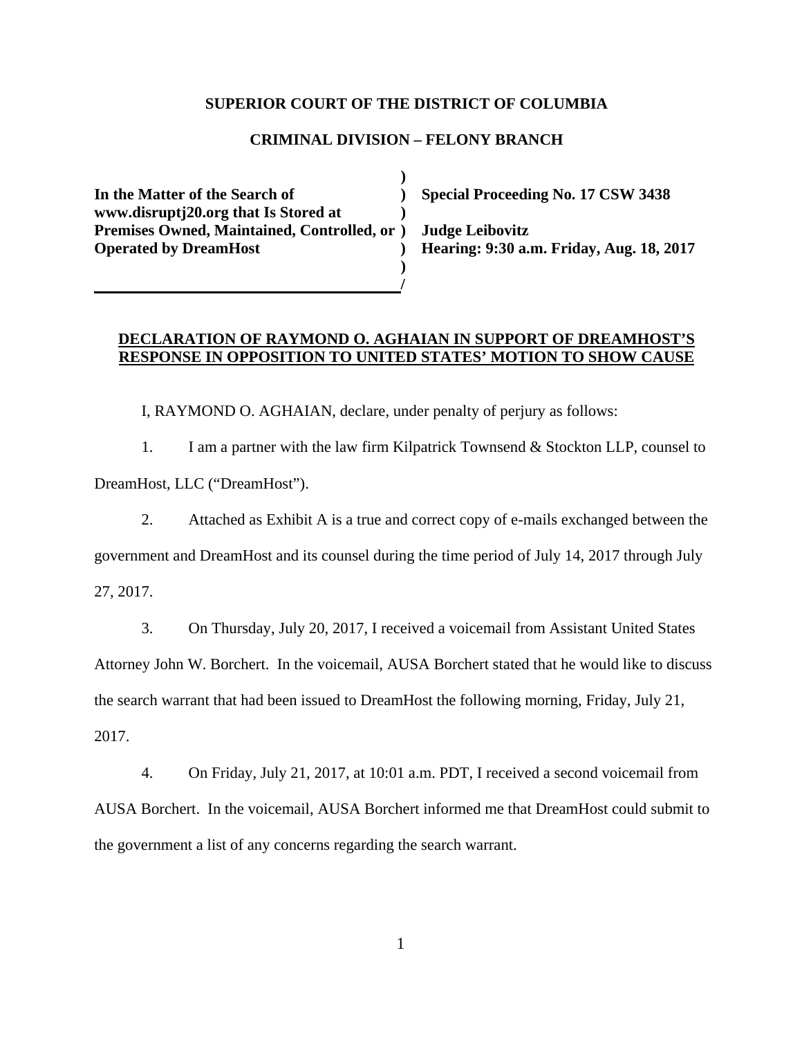**SUPERIOR COURT OF THE DISTRICT OF COLUMBIA**

**CRIMINAL DIVISION – FELONY BRANCH**

| | |
|---|---|
| **In the Matter of the Search of www.disruptj20.org that Is Stored at Premises Owned, Maintained, Controlled, or Operated by DreamHost** | **Special Proceeding No. 17 CSW 3438** <br> **Judge Leibovitz** <br> **Hearing: 9:30 a.m. Friday, Aug. 18, 2017** |

**DECLARATION OF RAYMOND O. AGHAIAN IN SUPPORT OF DREAMHOST'S RESPONSE IN OPPOSITION TO UNITED STATES' MOTION TO SHOW CAUSE**

I, RAYMOND O. AGHAIAN, declare, under penalty of perjury as follows:

1. I am a partner with the law firm Kilpatrick Townsend & Stockton LLP, counsel to DreamHost, LLC ("DreamHost").

2. Attached as Exhibit A is a true and correct copy of e-mails exchanged between the government and DreamHost and its counsel during the time period of July 14, 2017 through July 27, 2017.

3. On Thursday, July 20, 2017, I received a voicemail from Assistant United States Attorney John W. Borchert. In the voicemail, AUSA Borchert stated that he would like to discuss the search warrant that had been issued to DreamHost the following morning, Friday, July 21, 2017.

4. On Friday, July 21, 2017, at 10:01 a.m. PDT, I received a second voicemail from AUSA Borchert. In the voicemail, AUSA Borchert informed me that DreamHost could submit to the government a list of any concerns regarding the search warrant.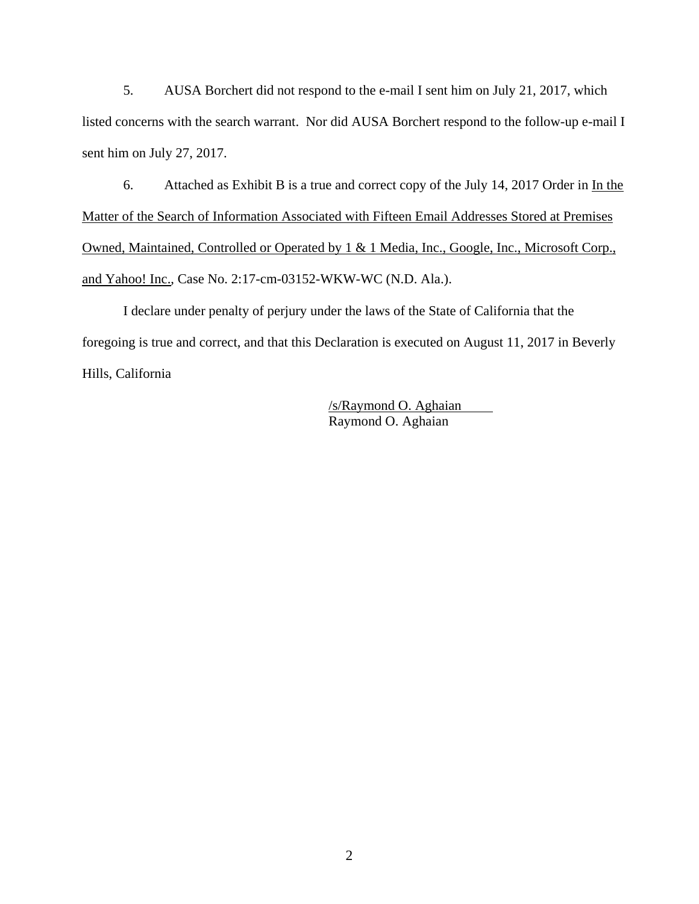5. AUSA Borchert did not respond to the e-mail I sent him on July 21, 2017, which listed concerns with the search warrant. Nor did AUSA Borchert respond to the follow-up e-mail I sent him on July 27, 2017.

6. Attached as Exhibit B is a true and correct copy of the July 14, 2017 Order in In the Matter of the Search of Information Associated with Fifteen Email Addresses Stored at Premises Owned, Maintained, Controlled or Operated by 1 & 1 Media, Inc., Google, Inc., Microsoft Corp., and Yahoo! Inc., Case No. 2:17-cm-03152-WKW-WC (N.D. Ala.).

I declare under penalty of perjury under the laws of the State of California that the foregoing is true and correct, and that this Declaration is executed on August 11, 2017 in Beverly Hills, California

/s/Raymond O. Aghaian
Raymond O. Aghaian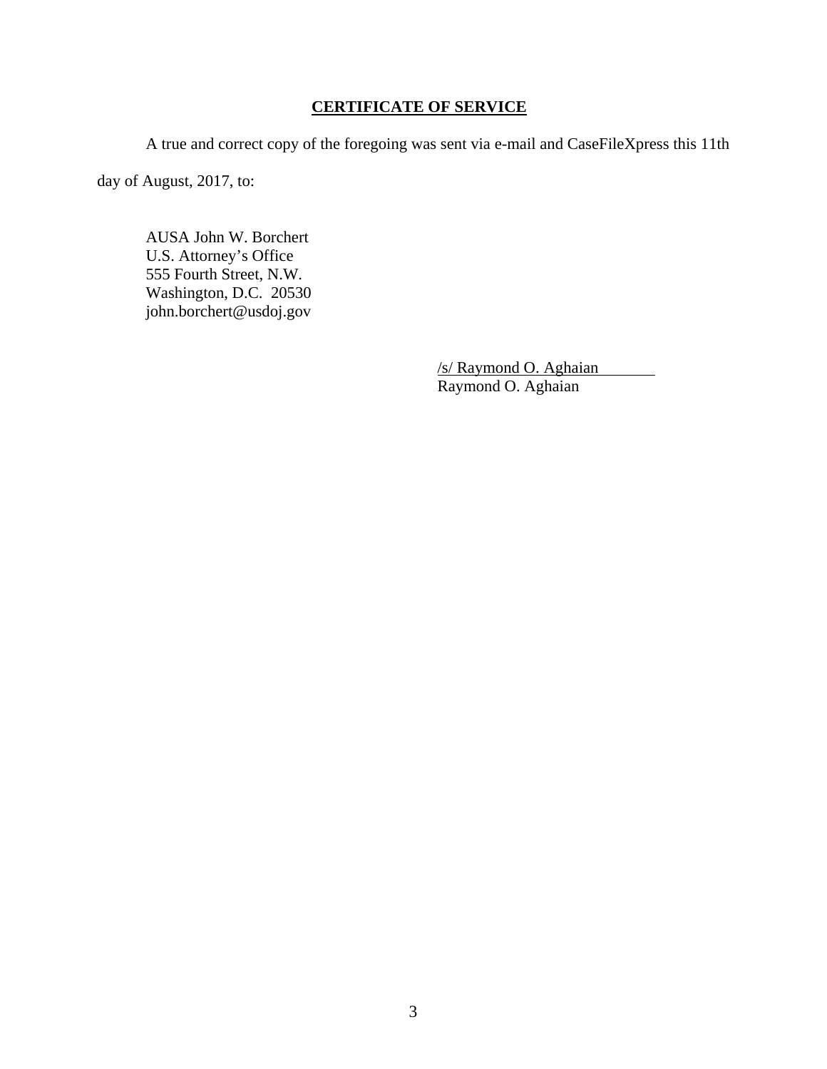## CERTIFICATE OF SERVICE

A true and correct copy of the foregoing was sent via e-mail and CaseFileXpress this 11th day of August, 2017, to:

AUSA John W. Borchert
U.S. Attorney's Office
555 Fourth Street, N.W.
Washington, D.C. 20530
john.borchert@usdoj.gov

/s/ Raymond O. Aghaian
Raymond O. Aghaian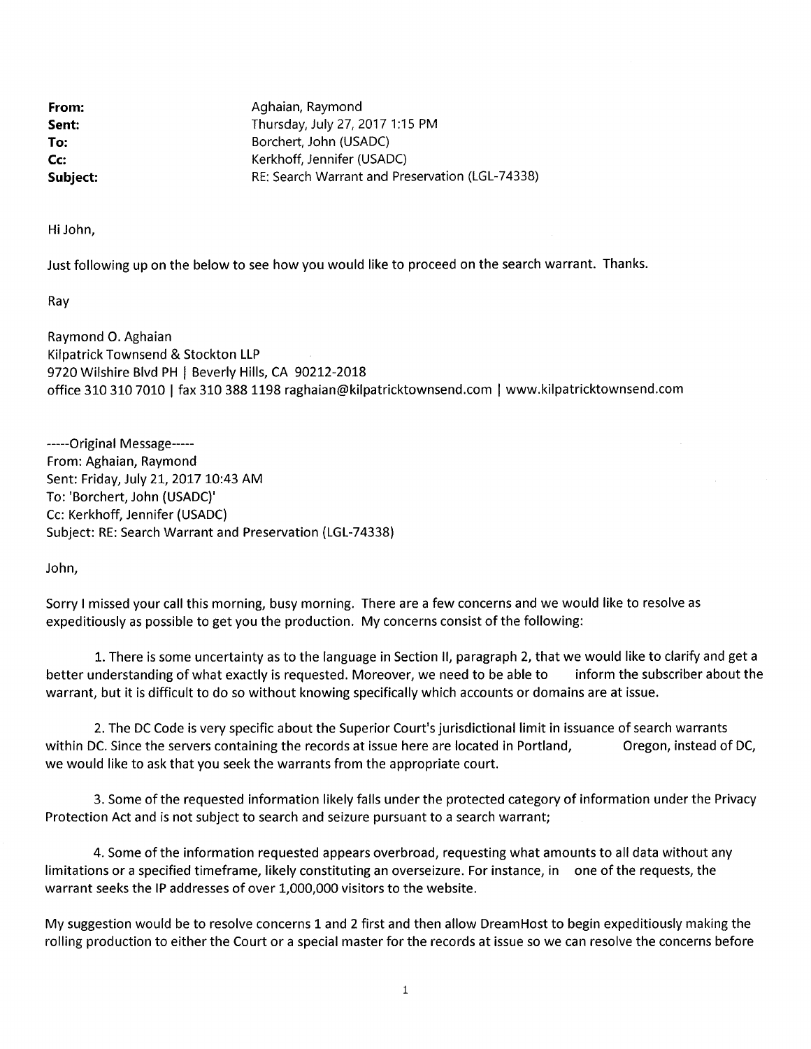**From:** Aghaian, Raymond
**Sent:** Thursday, July 27, 2017 1:15 PM
**To:** Borchert, John (USADC)
**Cc:** Kerkhoff, Jennifer (USADC)
**Subject:** RE: Search Warrant and Preservation (LGL-74338)

Hi John,

Just following up on the below to see how you would like to proceed on the search warrant. Thanks.

Ray

Raymond O. Aghaian
Kilpatrick Townsend & Stockton LLP
9720 Wilshire Blvd PH | Beverly Hills, CA 90212-2018
office 310 310 7010 | fax 310 388 1198 raghaian@kilpatricktownsend.com | www.kilpatricktownsend.com

-----Original Message-----
From: Aghaian, Raymond
Sent: Friday, July 21, 2017 10:43 AM
To: 'Borchert, John (USADC)'
Cc: Kerkhoff, Jennifer (USADC)
Subject: RE: Search Warrant and Preservation (LGL-74338)

John,

Sorry I missed your call this morning, busy morning. There are a few concerns and we would like to resolve as expeditiously as possible to get you the production. My concerns consist of the following:

1. There is some uncertainty as to the language in Section II, paragraph 2, that we would like to clarify and get a better understanding of what exactly is requested. Moreover, we need to be able to inform the subscriber about the warrant, but it is difficult to do so without knowing specifically which accounts or domains are at issue.

2. The DC Code is very specific about the Superior Court's jurisdictional limit in issuance of search warrants within DC. Since the servers containing the records at issue here are located in Portland, Oregon, instead of DC, we would like to ask that you seek the warrants from the appropriate court.

3. Some of the requested information likely falls under the protected category of information under the Privacy Protection Act and is not subject to search and seizure pursuant to a search warrant;

4. Some of the information requested appears overbroad, requesting what amounts to all data without any limitations or a specified timeframe, likely constituting an overseizure. For instance, in one of the requests, the warrant seeks the IP addresses of over 1,000,000 visitors to the website.

My suggestion would be to resolve concerns 1 and 2 first and then allow DreamHost to begin expeditiously making the rolling production to either the Court or a special master for the records at issue so we can resolve the concerns before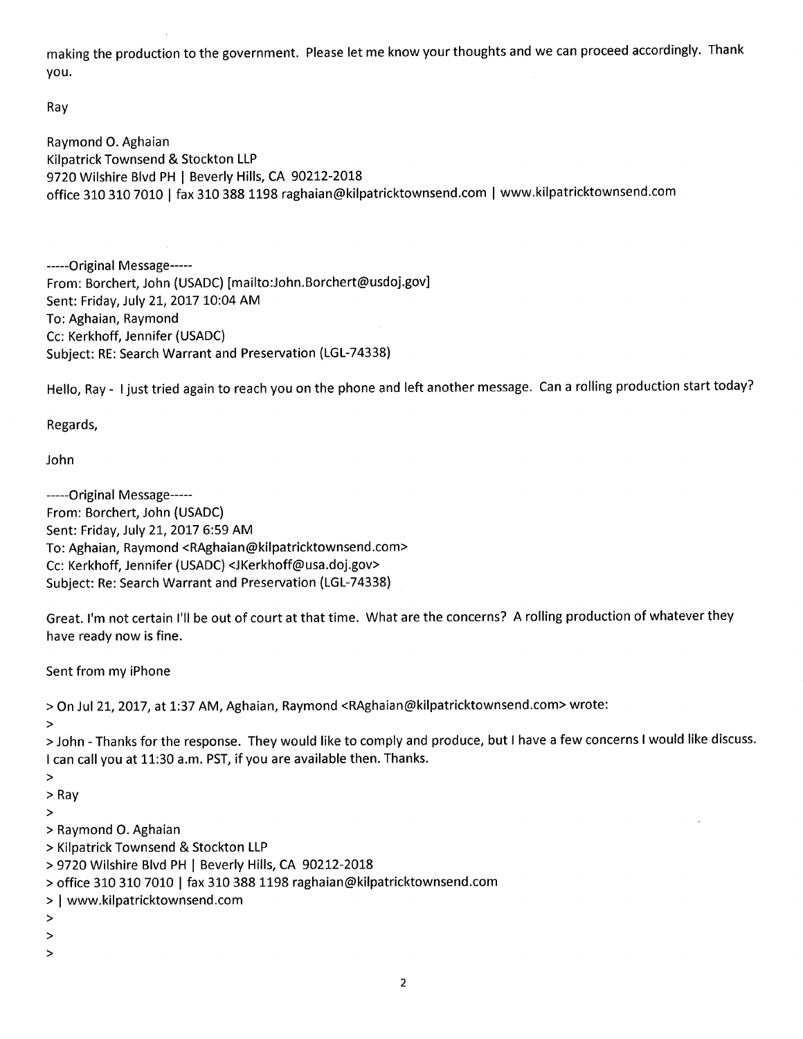making the production to the government. Please let me know your thoughts and we can proceed accordingly. Thank you.

Ray

Raymond O. Aghaian
Kilpatrick Townsend & Stockton LLP
9720 Wilshire Blvd PH | Beverly Hills, CA 90212-2018
office 310 310 7010 | fax 310 388 1198 raghaian@kilpatricktownsend.com | www.kilpatricktownsend.com

-----Original Message-----
From: Borchert, John (USADC) [mailto:John.Borchert@usdoj.gov]
Sent: Friday, July 21, 2017 10:04 AM
To: Aghaian, Raymond
Cc: Kerkhoff, Jennifer (USADC)
Subject: RE: Search Warrant and Preservation (LGL-74338)

Hello, Ray - I just tried again to reach you on the phone and left another message. Can a rolling production start today?

Regards,

John

-----Original Message-----
From: Borchert, John (USADC)
Sent: Friday, July 21, 2017 6:59 AM
To: Aghaian, Raymond <RAghaian@kilpatricktownsend.com>
Cc: Kerkhoff, Jennifer (USADC) <JKerkhoff@usa.doj.gov>
Subject: Re: Search Warrant and Preservation (LGL-74338)

Great. I'm not certain I'll be out of court at that time. What are the concerns? A rolling production of whatever they have ready now is fine.

Sent from my iPhone

> On Jul 21, 2017, at 1:37 AM, Aghaian, Raymond <RAghaian@kilpatricktownsend.com> wrote:
>
> John - Thanks for the response. They would like to comply and produce, but I have a few concerns I would like discuss. I can call you at 11:30 a.m. PST, if you are available then. Thanks.
>
> Ray
>
> Raymond O. Aghaian
> Kilpatrick Townsend & Stockton LLP
> 9720 Wilshire Blvd PH | Beverly Hills, CA 90212-2018
> office 310 310 7010 | fax 310 388 1198 raghaian@kilpatricktownsend.com
> | www.kilpatricktownsend.com
>
>
>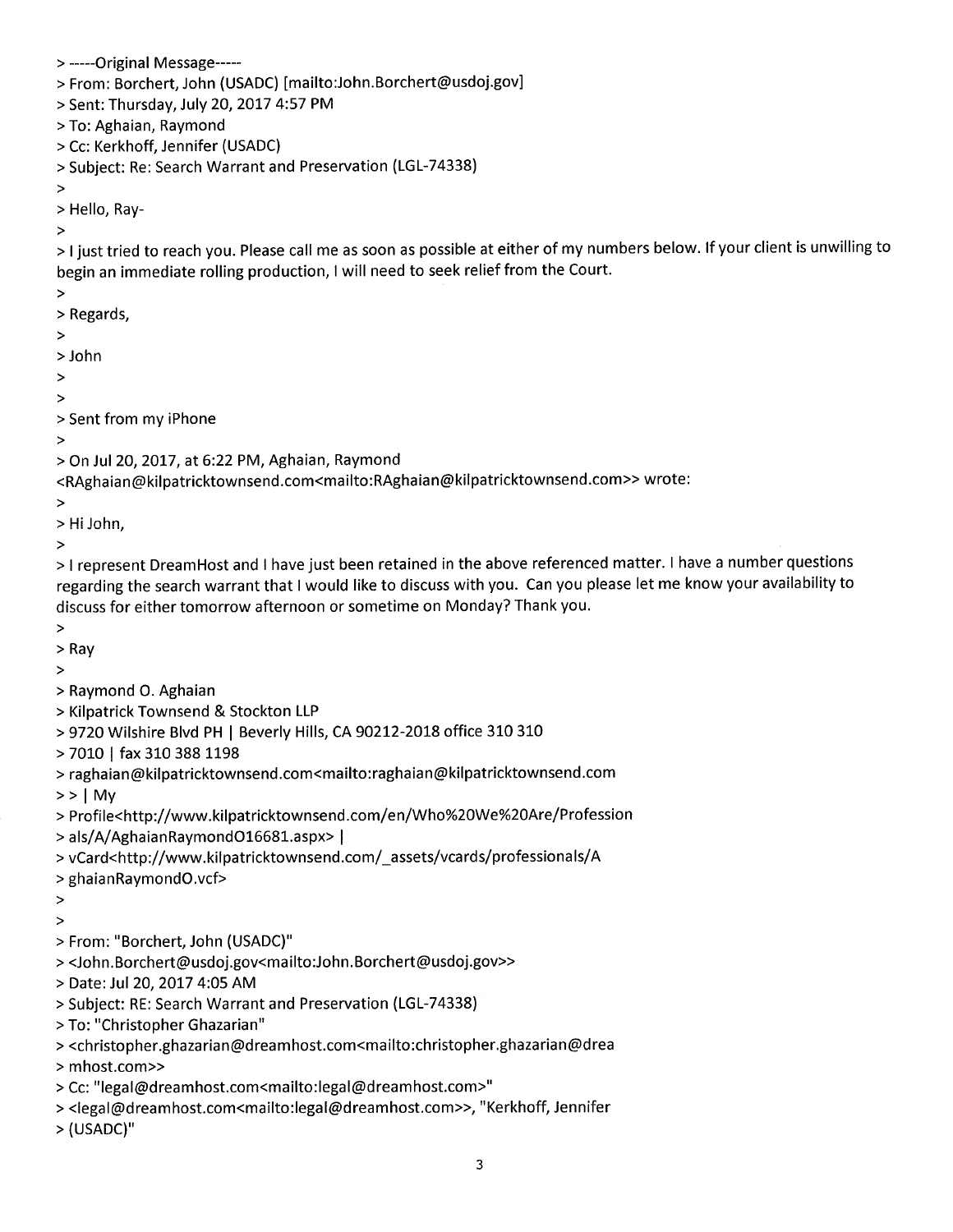> -----Original Message-----
> From: Borchert, John (USADC) [mailto:John.Borchert@usdoj.gov]
> Sent: Thursday, July 20, 2017 4:57 PM
> To: Aghaian, Raymond
> Cc: Kerkhoff, Jennifer (USADC)
> Subject: Re: Search Warrant and Preservation (LGL-74338)
>
> Hello, Ray-
>
> I just tried to reach you. Please call me as soon as possible at either of my numbers below. If your client is unwilling to begin an immediate rolling production, I will need to seek relief from the Court.
>
> Regards,
>
> John
>
>
> Sent from my iPhone
>
> On Jul 20, 2017, at 6:22 PM, Aghaian, Raymond <RAghaian@kilpatricktownsend.com<mailto:RAghaian@kilpatricktownsend.com>> wrote:
>
> Hi John,
>
> I represent DreamHost and I have just been retained in the above referenced matter. I have a number questions regarding the search warrant that I would like to discuss with you. Can you please let me know your availability to discuss for either tomorrow afternoon or sometime on Monday? Thank you.
>
> Ray
>
> Raymond O. Aghaian
> Kilpatrick Townsend & Stockton LLP
> 9720 Wilshire Blvd PH | Beverly Hills, CA 90212-2018 office 310 310
> 7010 | fax 310 388 1198
> raghaian@kilpatricktownsend.com<mailto:raghaian@kilpatricktownsend.com
> > | My
> Profile<http://www.kilpatricktownsend.com/en/Who%20We%20Are/Profession
> als/A/AghaianRaymondO16681.aspx> |
> vCard<http://www.kilpatricktownsend.com/_assets/vcards/professionals/A
> ghaianRaymondO.vcf>
>
>
> From: "Borchert, John (USADC)"
> <John.Borchert@usdoj.gov<mailto:John.Borchert@usdoj.gov>>
> Date: Jul 20, 2017 4:05 AM
> Subject: RE: Search Warrant and Preservation (LGL-74338)
> To: "Christopher Ghazarian"
> <christopher.ghazarian@dreamhost.com<mailto:christopher.ghazarian@drea
> mhost.com>>
> Cc: "legal@dreamhost.com<mailto:legal@dreamhost.com>"
> <legal@dreamhost.com<mailto:legal@dreamhost.com>>, "Kerkhoff, Jennifer
> (USADC)"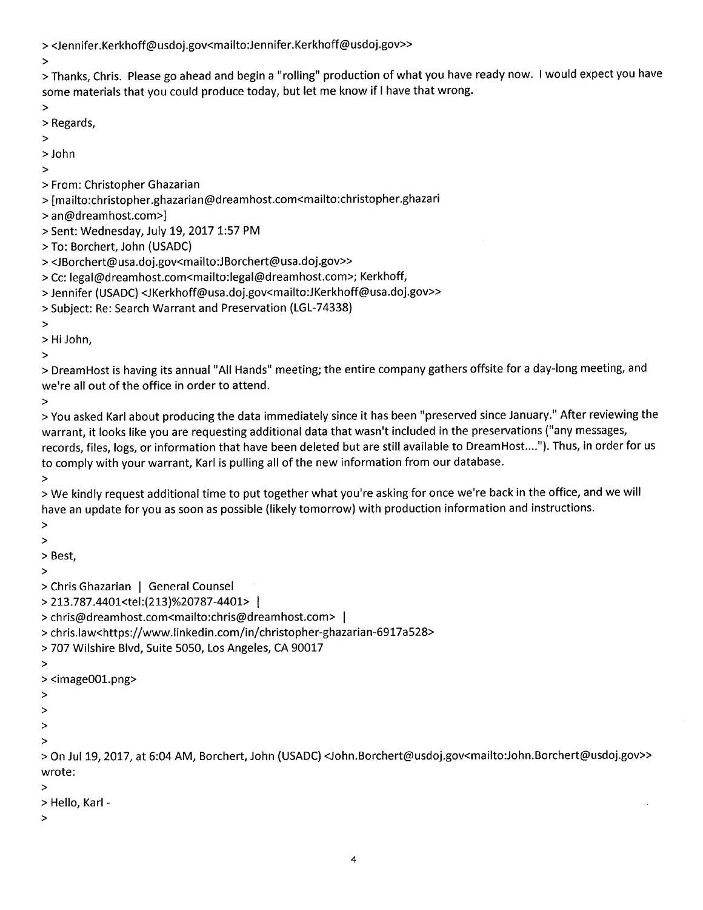> <Jennifer.Kerkhoff@usdoj.gov<mailto:Jennifer.Kerkhoff@usdoj.gov>>
>
> Thanks, Chris. Please go ahead and begin a "rolling" production of what you have ready now. I would expect you have some materials that you could produce today, but let me know if I have that wrong.
>
> Regards,
>
> John
>
> From: Christopher Ghazarian
> [mailto:christopher.ghazarian@dreamhost.com<mailto:christopher.ghazari
> an@dreamhost.com>]
> Sent: Wednesday, July 19, 2017 1:57 PM
> To: Borchert, John (USADC)
> <JBorchert@usa.doj.gov<mailto:JBorchert@usa.doj.gov>>
> Cc: legal@dreamhost.com<mailto:legal@dreamhost.com>; Kerkhoff,
> Jennifer (USADC) <JKerkhoff@usa.doj.gov<mailto:JKerkhoff@usa.doj.gov>>
> Subject: Re: Search Warrant and Preservation (LGL-74338)
>
> Hi John,
>
> DreamHost is having its annual "All Hands" meeting; the entire company gathers offsite for a day-long meeting, and we're all out of the office in order to attend.
>
> You asked Karl about producing the data immediately since it has been "preserved since January." After reviewing the warrant, it looks like you are requesting additional data that wasn't included in the preservations ("any messages, records, files, logs, or information that have been deleted but are still available to DreamHost...."). Thus, in order for us to comply with your warrant, Karl is pulling all of the new information from our database.
>
> We kindly request additional time to put together what you're asking for once we're back in the office, and we will have an update for you as soon as possible (likely tomorrow) with production information and instructions.
>
>
> Best,
>
> Chris Ghazarian | General Counsel
> 213.787.4401<tel:(213)%20787-4401> |
> chris@dreamhost.com<mailto:chris@dreamhost.com> |
> chris.law<https://www.linkedin.com/in/christopher-ghazarian-6917a528>
> 707 Wilshire Blvd, Suite 5050, Los Angeles, CA 90017
>
> <image001.png>
>
>
>
>
> On Jul 19, 2017, at 6:04 AM, Borchert, John (USADC) <John.Borchert@usdoj.gov<mailto:John.Borchert@usdoj.gov>> wrote:
>
> Hello, Karl -
>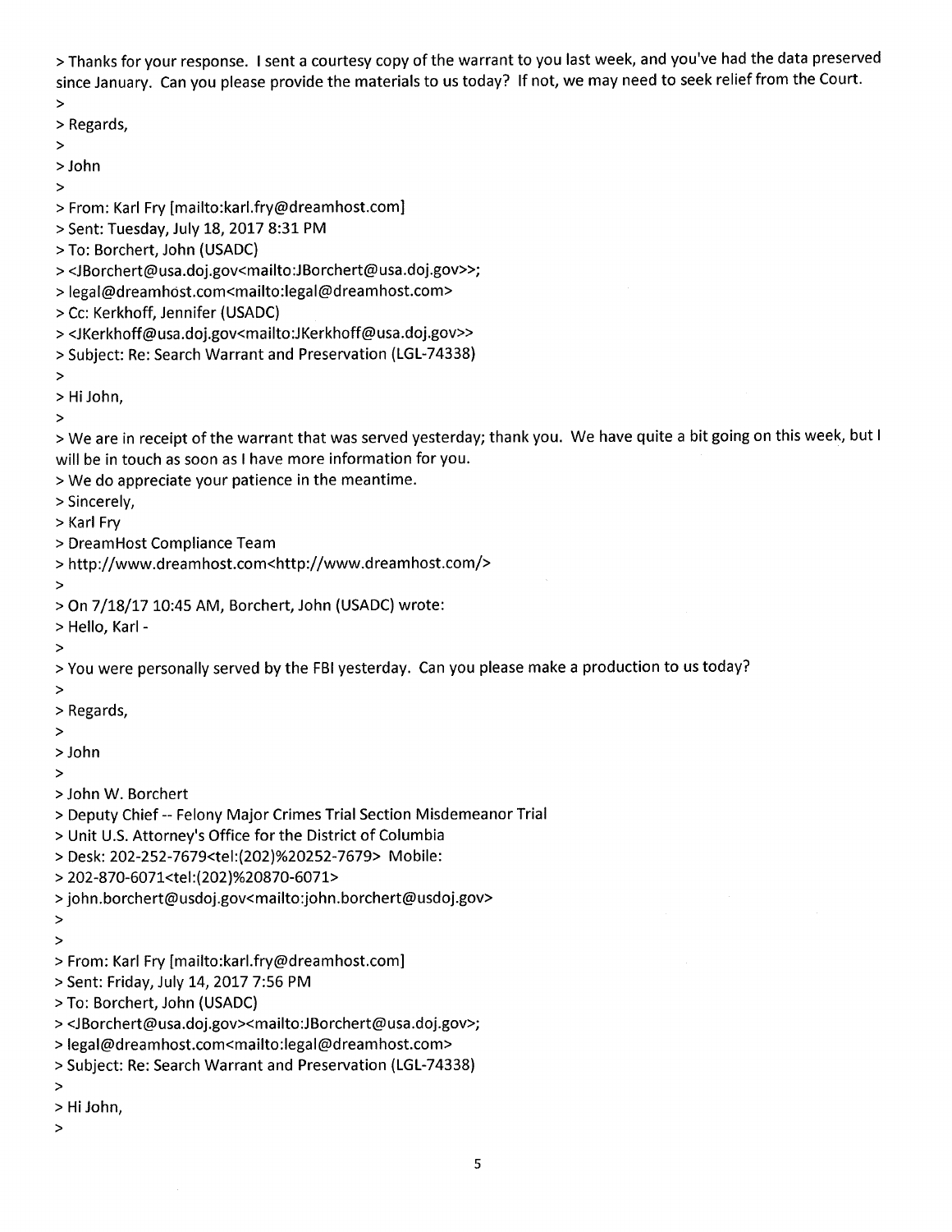> Thanks for your response. I sent a courtesy copy of the warrant to you last week, and you've had the data preserved since January. Can you please provide the materials to us today? If not, we may need to seek relief from the Court.
>
> Regards,
>
> John
>
> From: Karl Fry [mailto:karl.fry@dreamhost.com]
> Sent: Tuesday, July 18, 2017 8:31 PM
> To: Borchert, John (USADC)
> <JBorchert@usa.doj.gov<mailto:JBorchert@usa.doj.gov>>;
> legal@dreamhost.com<mailto:legal@dreamhost.com>
> Cc: Kerkhoff, Jennifer (USADC)
> <JKerkhoff@usa.doj.gov<mailto:JKerkhoff@usa.doj.gov>>
> Subject: Re: Search Warrant and Preservation (LGL-74338)
>
> Hi John,
>
> We are in receipt of the warrant that was served yesterday; thank you. We have quite a bit going on this week, but I will be in touch as soon as I have more information for you.
> We do appreciate your patience in the meantime.
> Sincerely,
> Karl Fry
> DreamHost Compliance Team
> http://www.dreamhost.com<http://www.dreamhost.com/>
>
> On 7/18/17 10:45 AM, Borchert, John (USADC) wrote:
> Hello, Karl -
>
> You were personally served by the FBI yesterday. Can you please make a production to us today?
>
> Regards,
>
> John
>
> John W. Borchert
> Deputy Chief -- Felony Major Crimes Trial Section Misdemeanor Trial
> Unit U.S. Attorney's Office for the District of Columbia
> Desk: 202-252-7679<tel:(202)%20252-7679> Mobile:
> 202-870-6071<tel:(202)%20870-6071>
> john.borchert@usdoj.gov<mailto:john.borchert@usdoj.gov>
>
>
> From: Karl Fry [mailto:karl.fry@dreamhost.com]
> Sent: Friday, July 14, 2017 7:56 PM
> To: Borchert, John (USADC)
> <JBorchert@usa.doj.gov><mailto:JBorchert@usa.doj.gov>;
> legal@dreamhost.com<mailto:legal@dreamhost.com>
> Subject: Re: Search Warrant and Preservation (LGL-74338)
>
> Hi John,
>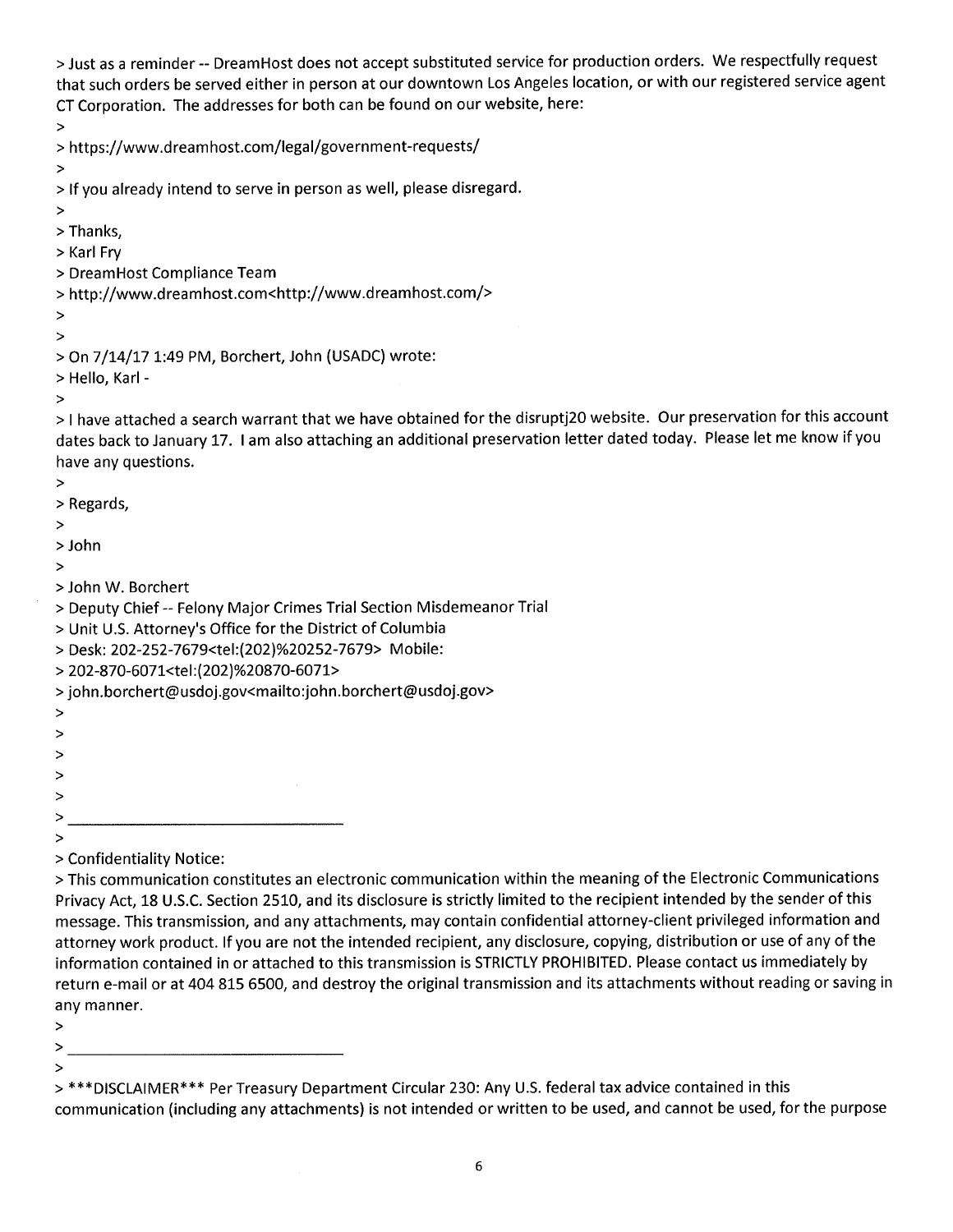> Just as a reminder -- DreamHost does not accept substituted service for production orders. We respectfully request that such orders be served either in person at our downtown Los Angeles location, or with our registered service agent CT Corporation. The addresses for both can be found on our website, here:
>
> https://www.dreamhost.com/legal/government-requests/
>
> If you already intend to serve in person as well, please disregard.
>
> Thanks,
> Karl Fry
> DreamHost Compliance Team
> http://www.dreamhost.com<http://www.dreamhost.com/>
>
>
> On 7/14/17 1:49 PM, Borchert, John (USADC) wrote:
> Hello, Karl -
>
> I have attached a search warrant that we have obtained for the disruptj20 website. Our preservation for this account dates back to January 17. I am also attaching an additional preservation letter dated today. Please let me know if you have any questions.
>
> Regards,
>
> John
>
> John W. Borchert
> Deputy Chief -- Felony Major Crimes Trial Section Misdemeanor Trial
> Unit U.S. Attorney's Office for the District of Columbia
> Desk: 202-252-7679<tel:(202)%20252-7679> Mobile:
> 202-870-6071<tel:(202)%20870-6071>
> john.borchert@usdoj.gov<mailto:john.borchert@usdoj.gov>
>
>
>
>
>
> ________________________________
>
> Confidentiality Notice:
> This communication constitutes an electronic communication within the meaning of the Electronic Communications Privacy Act, 18 U.S.C. Section 2510, and its disclosure is strictly limited to the recipient intended by the sender of this message. This transmission, and any attachments, may contain confidential attorney-client privileged information and attorney work product. If you are not the intended recipient, any disclosure, copying, distribution or use of any of the information contained in or attached to this transmission is STRICTLY PROHIBITED. Please contact us immediately by return e-mail or at 404 815 6500, and destroy the original transmission and its attachments without reading or saving in any manner.
>
> ________________________________
>
> ***DISCLAIMER*** Per Treasury Department Circular 230: Any U.S. federal tax advice contained in this communication (including any attachments) is not intended or written to be used, and cannot be used, for the purpose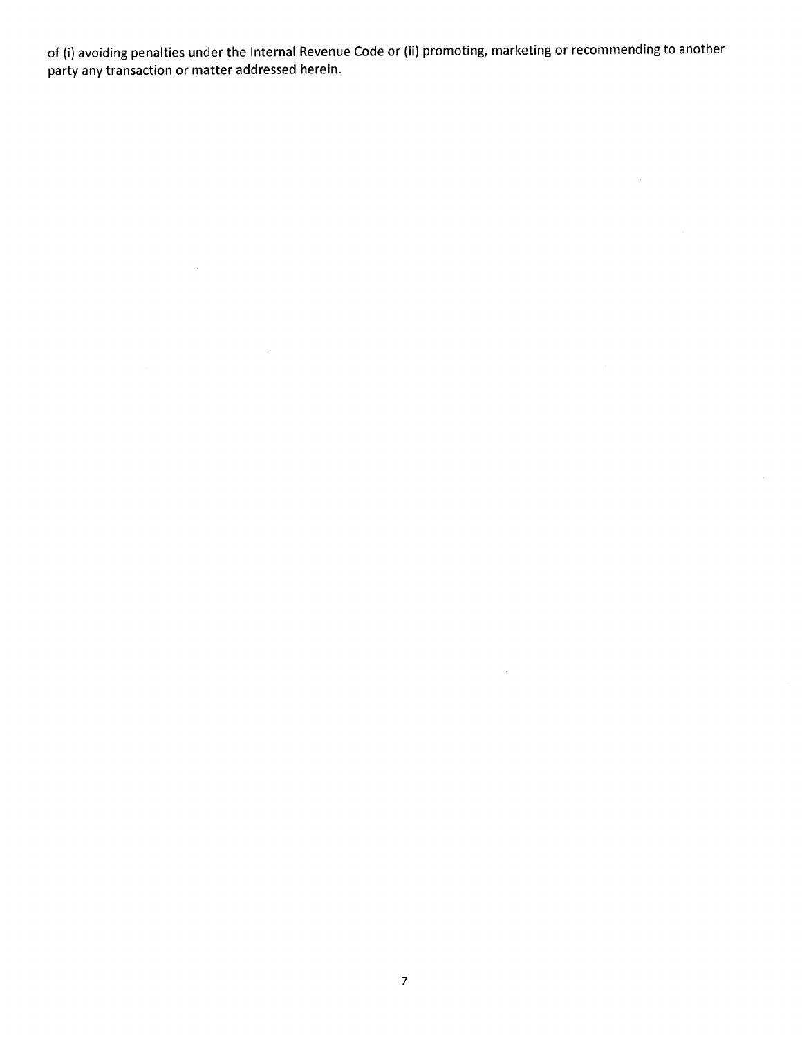of (i) avoiding penalties under the Internal Revenue Code or (ii) promoting, marketing or recommending to another party any transaction or matter addressed herein.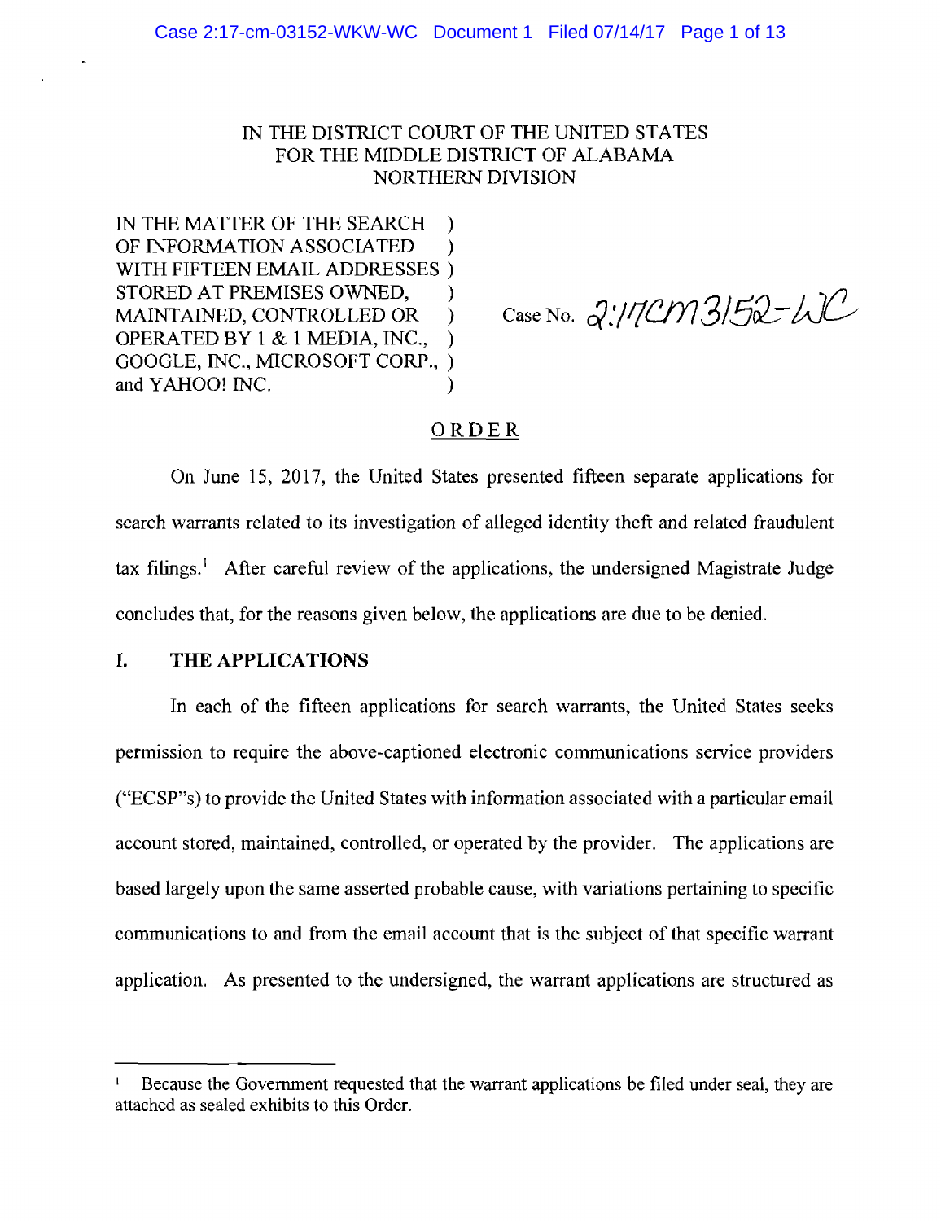IN THE DISTRICT COURT OF THE UNITED STATES
FOR THE MIDDLE DISTRICT OF ALABAMA
NORTHERN DIVISION

| | |
|---|---|
| IN THE MATTER OF THE SEARCH OF INFORMATION ASSOCIATED WITH FIFTEEN EMAIL ADDRESSES STORED AT PREMISES OWNED, MAINTAINED, CONTROLLED OR OPERATED BY 1 & 1 MEDIA, INC., GOOGLE, INC., MICROSOFT CORP., and YAHOO! INC. | Case No. 2:17cm3152-WC |

## ORDER

On June 15, 2017, the United States presented fifteen separate applications for search warrants related to its investigation of alleged identity theft and related fraudulent tax filings.[1] After careful review of the applications, the undersigned Magistrate Judge concludes that, for the reasons given below, the applications are due to be denied.

## I. THE APPLICATIONS

In each of the fifteen applications for search warrants, the United States seeks permission to require the above-captioned electronic communications service providers ("ECSP"s) to provide the United States with information associated with a particular email account stored, maintained, controlled, or operated by the provider. The applications are based largely upon the same asserted probable cause, with variations pertaining to specific communications to and from the email account that is the subject of that specific warrant application. As presented to the undersigned, the warrant applications are structured as

[1] Because the Government requested that the warrant applications be filed under seal, they are attached as sealed exhibits to this Order.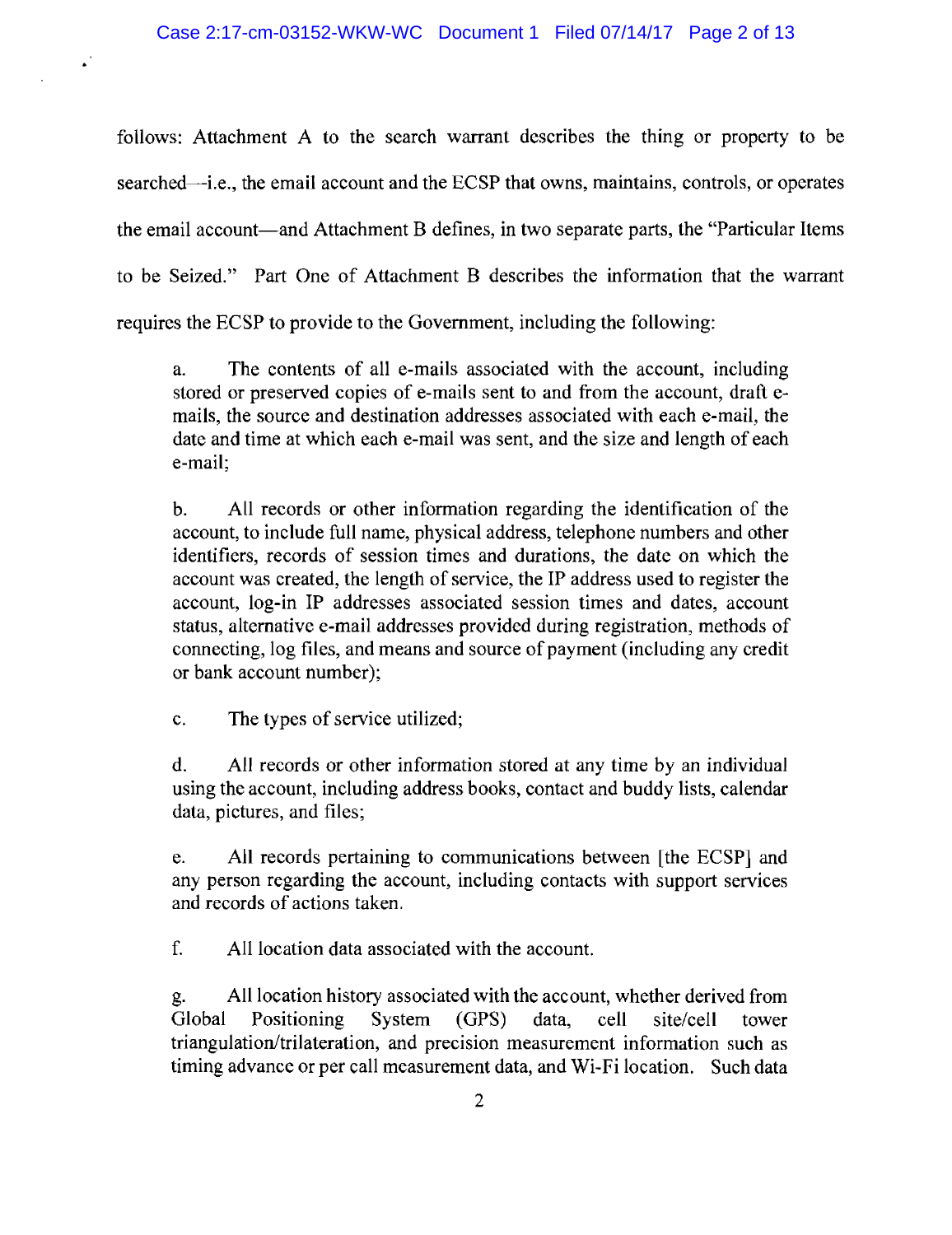follows: Attachment A to the search warrant describes the thing or property to be searched—i.e., the email account and the ECSP that owns, maintains, controls, or operates the email account—and Attachment B defines, in two separate parts, the "Particular Items to be Seized." Part One of Attachment B describes the information that the warrant requires the ECSP to provide to the Government, including the following:

> a. The contents of all e-mails associated with the account, including stored or preserved copies of e-mails sent to and from the account, draft e-mails, the source and destination addresses associated with each e-mail, the date and time at which each e-mail was sent, and the size and length of each e-mail;
>
> b. All records or other information regarding the identification of the account, to include full name, physical address, telephone numbers and other identifiers, records of session times and durations, the date on which the account was created, the length of service, the IP address used to register the account, log-in IP addresses associated session times and dates, account status, alternative e-mail addresses provided during registration, methods of connecting, log files, and means and source of payment (including any credit or bank account number);
>
> c. The types of service utilized;
>
> d. All records or other information stored at any time by an individual using the account, including address books, contact and buddy lists, calendar data, pictures, and files;
>
> e. All records pertaining to communications between [the ECSP] and any person regarding the account, including contacts with support services and records of actions taken.
>
> f. All location data associated with the account.
>
> g. All location history associated with the account, whether derived from Global Positioning System (GPS) data, cell site/cell tower triangulation/trilateration, and precision measurement information such as timing advance or per call measurement data, and Wi-Fi location. Such data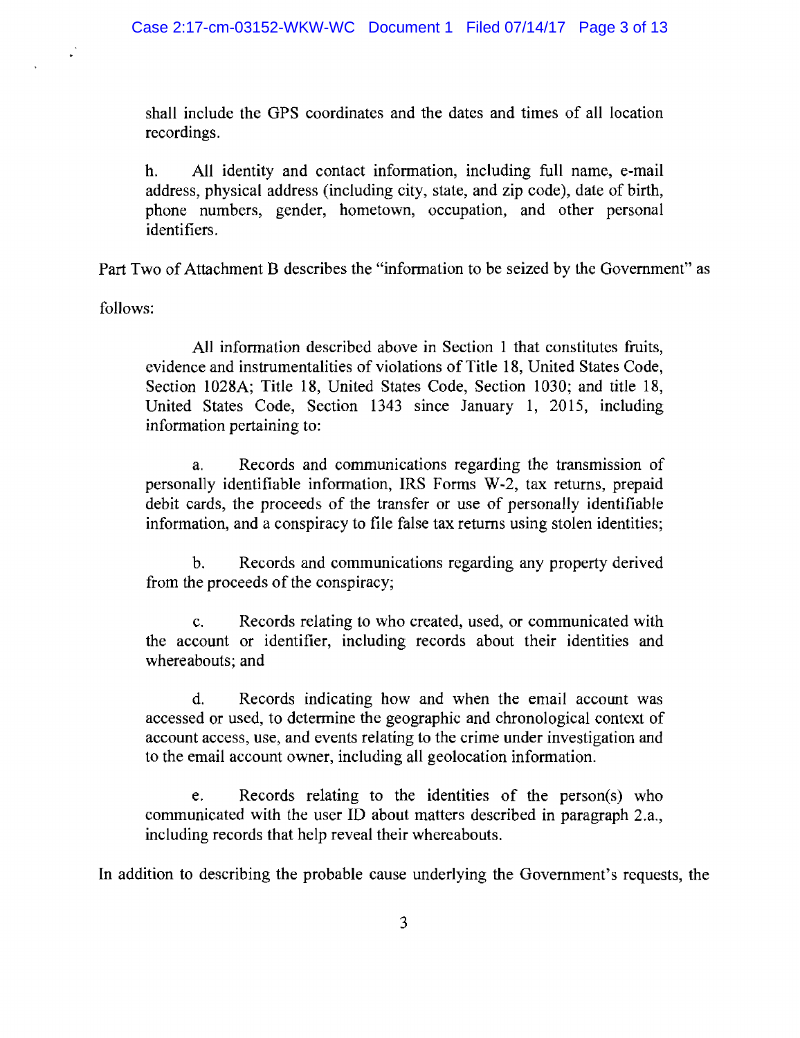shall include the GPS coordinates and the dates and times of all location recordings.

h. All identity and contact information, including full name, e-mail address, physical address (including city, state, and zip code), date of birth, phone numbers, gender, hometown, occupation, and other personal identifiers.

Part Two of Attachment B describes the "information to be seized by the Government" as follows:

> All information described above in Section 1 that constitutes fruits, evidence and instrumentalities of violations of Title 18, United States Code, Section 1028A; Title 18, United States Code, Section 1030; and title 18, United States Code, Section 1343 since January 1, 2015, including information pertaining to:
>
> a. Records and communications regarding the transmission of personally identifiable information, IRS Forms W-2, tax returns, prepaid debit cards, the proceeds of the transfer or use of personally identifiable information, and a conspiracy to file false tax returns using stolen identities;
>
> b. Records and communications regarding any property derived from the proceeds of the conspiracy;
>
> c. Records relating to who created, used, or communicated with the account or identifier, including records about their identities and whereabouts; and
>
> d. Records indicating how and when the email account was accessed or used, to determine the geographic and chronological context of account access, use, and events relating to the crime under investigation and to the email account owner, including all geolocation information.
>
> e. Records relating to the identities of the person(s) who communicated with the user ID about matters described in paragraph 2.a., including records that help reveal their whereabouts.

In addition to describing the probable cause underlying the Government's requests, the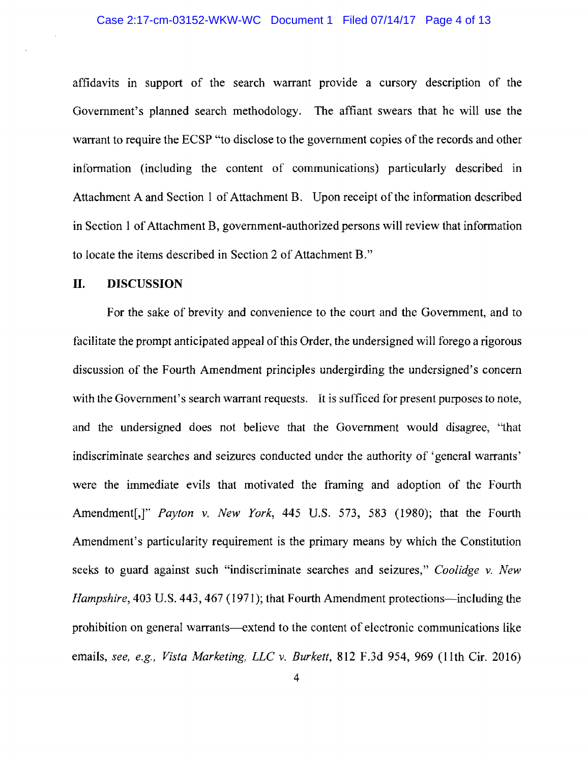affidavits in support of the search warrant provide a cursory description of the Government's planned search methodology. The affiant swears that he will use the warrant to require the ECSP "to disclose to the government copies of the records and other information (including the content of communications) particularly described in Attachment A and Section 1 of Attachment B. Upon receipt of the information described in Section 1 of Attachment B, government-authorized persons will review that information to locate the items described in Section 2 of Attachment B."

## II. DISCUSSION

For the sake of brevity and convenience to the court and the Government, and to facilitate the prompt anticipated appeal of this Order, the undersigned will forego a rigorous discussion of the Fourth Amendment principles undergirding the undersigned's concern with the Government's search warrant requests. It is sufficed for present purposes to note, and the undersigned does not believe that the Government would disagree, "that indiscriminate searches and seizures conducted under the authority of 'general warrants' were the immediate evils that motivated the framing and adoption of the Fourth Amendment[,]" *Payton v. New York*, 445 U.S. 573, 583 (1980); that the Fourth Amendment's particularity requirement is the primary means by which the Constitution seeks to guard against such "indiscriminate searches and seizures," *Coolidge v. New Hampshire*, 403 U.S. 443, 467 (1971); that Fourth Amendment protections—including the prohibition on general warrants—extend to the content of electronic communications like emails, *see, e.g., Vista Marketing, LLC v. Burkett*, 812 F.3d 954, 969 (11th Cir. 2016)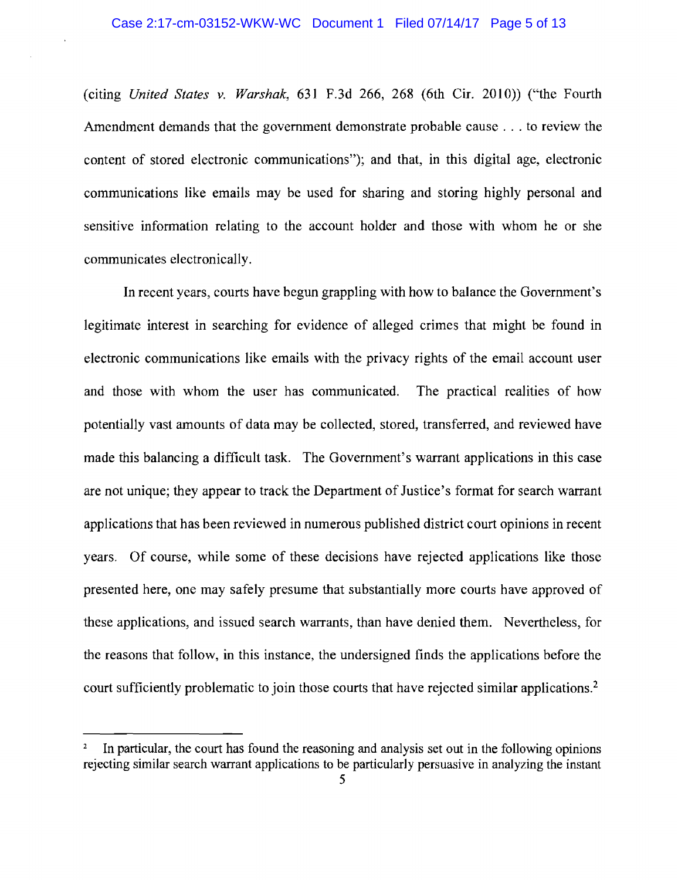(citing *United States v. Warshak*, 631 F.3d 266, 268 (6th Cir. 2010)) ("the Fourth Amendment demands that the government demonstrate probable cause . . . to review the content of stored electronic communications"); and that, in this digital age, electronic communications like emails may be used for sharing and storing highly personal and sensitive information relating to the account holder and those with whom he or she communicates electronically.

In recent years, courts have begun grappling with how to balance the Government's legitimate interest in searching for evidence of alleged crimes that might be found in electronic communications like emails with the privacy rights of the email account user and those with whom the user has communicated. The practical realities of how potentially vast amounts of data may be collected, stored, transferred, and reviewed have made this balancing a difficult task. The Government's warrant applications in this case are not unique; they appear to track the Department of Justice's format for search warrant applications that has been reviewed in numerous published district court opinions in recent years. Of course, while some of these decisions have rejected applications like those presented here, one may safely presume that substantially more courts have approved of these applications, and issued search warrants, than have denied them. Nevertheless, for the reasons that follow, in this instance, the undersigned finds the applications before the court sufficiently problematic to join those courts that have rejected similar applications.[2]

[2] In particular, the court has found the reasoning and analysis set out in the following opinions rejecting similar search warrant applications to be particularly persuasive in analyzing the instant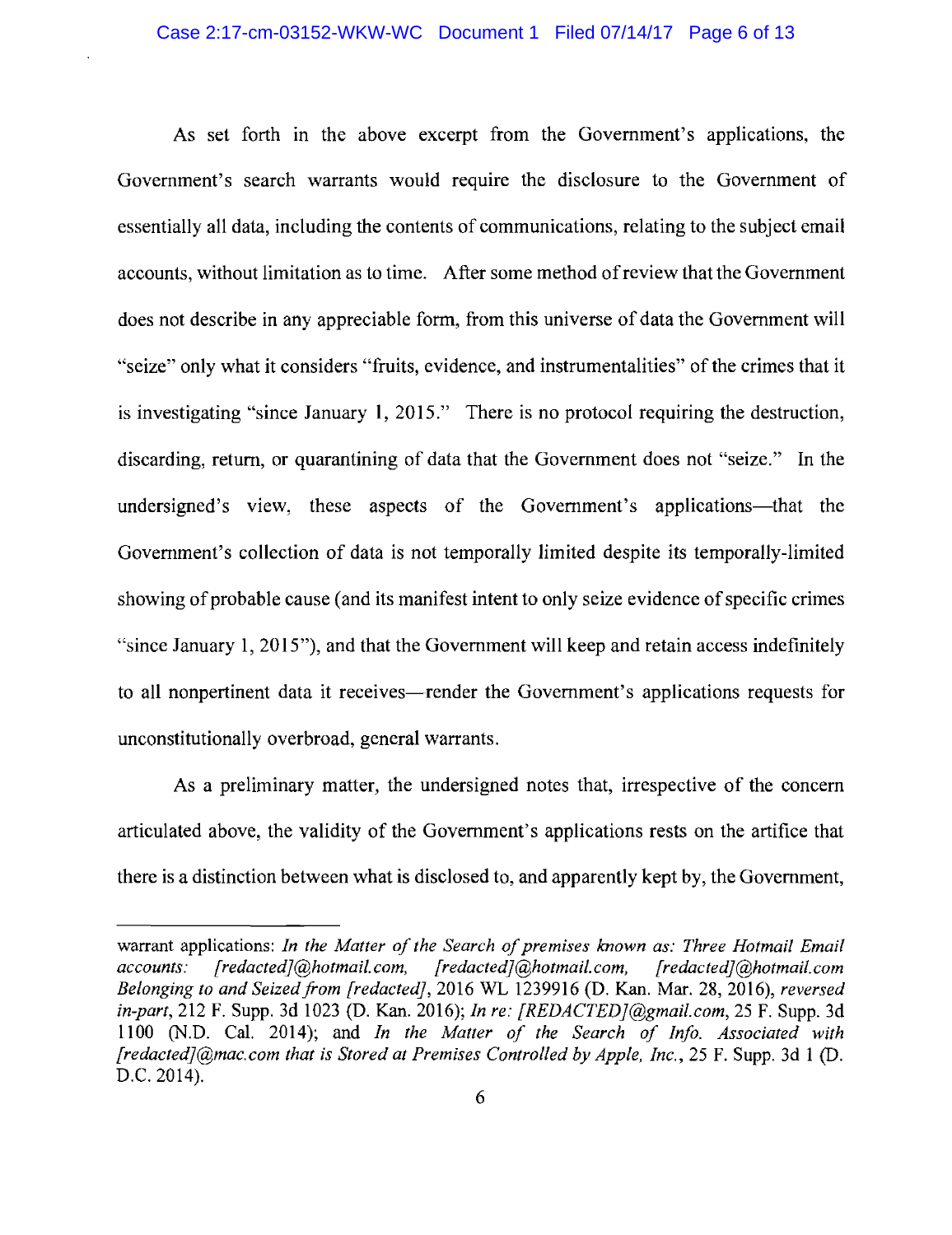As set forth in the above excerpt from the Government's applications, the Government's search warrants would require the disclosure to the Government of essentially all data, including the contents of communications, relating to the subject email accounts, without limitation as to time. After some method of review that the Government does not describe in any appreciable form, from this universe of data the Government will "seize" only what it considers "fruits, evidence, and instrumentalities" of the crimes that it is investigating "since January 1, 2015." There is no protocol requiring the destruction, discarding, return, or quarantining of data that the Government does not "seize." In the undersigned's view, these aspects of the Government's applications—that the Government's collection of data is not temporally limited despite its temporally-limited showing of probable cause (and its manifest intent to only seize evidence of specific crimes "since January 1, 2015"), and that the Government will keep and retain access indefinitely to all nonpertinent data it receives—render the Government's applications requests for unconstitutionally overbroad, general warrants.

As a preliminary matter, the undersigned notes that, irrespective of the concern articulated above, the validity of the Government's applications rests on the artifice that there is a distinction between what is disclosed to, and apparently kept by, the Government,

---

warrant applications: *In the Matter of the Search of premises known as: Three Hotmail Email accounts: [redacted]@hotmail.com, [redacted]@hotmail.com, [redacted]@hotmail.com Belonging to and Seized from [redacted]*, 2016 WL 1239916 (D. Kan. Mar. 28, 2016), *reversed in-part*, 212 F. Supp. 3d 1023 (D. Kan. 2016); *In re: [REDACTED]@gmail.com*, 25 F. Supp. 3d 1100 (N.D. Cal. 2014); and *In the Matter of the Search of Info. Associated with [redacted]@mac.com that is Stored at Premises Controlled by Apple, Inc.*, 25 F. Supp. 3d 1 (D. D.C. 2014).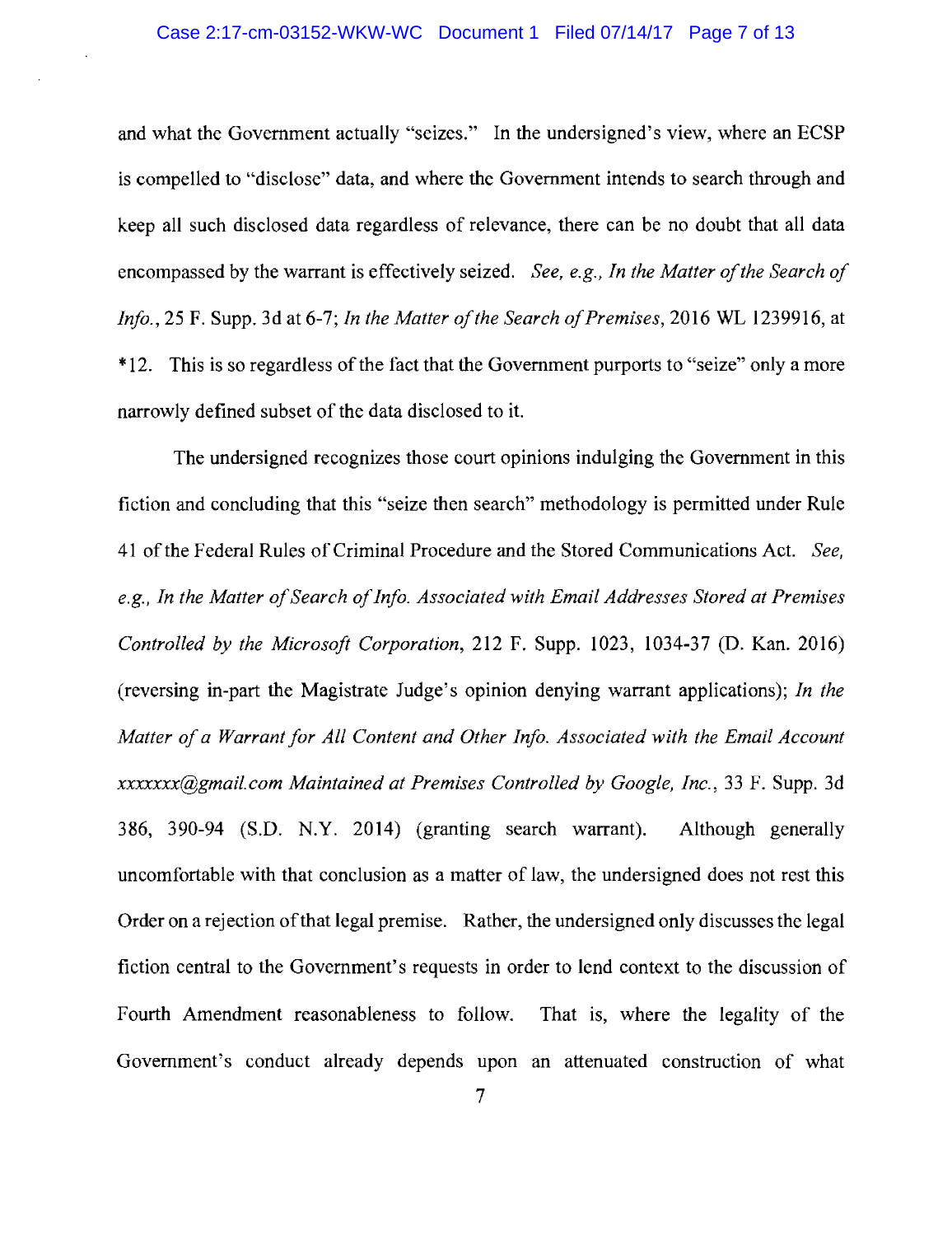and what the Government actually "seizes." In the undersigned's view, where an ECSP is compelled to "disclose" data, and where the Government intends to search through and keep all such disclosed data regardless of relevance, there can be no doubt that all data encompassed by the warrant is effectively seized. *See, e.g., In the Matter of the Search of Info.*, 25 F. Supp. 3d at 6-7; *In the Matter of the Search of Premises*, 2016 WL 1239916, at *12. This is so regardless of the fact that the Government purports to "seize" only a more narrowly defined subset of the data disclosed to it.

The undersigned recognizes those court opinions indulging the Government in this fiction and concluding that this "seize then search" methodology is permitted under Rule 41 of the Federal Rules of Criminal Procedure and the Stored Communications Act. *See, e.g., In the Matter of Search of Info. Associated with Email Addresses Stored at Premises Controlled by the Microsoft Corporation*, 212 F. Supp. 1023, 1034-37 (D. Kan. 2016) (reversing in-part the Magistrate Judge's opinion denying warrant applications); *In the Matter of a Warrant for All Content and Other Info. Associated with the Email Account xxxxxxx@gmail.com Maintained at Premises Controlled by Google, Inc.*, 33 F. Supp. 3d 386, 390-94 (S.D. N.Y. 2014) (granting search warrant). Although generally uncomfortable with that conclusion as a matter of law, the undersigned does not rest this Order on a rejection of that legal premise. Rather, the undersigned only discusses the legal fiction central to the Government's requests in order to lend context to the discussion of Fourth Amendment reasonableness to follow. That is, where the legality of the Government's conduct already depends upon an attenuated construction of what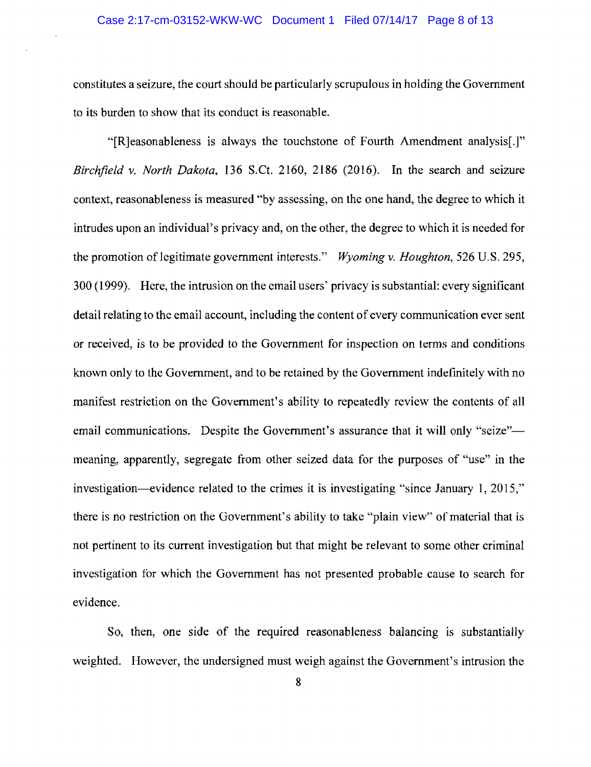constitutes a seizure, the court should be particularly scrupulous in holding the Government to its burden to show that its conduct is reasonable.

"[R]easonableness is always the touchstone of Fourth Amendment analysis[.]" *Birchfield v. North Dakota*, 136 S.Ct. 2160, 2186 (2016). In the search and seizure context, reasonableness is measured "by assessing, on the one hand, the degree to which it intrudes upon an individual's privacy and, on the other, the degree to which it is needed for the promotion of legitimate government interests." *Wyoming v. Houghton*, 526 U.S. 295, 300 (1999). Here, the intrusion on the email users' privacy is substantial: every significant detail relating to the email account, including the content of every communication ever sent or received, is to be provided to the Government for inspection on terms and conditions known only to the Government, and to be retained by the Government indefinitely with no manifest restriction on the Government's ability to repeatedly review the contents of all email communications. Despite the Government's assurance that it will only "seize"—meaning, apparently, segregate from other seized data for the purposes of "use" in the investigation—evidence related to the crimes it is investigating "since January 1, 2015," there is no restriction on the Government's ability to take "plain view" of material that is not pertinent to its current investigation but that might be relevant to some other criminal investigation for which the Government has not presented probable cause to search for evidence.

So, then, one side of the required reasonableness balancing is substantially weighted. However, the undersigned must weigh against the Government's intrusion the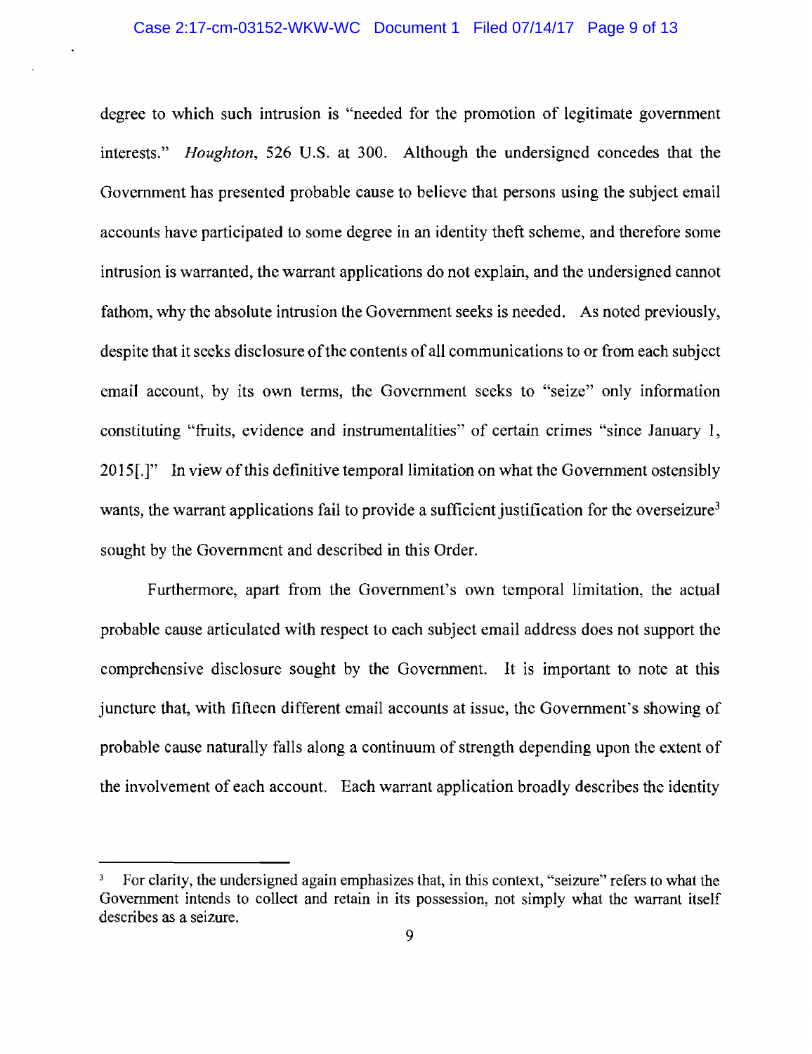degree to which such intrusion is "needed for the promotion of legitimate government interests." *Houghton*, 526 U.S. at 300. Although the undersigned concedes that the Government has presented probable cause to believe that persons using the subject email accounts have participated to some degree in an identity theft scheme, and therefore some intrusion is warranted, the warrant applications do not explain, and the undersigned cannot fathom, why the absolute intrusion the Government seeks is needed. As noted previously, despite that it seeks disclosure of the contents of all communications to or from each subject email account, by its own terms, the Government seeks to "seize" only information constituting "fruits, evidence and instrumentalities" of certain crimes "since January 1, 2015[.]" In view of this definitive temporal limitation on what the Government ostensibly wants, the warrant applications fail to provide a sufficient justification for the overseizure[3] sought by the Government and described in this Order.

Furthermore, apart from the Government's own temporal limitation, the actual probable cause articulated with respect to each subject email address does not support the comprehensive disclosure sought by the Government. It is important to note at this juncture that, with fifteen different email accounts at issue, the Government's showing of probable cause naturally falls along a continuum of strength depending upon the extent of the involvement of each account. Each warrant application broadly describes the identity

[3] For clarity, the undersigned again emphasizes that, in this context, "seizure" refers to what the Government intends to collect and retain in its possession, not simply what the warrant itself describes as a seizure.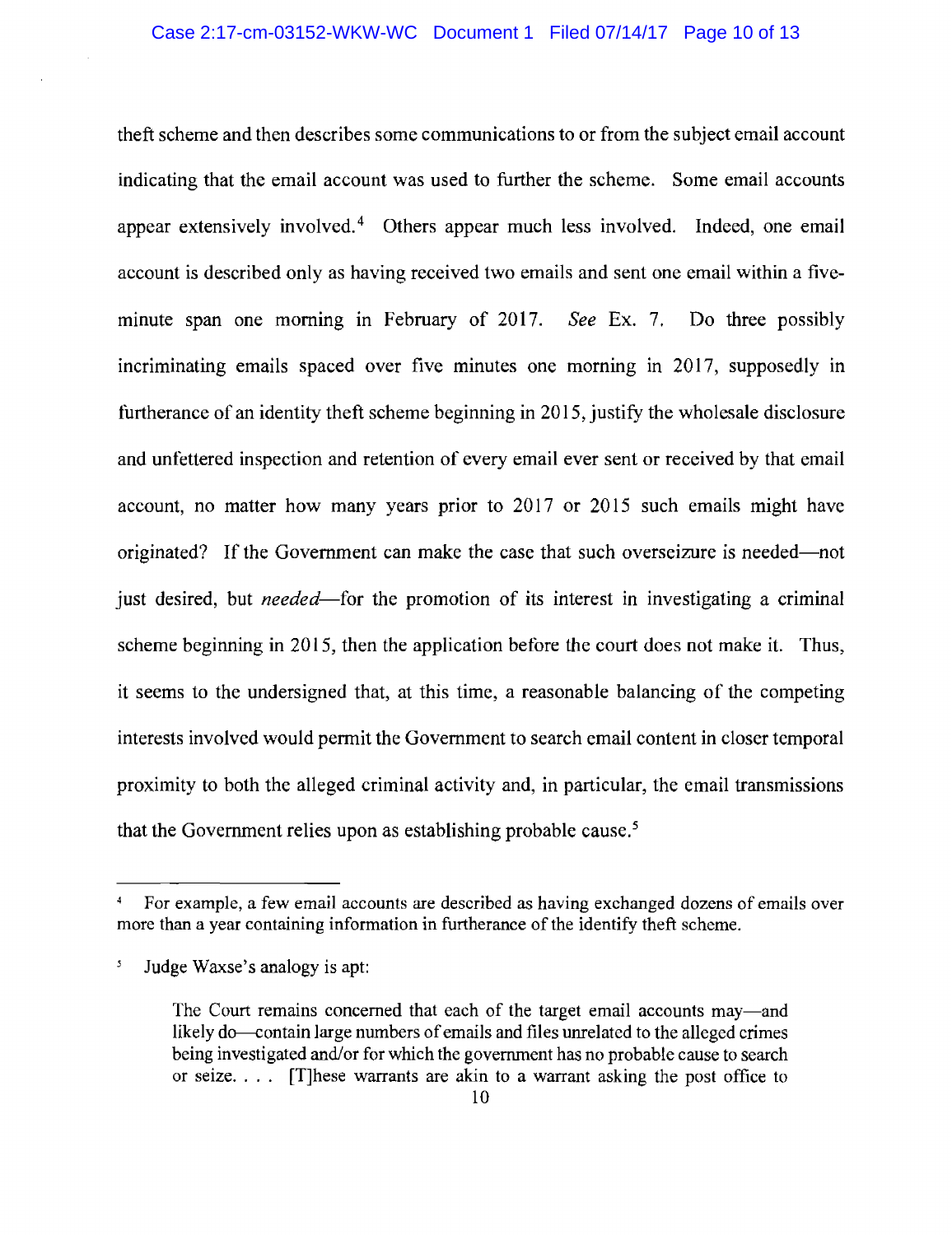theft scheme and then describes some communications to or from the subject email account indicating that the email account was used to further the scheme. Some email accounts appear extensively involved.[4] Others appear much less involved. Indeed, one email account is described only as having received two emails and sent one email within a five-minute span one morning in February of 2017. *See* Ex. 7. Do three possibly incriminating emails spaced over five minutes one morning in 2017, supposedly in furtherance of an identity theft scheme beginning in 2015, justify the wholesale disclosure and unfettered inspection and retention of every email ever sent or received by that email account, no matter how many years prior to 2017 or 2015 such emails might have originated? If the Government can make the case that such overseizure is needed—not just desired, but *needed*—for the promotion of its interest in investigating a criminal scheme beginning in 2015, then the application before the court does not make it. Thus, it seems to the undersigned that, at this time, a reasonable balancing of the competing interests involved would permit the Government to search email content in closer temporal proximity to both the alleged criminal activity and, in particular, the email transmissions that the Government relies upon as establishing probable cause.[5]

---

[4] For example, a few email accounts are described as having exchanged dozens of emails over more than a year containing information in furtherance of the identify theft scheme.

[5] Judge Waxse's analogy is apt:

> The Court remains concerned that each of the target email accounts may—and likely do—contain large numbers of emails and files unrelated to the alleged crimes being investigated and/or for which the government has no probable cause to search or seize. . . . [T]hese warrants are akin to a warrant asking the post office to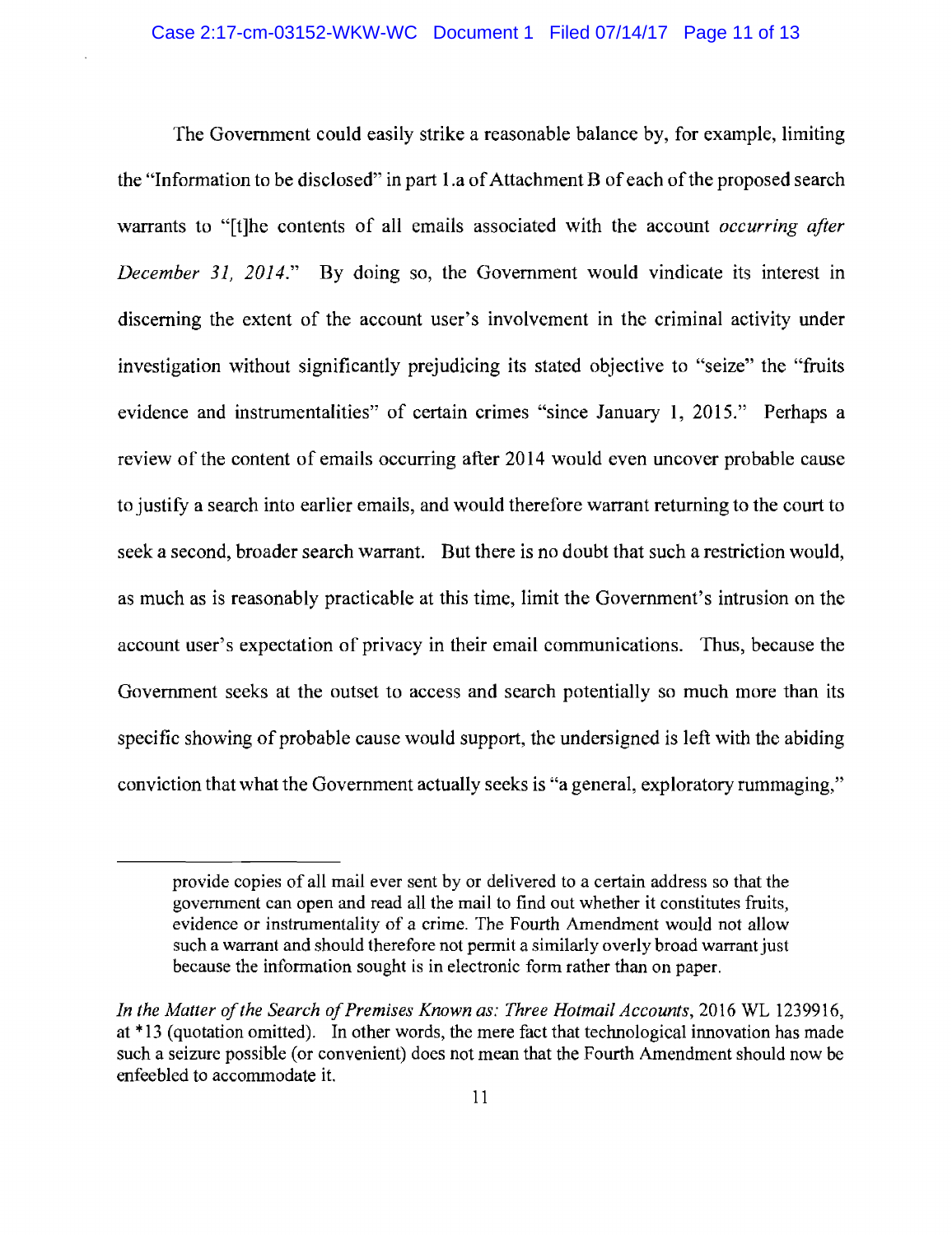The Government could easily strike a reasonable balance by, for example, limiting the "Information to be disclosed" in part 1.a of Attachment B of each of the proposed search warrants to "[t]he contents of all emails associated with the account *occurring after December 31, 2014*." By doing so, the Government would vindicate its interest in discerning the extent of the account user's involvement in the criminal activity under investigation without significantly prejudicing its stated objective to "seize" the "fruits evidence and instrumentalities" of certain crimes "since January 1, 2015." Perhaps a review of the content of emails occurring after 2014 would even uncover probable cause to justify a search into earlier emails, and would therefore warrant returning to the court to seek a second, broader search warrant. But there is no doubt that such a restriction would, as much as is reasonably practicable at this time, limit the Government's intrusion on the account user's expectation of privacy in their email communications. Thus, because the Government seeks at the outset to access and search potentially so much more than its specific showing of probable cause would support, the undersigned is left with the abiding conviction that what the Government actually seeks is "a general, exploratory rummaging,"

---

> provide copies of all mail ever sent by or delivered to a certain address so that the government can open and read all the mail to find out whether it constitutes fruits, evidence or instrumentality of a crime. The Fourth Amendment would not allow such a warrant and should therefore not permit a similarly overly broad warrant just because the information sought is in electronic form rather than on paper.

*In the Matter of the Search of Premises Known as: Three Hotmail Accounts*, 2016 WL 1239916, at *13 (quotation omitted). In other words, the mere fact that technological innovation has made such a seizure possible (or convenient) does not mean that the Fourth Amendment should now be enfeebled to accommodate it.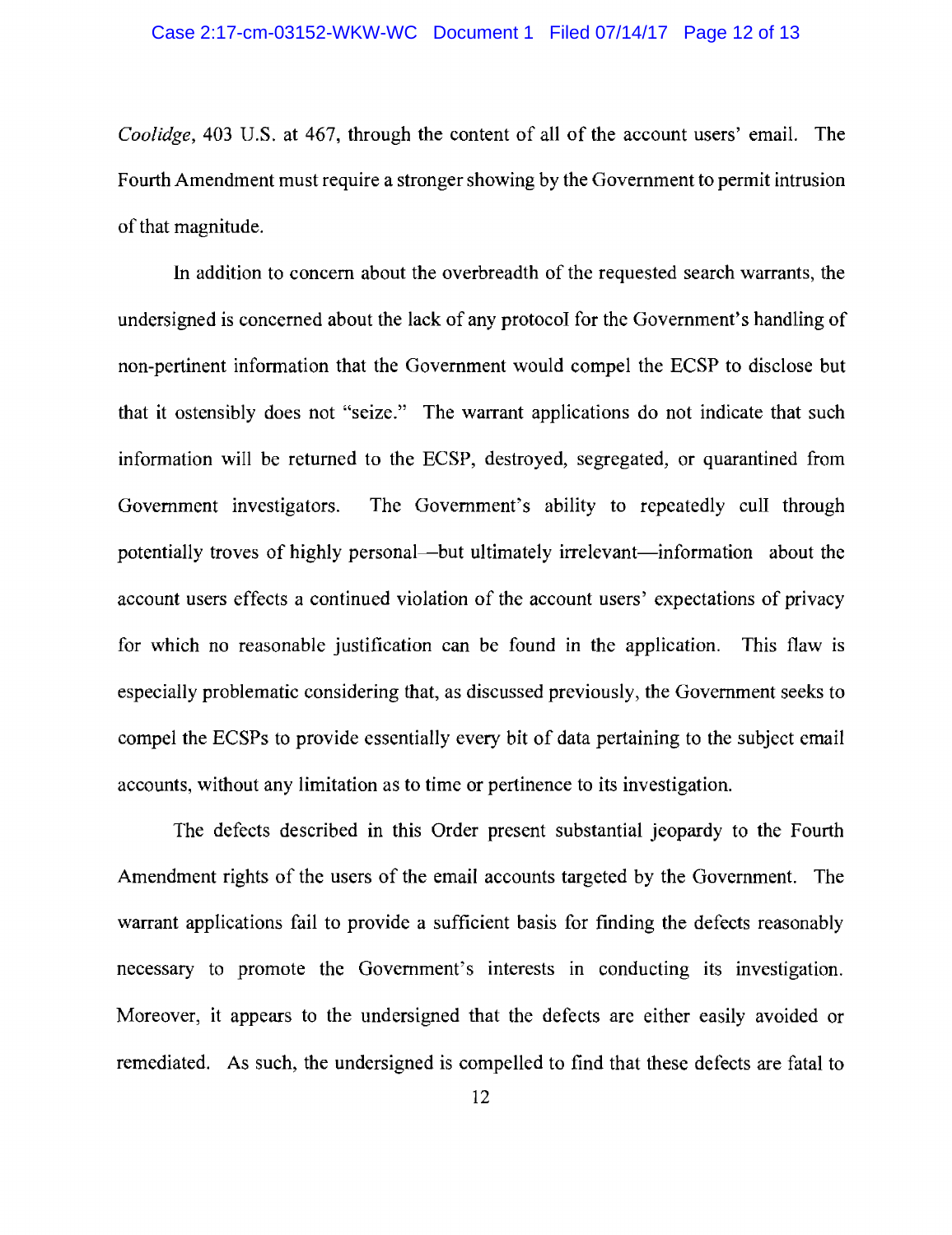*Coolidge*, 403 U.S. at 467, through the content of all of the account users' email. The Fourth Amendment must require a stronger showing by the Government to permit intrusion of that magnitude.

In addition to concern about the overbreadth of the requested search warrants, the undersigned is concerned about the lack of any protocol for the Government's handling of non-pertinent information that the Government would compel the ECSP to disclose but that it ostensibly does not "seize." The warrant applications do not indicate that such information will be returned to the ECSP, destroyed, segregated, or quarantined from Government investigators. The Government's ability to repeatedly cull through potentially troves of highly personal—but ultimately irrelevant—information about the account users effects a continued violation of the account users' expectations of privacy for which no reasonable justification can be found in the application. This flaw is especially problematic considering that, as discussed previously, the Government seeks to compel the ECSPs to provide essentially every bit of data pertaining to the subject email accounts, without any limitation as to time or pertinence to its investigation.

The defects described in this Order present substantial jeopardy to the Fourth Amendment rights of the users of the email accounts targeted by the Government. The warrant applications fail to provide a sufficient basis for finding the defects reasonably necessary to promote the Government's interests in conducting its investigation. Moreover, it appears to the undersigned that the defects are either easily avoided or remediated. As such, the undersigned is compelled to find that these defects are fatal to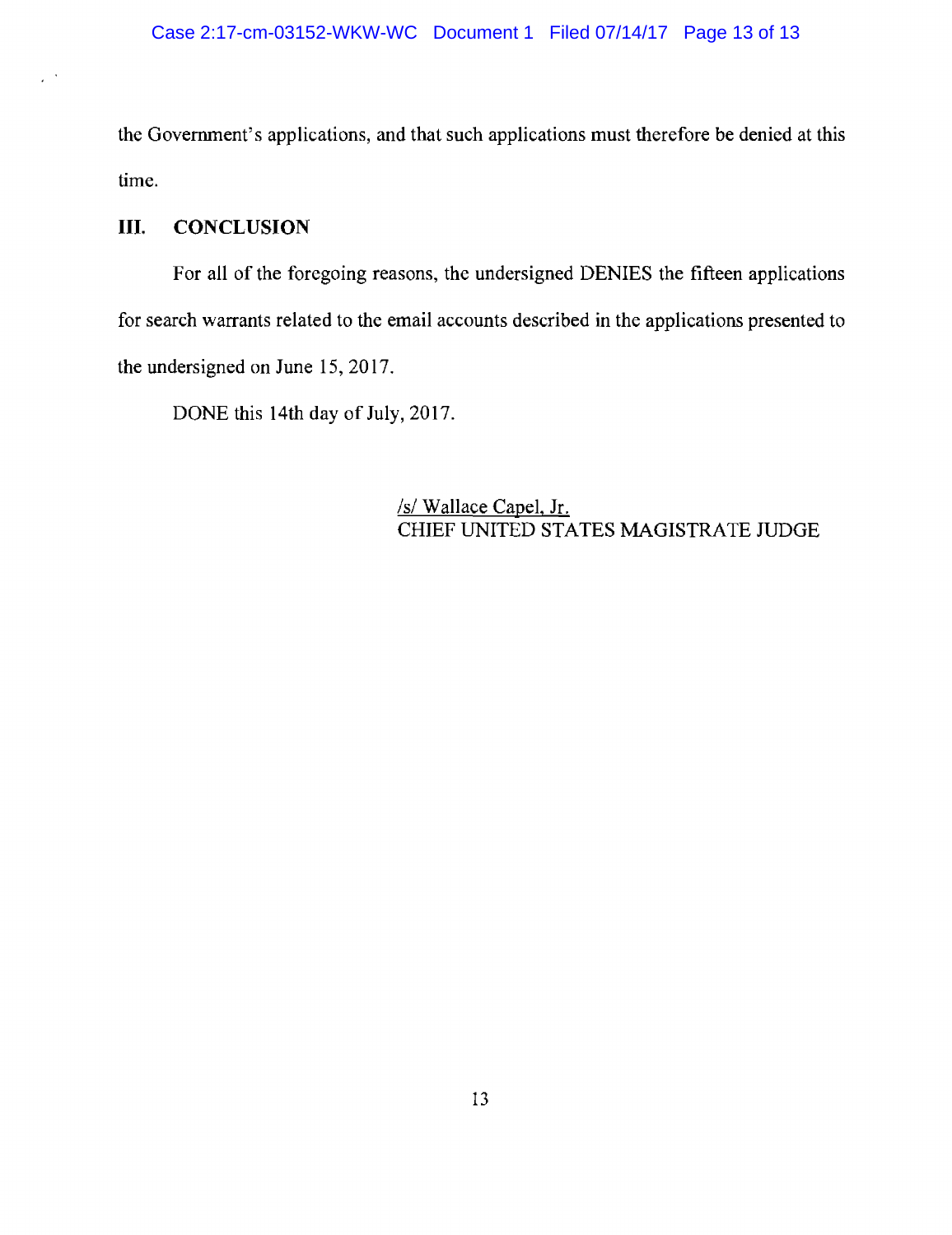the Government's applications, and that such applications must therefore be denied at this time.

## III. CONCLUSION

For all of the foregoing reasons, the undersigned DENIES the fifteen applications for search warrants related to the email accounts described in the applications presented to the undersigned on June 15, 2017.

DONE this 14th day of July, 2017.

/s/ Wallace Capel, Jr.
CHIEF UNITED STATES MAGISTRATE JUDGE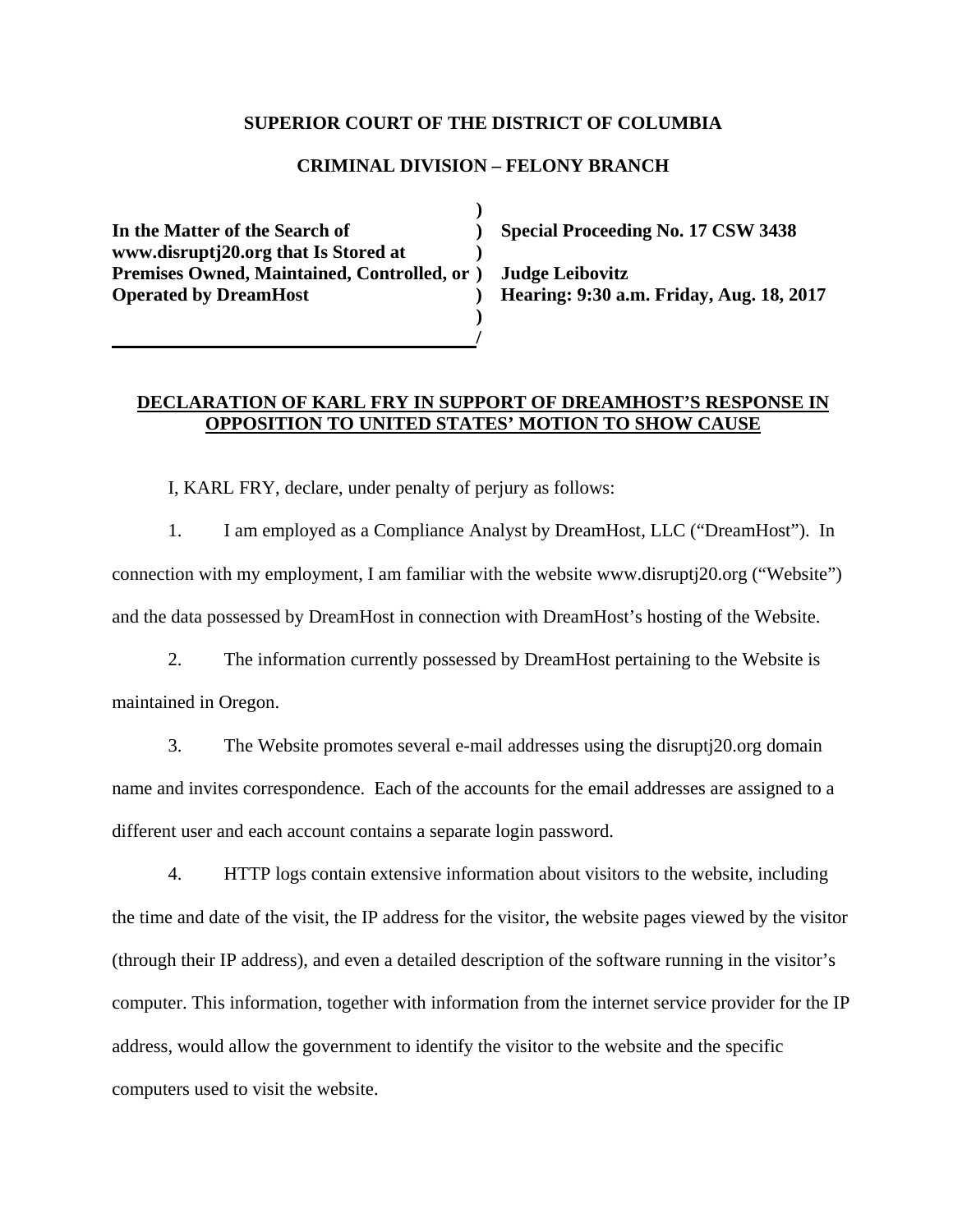**SUPERIOR COURT OF THE DISTRICT OF COLUMBIA**

**CRIMINAL DIVISION – FELONY BRANCH**

| | |
|---|---|
| **In the Matter of the Search of www.disruptj20.org that Is Stored at Premises Owned, Maintained, Controlled, or Operated by DreamHost** | **Special Proceeding No. 17 CSW 3438** <br> **Judge Leibovitz** <br> **Hearing: 9:30 a.m. Friday, Aug. 18, 2017** |

**DECLARATION OF KARL FRY IN SUPPORT OF DREAMHOST'S RESPONSE IN OPPOSITION TO UNITED STATES' MOTION TO SHOW CAUSE**

I, KARL FRY, declare, under penalty of perjury as follows:

1. I am employed as a Compliance Analyst by DreamHost, LLC ("DreamHost"). In connection with my employment, I am familiar with the website www.disruptj20.org ("Website") and the data possessed by DreamHost in connection with DreamHost's hosting of the Website.

2. The information currently possessed by DreamHost pertaining to the Website is maintained in Oregon.

3. The Website promotes several e-mail addresses using the disruptj20.org domain name and invites correspondence. Each of the accounts for the email addresses are assigned to a different user and each account contains a separate login password.

4. HTTP logs contain extensive information about visitors to the website, including the time and date of the visit, the IP address for the visitor, the website pages viewed by the visitor (through their IP address), and even a detailed description of the software running in the visitor's computer. This information, together with information from the internet service provider for the IP address, would allow the government to identify the visitor to the website and the specific computers used to visit the website.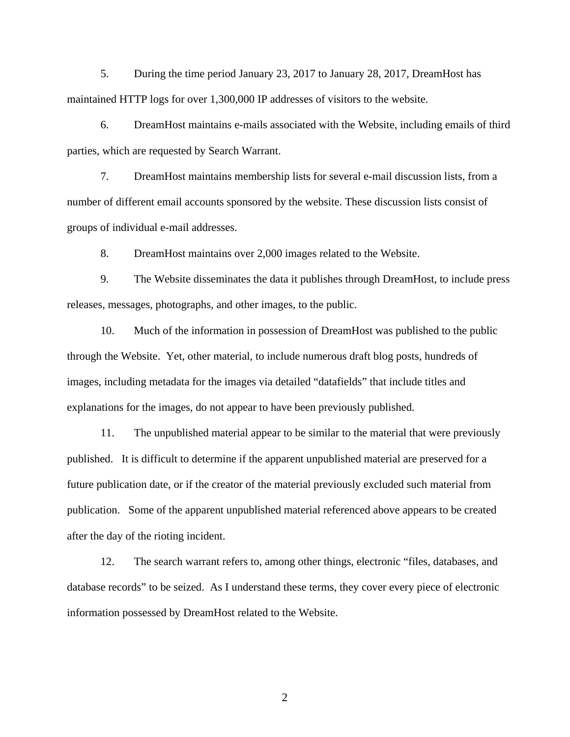5. During the time period January 23, 2017 to January 28, 2017, DreamHost has maintained HTTP logs for over 1,300,000 IP addresses of visitors to the website.

6. DreamHost maintains e-mails associated with the Website, including emails of third parties, which are requested by Search Warrant.

7. DreamHost maintains membership lists for several e-mail discussion lists, from a number of different email accounts sponsored by the website. These discussion lists consist of groups of individual e-mail addresses.

8. DreamHost maintains over 2,000 images related to the Website.

9. The Website disseminates the data it publishes through DreamHost, to include press releases, messages, photographs, and other images, to the public.

10. Much of the information in possession of DreamHost was published to the public through the Website. Yet, other material, to include numerous draft blog posts, hundreds of images, including metadata for the images via detailed "datafields" that include titles and explanations for the images, do not appear to have been previously published.

11. The unpublished material appear to be similar to the material that were previously published. It is difficult to determine if the apparent unpublished material are preserved for a future publication date, or if the creator of the material previously excluded such material from publication. Some of the apparent unpublished material referenced above appears to be created after the day of the rioting incident.

12. The search warrant refers to, among other things, electronic "files, databases, and database records" to be seized. As I understand these terms, they cover every piece of electronic information possessed by DreamHost related to the Website.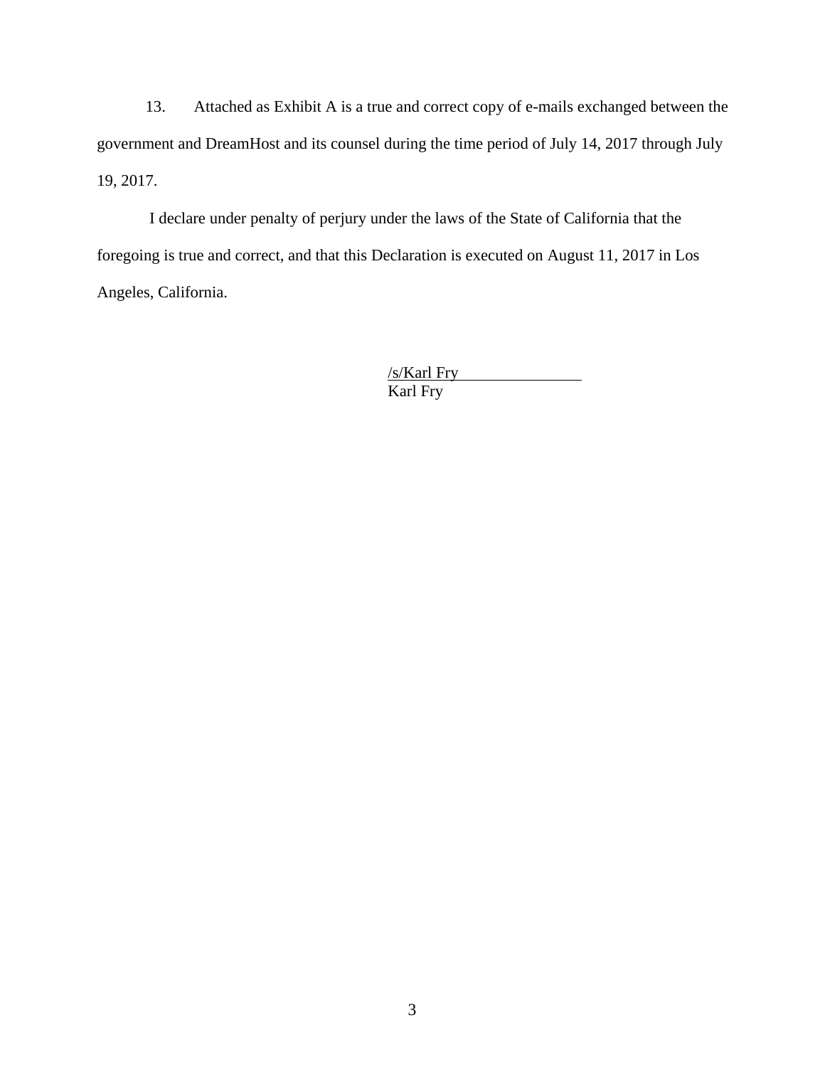13. Attached as Exhibit A is a true and correct copy of e-mails exchanged between the government and DreamHost and its counsel during the time period of July 14, 2017 through July 19, 2017.

I declare under penalty of perjury under the laws of the State of California that the foregoing is true and correct, and that this Declaration is executed on August 11, 2017 in Los Angeles, California.

/s/Karl Fry
Karl Fry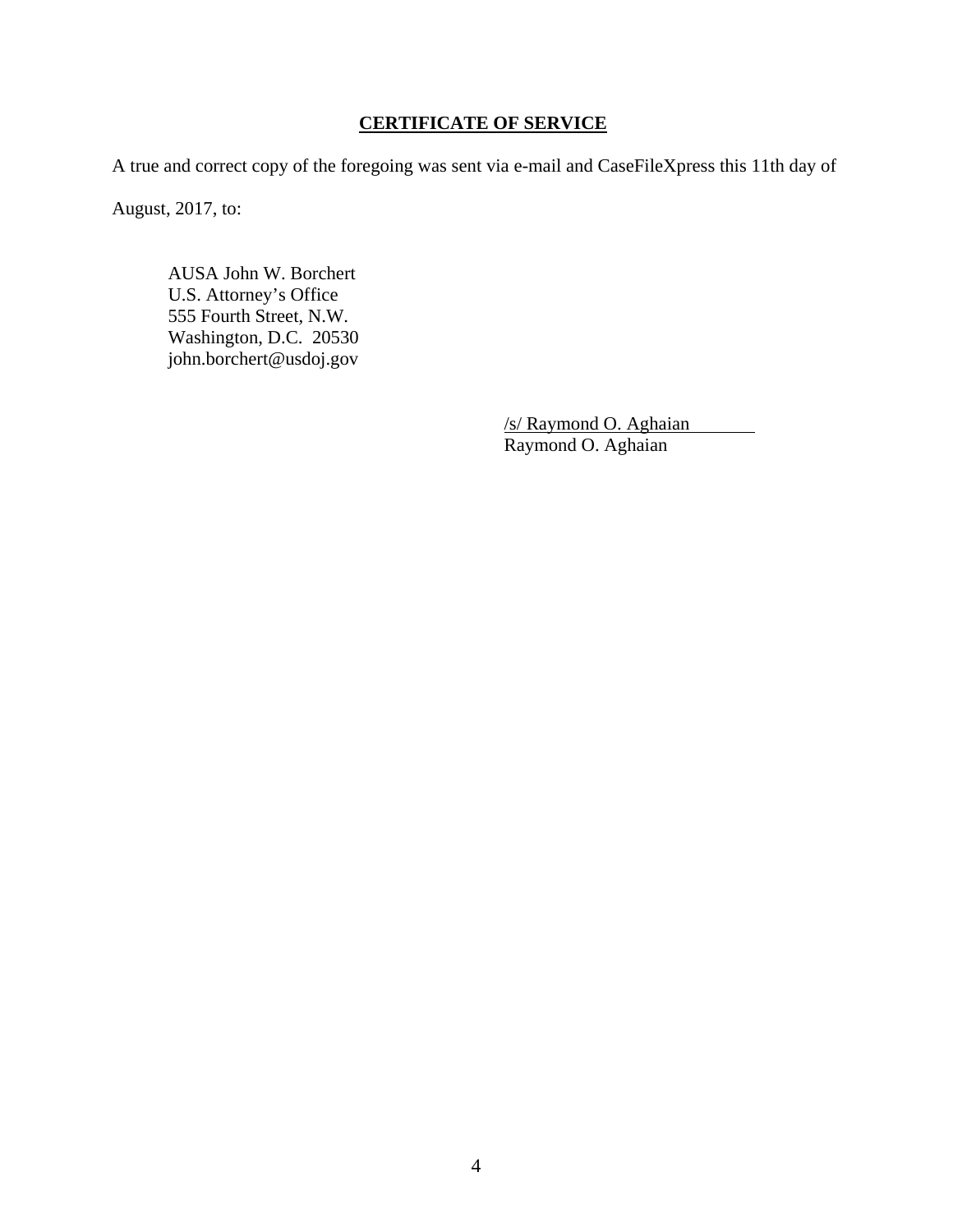**CERTIFICATE OF SERVICE**

A true and correct copy of the foregoing was sent via e-mail and CaseFileXpress this 11th day of August, 2017, to:

AUSA John W. Borchert  
U.S. Attorney's Office  
555 Fourth Street, N.W.  
Washington, D.C. 20530  
john.borchert@usdoj.gov

/s/ Raymond O. Aghaian  
Raymond O. Aghaian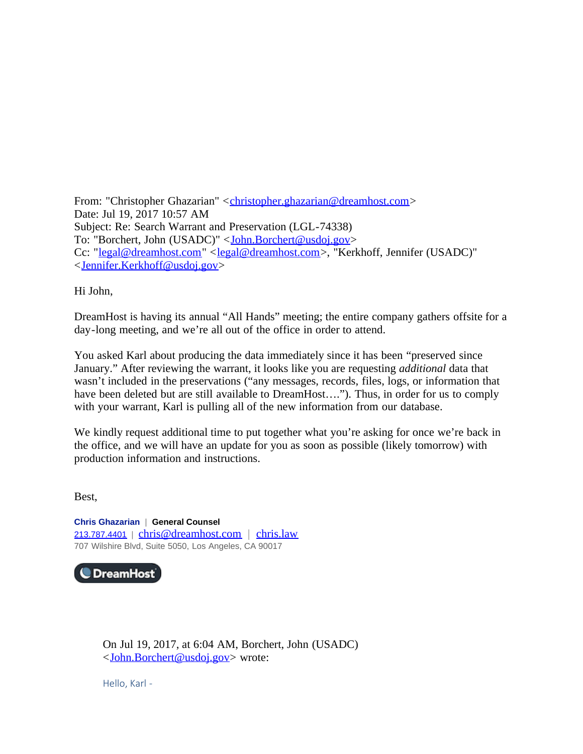From: "Christopher Ghazarian" <christopher.ghazarian@dreamhost.com>
Date: Jul 19, 2017 10:57 AM
Subject: Re: Search Warrant and Preservation (LGL-74338)
To: "Borchert, John (USADC)" <John.Borchert@usdoj.gov>
Cc: "legal@dreamhost.com" <legal@dreamhost.com>, "Kerkhoff, Jennifer (USADC)" <Jennifer.Kerkhoff@usdoj.gov>

Hi John,

DreamHost is having its annual “All Hands” meeting; the entire company gathers offsite for a day-long meeting, and we’re all out of the office in order to attend.

You asked Karl about producing the data immediately since it has been “preserved since January.” After reviewing the warrant, it looks like you are requesting *additional* data that wasn’t included in the preservations (“any messages, records, files, logs, or information that have been deleted but are still available to DreamHost….”). Thus, in order for us to comply with your warrant, Karl is pulling all of the new information from our database.

We kindly request additional time to put together what you’re asking for once we’re back in the office, and we will have an update for you as soon as possible (likely tomorrow) with production information and instructions.

Best,

**Chris Ghazarian** | **General Counsel**
213.787.4401 | chris@dreamhost.com | chris.law
707 Wilshire Blvd, Suite 5050, Los Angeles, CA 90017

DreamHost

> On Jul 19, 2017, at 6:04 AM, Borchert, John (USADC) <John.Borchert@usdoj.gov> wrote:
>
> Hello, Karl -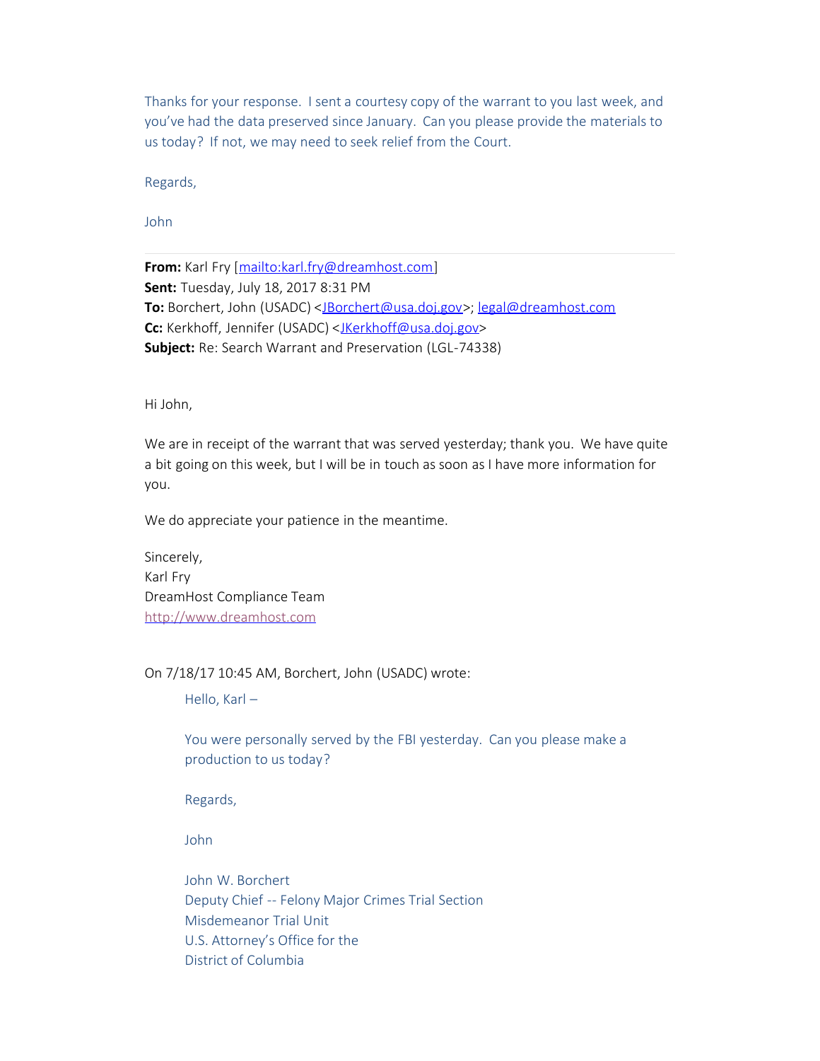Thanks for your response. I sent a courtesy copy of the warrant to you last week, and you've had the data preserved since January. Can you please provide the materials to us today? If not, we may need to seek relief from the Court.

Regards,

John

---

**From:** Karl Fry [mailto:karl.fry@dreamhost.com]
**Sent:** Tuesday, July 18, 2017 8:31 PM
**To:** Borchert, John (USADC) <JBorchert@usa.doj.gov>; legal@dreamhost.com
**Cc:** Kerkhoff, Jennifer (USADC) <JKerkhoff@usa.doj.gov>
**Subject:** Re: Search Warrant and Preservation (LGL-74338)

Hi John,

We are in receipt of the warrant that was served yesterday; thank you. We have quite a bit going on this week, but I will be in touch as soon as I have more information for you.

We do appreciate your patience in the meantime.

Sincerely,
Karl Fry
DreamHost Compliance Team
http://www.dreamhost.com

On 7/18/17 10:45 AM, Borchert, John (USADC) wrote:

> Hello, Karl –
>
> You were personally served by the FBI yesterday. Can you please make a production to us today?
>
> Regards,
>
> John
>
> John W. Borchert
> Deputy Chief -- Felony Major Crimes Trial Section
> Misdemeanor Trial Unit
> U.S. Attorney's Office for the
> District of Columbia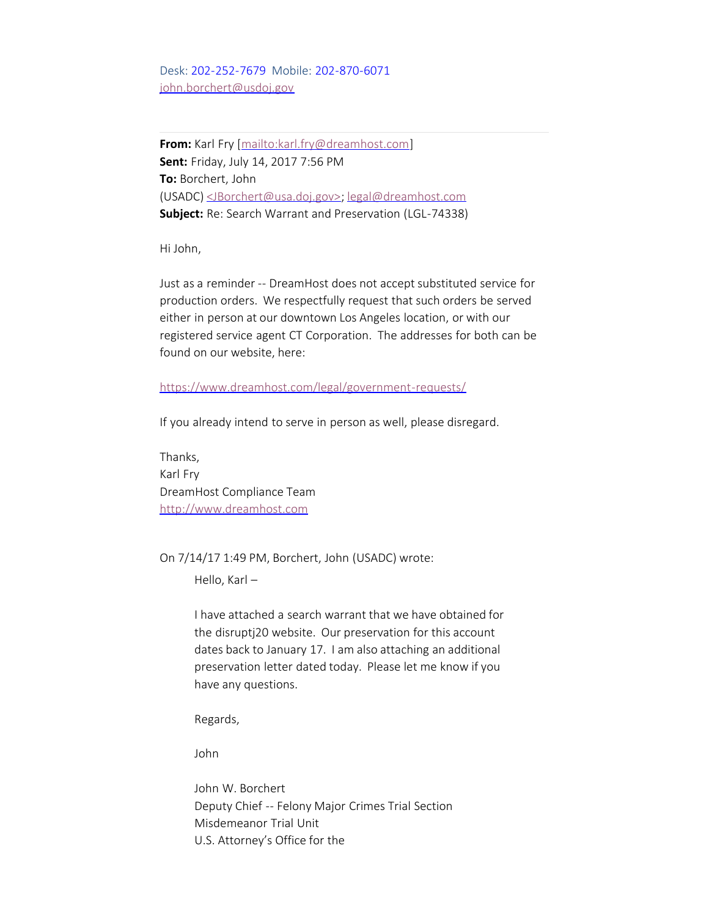Desk: 202-252-7679  Mobile: 202-870-6071
john.borchert@usdoj.gov

---

**From:** Karl Fry [mailto:karl.fry@dreamhost.com]
**Sent:** Friday, July 14, 2017 7:56 PM
**To:** Borchert, John
(USADC) <JBorchert@usa.doj.gov>; legal@dreamhost.com
**Subject:** Re: Search Warrant and Preservation (LGL-74338)

Hi John,

Just as a reminder -- DreamHost does not accept substituted service for production orders. We respectfully request that such orders be served either in person at our downtown Los Angeles location, or with our registered service agent CT Corporation. The addresses for both can be found on our website, here:

https://www.dreamhost.com/legal/government-requests/

If you already intend to serve in person as well, please disregard.

Thanks,
Karl Fry
DreamHost Compliance Team
http://www.dreamhost.com

On 7/14/17 1:49 PM, Borchert, John (USADC) wrote:

> Hello, Karl –
>
> I have attached a search warrant that we have obtained for the disruptj20 website. Our preservation for this account dates back to January 17. I am also attaching an additional preservation letter dated today. Please let me know if you have any questions.
>
> Regards,
>
> John
>
> John W. Borchert
> Deputy Chief -- Felony Major Crimes Trial Section
> Misdemeanor Trial Unit
> U.S. Attorney's Office for the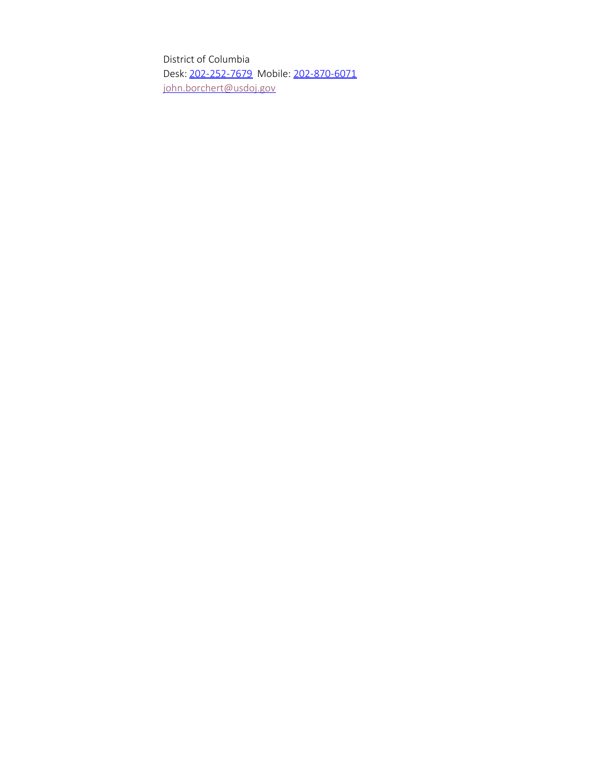District of Columbia
Desk: 202-252-7679 Mobile: 202-870-6071
john.borchert@usdoj.gov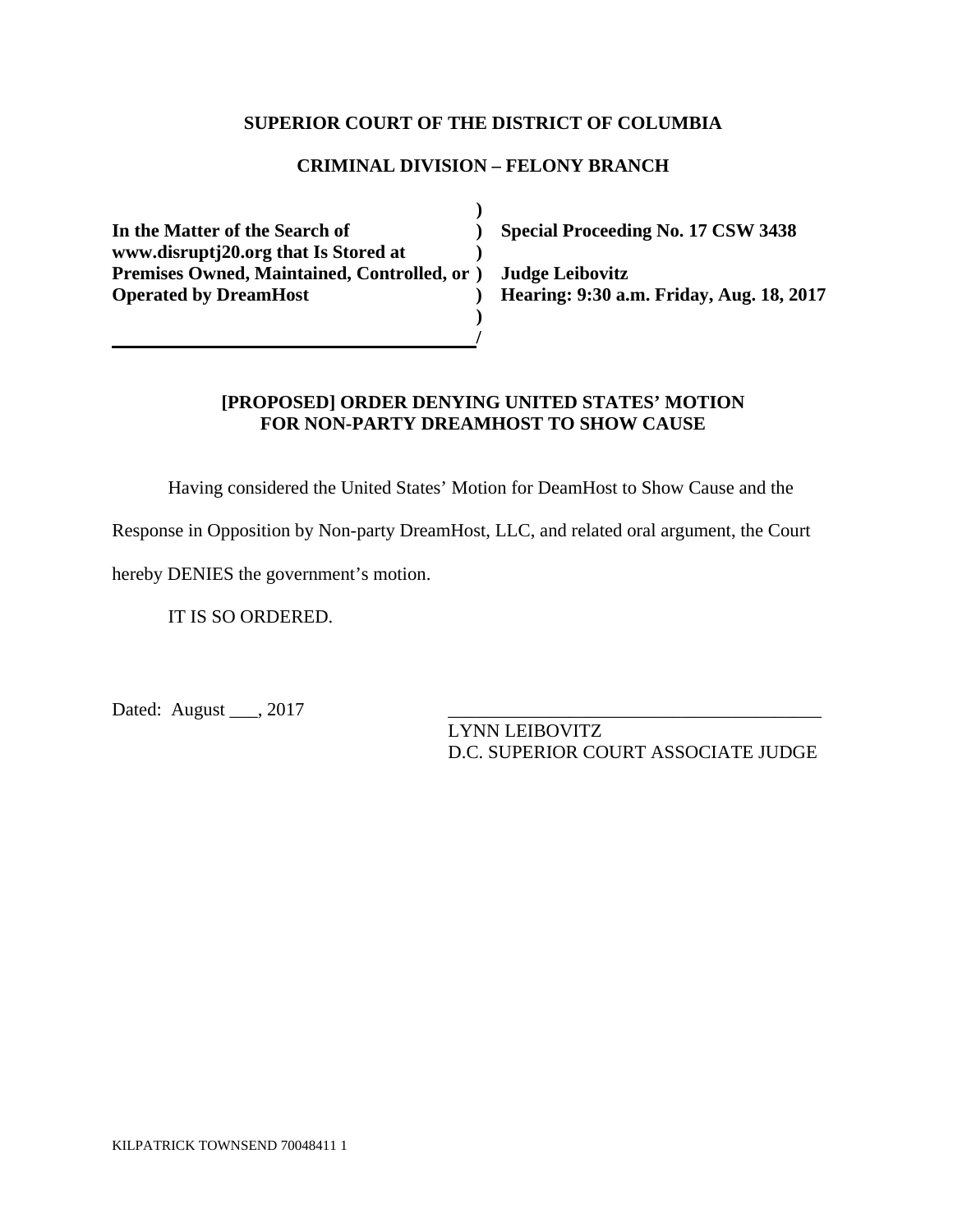**SUPERIOR COURT OF THE DISTRICT OF COLUMBIA**

**CRIMINAL DIVISION – FELONY BRANCH**

| | |
|---|---|
| **In the Matter of the Search of www.disruptj20.org that Is Stored at Premises Owned, Maintained, Controlled, or Operated by DreamHost** | **Special Proceeding No. 17 CSW 3438** |
| | **Judge Leibovitz** |
| | **Hearing: 9:30 a.m. Friday, Aug. 18, 2017** |

**[PROPOSED] ORDER DENYING UNITED STATES' MOTION FOR NON-PARTY DREAMHOST TO SHOW CAUSE**

Having considered the United States' Motion for DeamHost to Show Cause and the Response in Opposition by Non-party DreamHost, LLC, and related oral argument, the Court hereby DENIES the government's motion.

IT IS SO ORDERED.

Dated: August ___, 2017

\_\_\_\_\_\_\_\_\_\_\_\_\_\_\_\_\_\_\_\_\_\_\_\_\_\_\_\_\_\_\_\_\_\_\_\_\_\_\_\_
LYNN LEIBOVITZ
D.C. SUPERIOR COURT ASSOCIATE JUDGE

KILPATRICK TOWNSEND 70048411 1